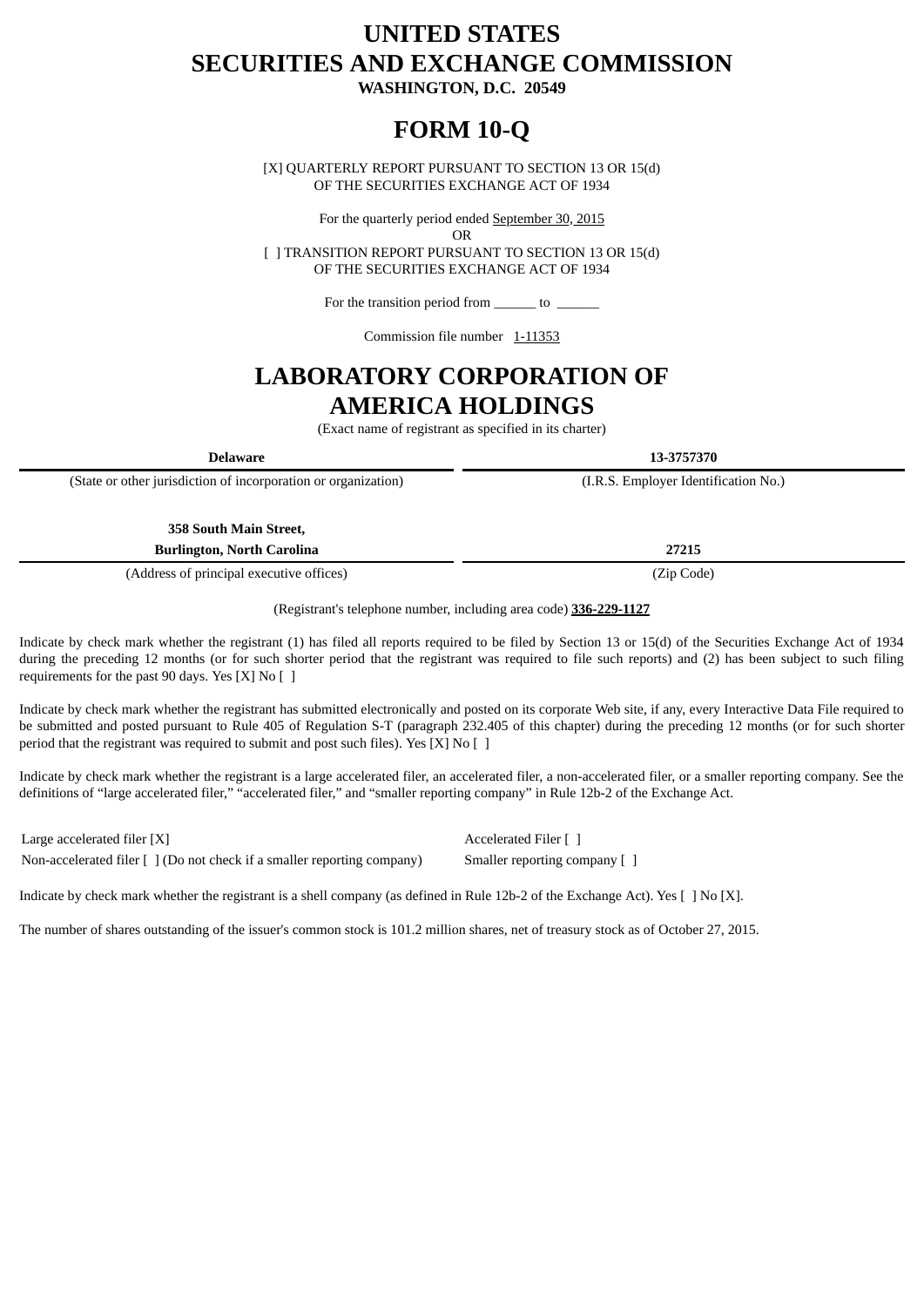# UNITED STATES
# SECURITIES AND EXCHANGE COMMISSION
**WASHINGTON, D.C. 20549**

# FORM 10-Q

[X] QUARTERLY REPORT PURSUANT TO SECTION 13 OR 15(d)
OF THE SECURITIES EXCHANGE ACT OF 1934

For the quarterly period ended September 30, 2015
OR
[ ] TRANSITION REPORT PURSUANT TO SECTION 13 OR 15(d)
OF THE SECURITIES EXCHANGE ACT OF 1934

For the transition period from ______ to ______

Commission file number 1-11353

# LABORATORY CORPORATION OF AMERICA HOLDINGS

(Exact name of registrant as specified in its charter)

| **Delaware** | **13-3757370** |
|---|---|
| (State or other jurisdiction of incorporation or organization) | (I.R.S. Employer Identification No.) |
| **358 South Main Street, Burlington, North Carolina** | **27215** |
| (Address of principal executive offices) | (Zip Code) |

(Registrant's telephone number, including area code) **336-229-1127**

Indicate by check mark whether the registrant (1) has filed all reports required to be filed by Section 13 or 15(d) of the Securities Exchange Act of 1934 during the preceding 12 months (or for such shorter period that the registrant was required to file such reports) and (2) has been subject to such filing requirements for the past 90 days. Yes [X] No [ ]

Indicate by check mark whether the registrant has submitted electronically and posted on its corporate Web site, if any, every Interactive Data File required to be submitted and posted pursuant to Rule 405 of Regulation S-T (paragraph 232.405 of this chapter) during the preceding 12 months (or for such shorter period that the registrant was required to submit and post such files). Yes [X] No [ ]

Indicate by check mark whether the registrant is a large accelerated filer, an accelerated filer, a non-accelerated filer, or a smaller reporting company. See the definitions of "large accelerated filer," "accelerated filer," and "smaller reporting company" in Rule 12b-2 of the Exchange Act.

| | |
|---|---|
| Large accelerated filer [X] | Accelerated Filer [ ] |
| Non-accelerated filer [ ] (Do not check if a smaller reporting company) | Smaller reporting company [ ] |

Indicate by check mark whether the registrant is a shell company (as defined in Rule 12b-2 of the Exchange Act). Yes [ ] No [X].

The number of shares outstanding of the issuer's common stock is 101.2 million shares, net of treasury stock as of October 27, 2015.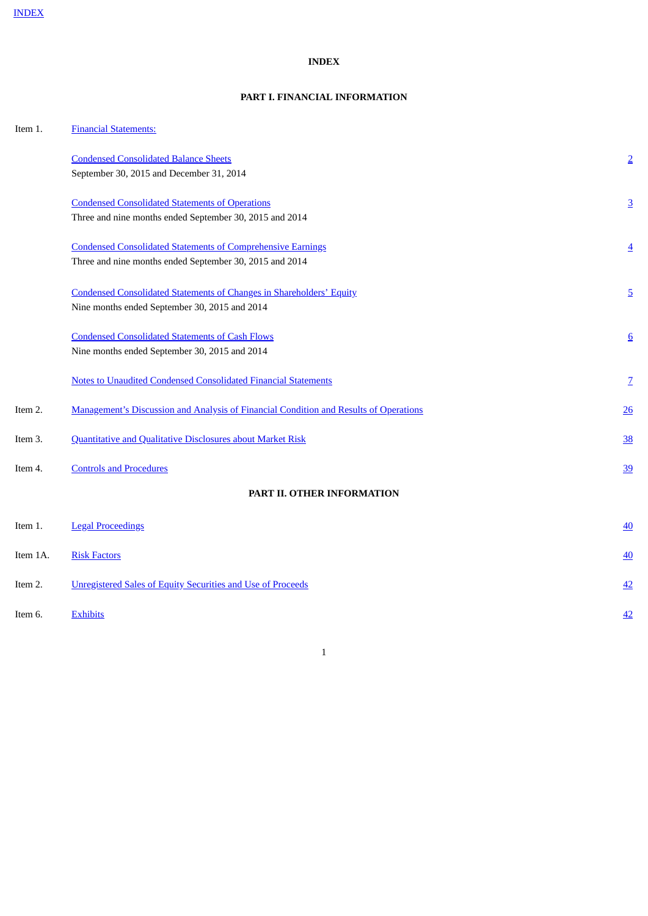# INDEX

## PART I. FINANCIAL INFORMATION

| | | |
|---|---|---|
| Item 1. | Financial Statements: | |
| | Condensed Consolidated Balance Sheets<br>September 30, 2015 and December 31, 2014 | 2 |
| | Condensed Consolidated Statements of Operations<br>Three and nine months ended September 30, 2015 and 2014 | 3 |
| | Condensed Consolidated Statements of Comprehensive Earnings<br>Three and nine months ended September 30, 2015 and 2014 | 4 |
| | Condensed Consolidated Statements of Changes in Shareholders' Equity<br>Nine months ended September 30, 2015 and 2014 | 5 |
| | Condensed Consolidated Statements of Cash Flows<br>Nine months ended September 30, 2015 and 2014 | 6 |
| | Notes to Unaudited Condensed Consolidated Financial Statements | 7 |
| Item 2. | Management's Discussion and Analysis of Financial Condition and Results of Operations | 26 |
| Item 3. | Quantitative and Qualitative Disclosures about Market Risk | 38 |
| Item 4. | Controls and Procedures | 39 |

## PART II. OTHER INFORMATION

| | | |
|---|---|---|
| Item 1. | Legal Proceedings | 40 |
| Item 1A. | Risk Factors | 40 |
| Item 2. | Unregistered Sales of Equity Securities and Use of Proceeds | 42 |
| Item 6. | Exhibits | 42 |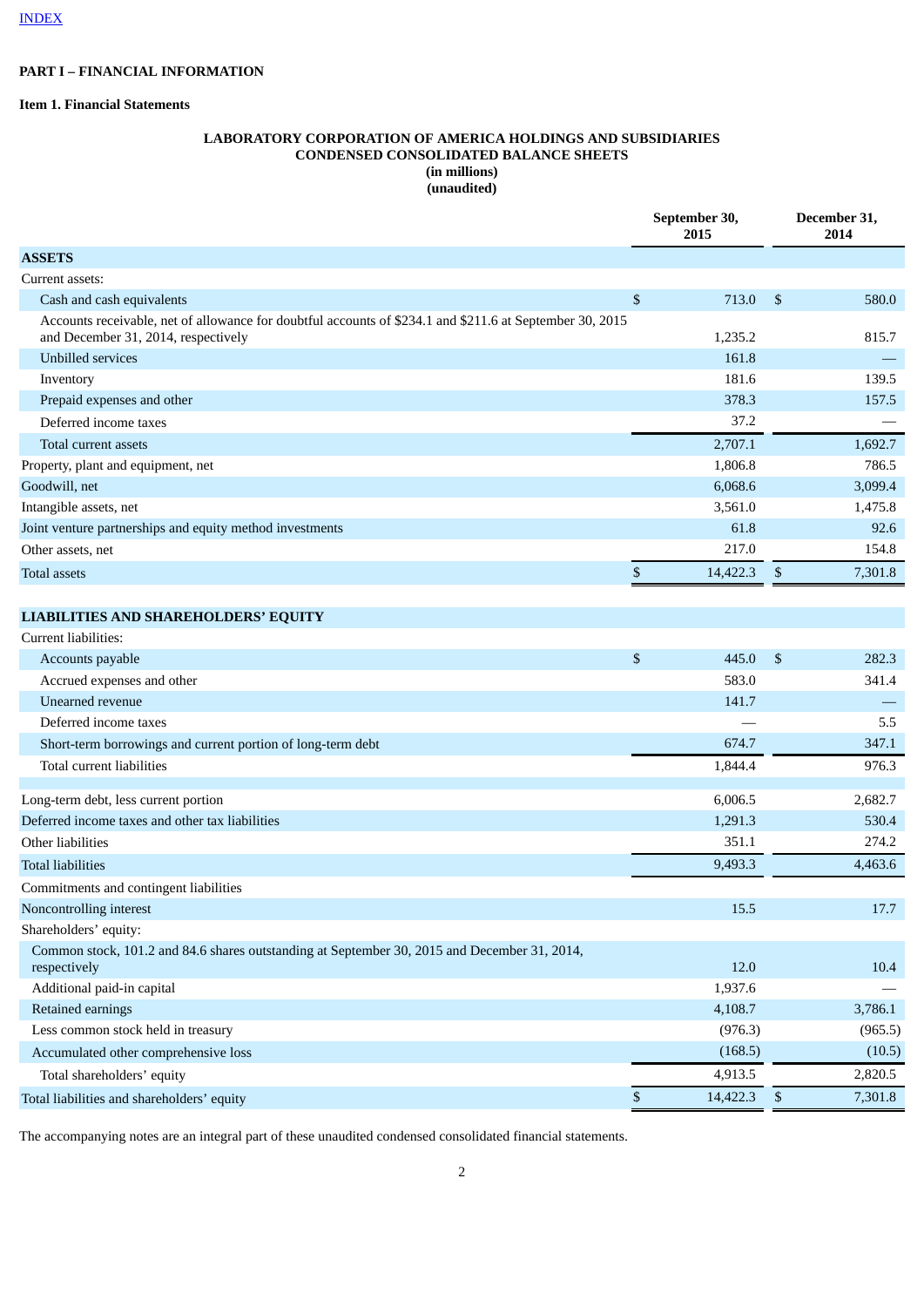INDEX

**PART I – FINANCIAL INFORMATION**

**Item 1. Financial Statements**

**LABORATORY CORPORATION OF AMERICA HOLDINGS AND SUBSIDIARIES**
**CONDENSED CONSOLIDATED BALANCE SHEETS**
**(in millions)**
**(unaudited)**

| | September 30, 2015 | December 31, 2014 |
|---|---|---|
| **ASSETS** | | |
| Current assets: | | |
| Cash and cash equivalents | $ 713.0 | $ 580.0 |
| Accounts receivable, net of allowance for doubtful accounts of $234.1 and $211.6 at September 30, 2015 and December 31, 2014, respectively | 1,235.2 | 815.7 |
| Unbilled services | 161.8 | — |
| Inventory | 181.6 | 139.5 |
| Prepaid expenses and other | 378.3 | 157.5 |
| Deferred income taxes | 37.2 | — |
| Total current assets | 2,707.1 | 1,692.7 |
| Property, plant and equipment, net | 1,806.8 | 786.5 |
| Goodwill, net | 6,068.6 | 3,099.4 |
| Intangible assets, net | 3,561.0 | 1,475.8 |
| Joint venture partnerships and equity method investments | 61.8 | 92.6 |
| Other assets, net | 217.0 | 154.8 |
| Total assets | $ 14,422.3 | $ 7,301.8 |
| | | |
| **LIABILITIES AND SHAREHOLDERS' EQUITY** | | |
| Current liabilities: | | |
| Accounts payable | $ 445.0 | $ 282.3 |
| Accrued expenses and other | 583.0 | 341.4 |
| Unearned revenue | 141.7 | — |
| Deferred income taxes | — | 5.5 |
| Short-term borrowings and current portion of long-term debt | 674.7 | 347.1 |
| Total current liabilities | 1,844.4 | 976.3 |
| | | |
| Long-term debt, less current portion | 6,006.5 | 2,682.7 |
| Deferred income taxes and other tax liabilities | 1,291.3 | 530.4 |
| Other liabilities | 351.1 | 274.2 |
| Total liabilities | 9,493.3 | 4,463.6 |
| Commitments and contingent liabilities | | |
| Noncontrolling interest | 15.5 | 17.7 |
| Shareholders' equity: | | |
| Common stock, 101.2 and 84.6 shares outstanding at September 30, 2015 and December 31, 2014, respectively | 12.0 | 10.4 |
| Additional paid-in capital | 1,937.6 | — |
| Retained earnings | 4,108.7 | 3,786.1 |
| Less common stock held in treasury | (976.3) | (965.5) |
| Accumulated other comprehensive loss | (168.5) | (10.5) |
| Total shareholders' equity | 4,913.5 | 2,820.5 |
| Total liabilities and shareholders' equity | $ 14,422.3 | $ 7,301.8 |

The accompanying notes are an integral part of these unaudited condensed consolidated financial statements.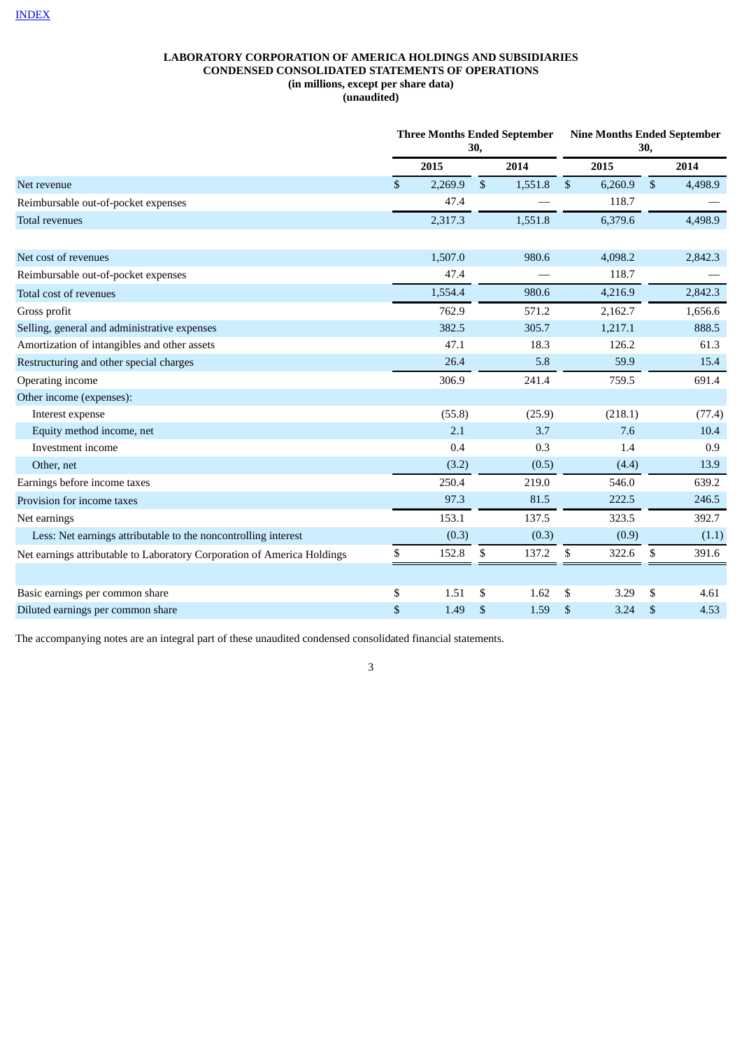[INDEX](#)

**LABORATORY CORPORATION OF AMERICA HOLDINGS AND SUBSIDIARIES**
**CONDENSED CONSOLIDATED STATEMENTS OF OPERATIONS**
**(in millions, except per share data)**
**(unaudited)**

| | Three Months Ended September 30, | | Nine Months Ended September 30, | |
|---|---|---|---|---|
| | **2015** | **2014** | **2015** | **2014** |
| Net revenue | $ 2,269.9 | $ 1,551.8 | $ 6,260.9 | $ 4,498.9 |
| Reimbursable out-of-pocket expenses | 47.4 | — | 118.7 | — |
| Total revenues | 2,317.3 | 1,551.8 | 6,379.6 | 4,498.9 |
| | | | | |
| Net cost of revenues | 1,507.0 | 980.6 | 4,098.2 | 2,842.3 |
| Reimbursable out-of-pocket expenses | 47.4 | — | 118.7 | — |
| Total cost of revenues | 1,554.4 | 980.6 | 4,216.9 | 2,842.3 |
| Gross profit | 762.9 | 571.2 | 2,162.7 | 1,656.6 |
| Selling, general and administrative expenses | 382.5 | 305.7 | 1,217.1 | 888.5 |
| Amortization of intangibles and other assets | 47.1 | 18.3 | 126.2 | 61.3 |
| Restructuring and other special charges | 26.4 | 5.8 | 59.9 | 15.4 |
| Operating income | 306.9 | 241.4 | 759.5 | 691.4 |
| Other income (expenses): | | | | |
| Interest expense | (55.8) | (25.9) | (218.1) | (77.4) |
| Equity method income, net | 2.1 | 3.7 | 7.6 | 10.4 |
| Investment income | 0.4 | 0.3 | 1.4 | 0.9 |
| Other, net | (3.2) | (0.5) | (4.4) | 13.9 |
| Earnings before income taxes | 250.4 | 219.0 | 546.0 | 639.2 |
| Provision for income taxes | 97.3 | 81.5 | 222.5 | 246.5 |
| Net earnings | 153.1 | 137.5 | 323.5 | 392.7 |
| Less: Net earnings attributable to the noncontrolling interest | (0.3) | (0.3) | (0.9) | (1.1) |
| Net earnings attributable to Laboratory Corporation of America Holdings | $ 152.8 | $ 137.2 | $ 322.6 | $ 391.6 |
| | | | | |
| Basic earnings per common share | $ 1.51 | $ 1.62 | $ 3.29 | $ 4.61 |
| Diluted earnings per common share | $ 1.49 | $ 1.59 | $ 3.24 | $ 4.53 |

The accompanying notes are an integral part of these unaudited condensed consolidated financial statements.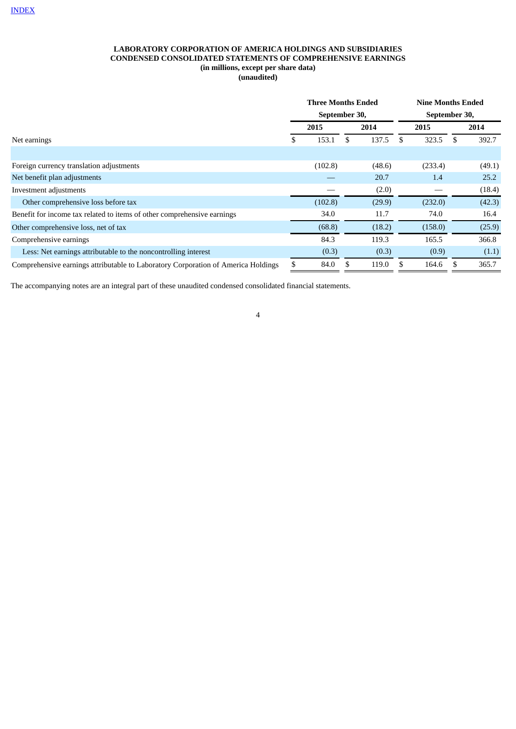INDEX

**LABORATORY CORPORATION OF AMERICA HOLDINGS AND SUBSIDIARIES**
**CONDENSED CONSOLIDATED STATEMENTS OF COMPREHENSIVE EARNINGS**
**(in millions, except per share data)**
**(unaudited)**

| | Three Months Ended September 30, | | Nine Months Ended September 30, | |
|---|---|---|---|---|
| | 2015 | 2014 | 2015 | 2014 |
| Net earnings | $ 153.1 | $ 137.5 | $ 323.5 | $ 392.7 |
| | | | | |
| Foreign currency translation adjustments | (102.8) | (48.6) | (233.4) | (49.1) |
| Net benefit plan adjustments | — | 20.7 | 1.4 | 25.2 |
| Investment adjustments | — | (2.0) | — | (18.4) |
| Other comprehensive loss before tax | (102.8) | (29.9) | (232.0) | (42.3) |
| Benefit for income tax related to items of other comprehensive earnings | 34.0 | 11.7 | 74.0 | 16.4 |
| Other comprehensive loss, net of tax | (68.8) | (18.2) | (158.0) | (25.9) |
| Comprehensive earnings | 84.3 | 119.3 | 165.5 | 366.8 |
| Less: Net earnings attributable to the noncontrolling interest | (0.3) | (0.3) | (0.9) | (1.1) |
| Comprehensive earnings attributable to Laboratory Corporation of America Holdings | $ 84.0 | $ 119.0 | $ 164.6 | $ 365.7 |

The accompanying notes are an integral part of these unaudited condensed consolidated financial statements.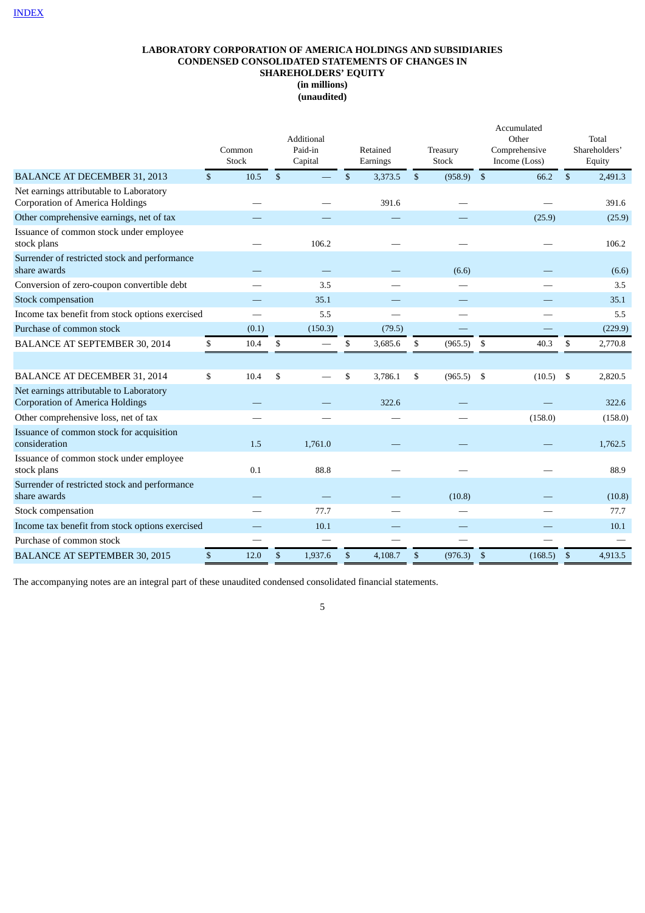INDEX

**LABORATORY CORPORATION OF AMERICA HOLDINGS AND SUBSIDIARIES**
**CONDENSED CONSOLIDATED STATEMENTS OF CHANGES IN SHAREHOLDERS' EQUITY**
**(in millions)**
**(unaudited)**

| | Common Stock | Additional Paid-in Capital | Retained Earnings | Treasury Stock | Accumulated Other Comprehensive Income (Loss) | Total Shareholders' Equity |
|---|---|---|---|---|---|---|
| BALANCE AT DECEMBER 31, 2013 | $ 10.5 | $ — | $ 3,373.5 | $ (958.9) | $ 66.2 | $ 2,491.3 |
| Net earnings attributable to Laboratory Corporation of America Holdings | — | — | 391.6 | — | — | 391.6 |
| Other comprehensive earnings, net of tax | — | — | — | — | (25.9) | (25.9) |
| Issuance of common stock under employee stock plans | — | 106.2 | — | — | — | 106.2 |
| Surrender of restricted stock and performance share awards | — | — | — | (6.6) | — | (6.6) |
| Conversion of zero-coupon convertible debt | — | 3.5 | — | — | — | 3.5 |
| Stock compensation | — | 35.1 | — | — | — | 35.1 |
| Income tax benefit from stock options exercised | — | 5.5 | — | — | — | 5.5 |
| Purchase of common stock | (0.1) | (150.3) | (79.5) | — | — | (229.9) |
| BALANCE AT SEPTEMBER 30, 2014 | $ 10.4 | $ — | $ 3,685.6 | $ (965.5) | $ 40.3 | $ 2,770.8 |
| | | | | | | |
| BALANCE AT DECEMBER 31, 2014 | $ 10.4 | $ — | $ 3,786.1 | $ (965.5) | $ (10.5) | $ 2,820.5 |
| Net earnings attributable to Laboratory Corporation of America Holdings | — | — | 322.6 | — | — | 322.6 |
| Other comprehensive loss, net of tax | — | — | — | — | (158.0) | (158.0) |
| Issuance of common stock for acquisition consideration | 1.5 | 1,761.0 | — | — | — | 1,762.5 |
| Issuance of common stock under employee stock plans | 0.1 | 88.8 | — | — | — | 88.9 |
| Surrender of restricted stock and performance share awards | — | — | — | (10.8) | — | (10.8) |
| Stock compensation | — | 77.7 | — | — | — | 77.7 |
| Income tax benefit from stock options exercised | — | 10.1 | — | — | — | 10.1 |
| Purchase of common stock | — | — | — | — | — | — |
| BALANCE AT SEPTEMBER 30, 2015 | $ 12.0 | $ 1,937.6 | $ 4,108.7 | $ (976.3) | $ (168.5) | $ 4,913.5 |

The accompanying notes are an integral part of these unaudited condensed consolidated financial statements.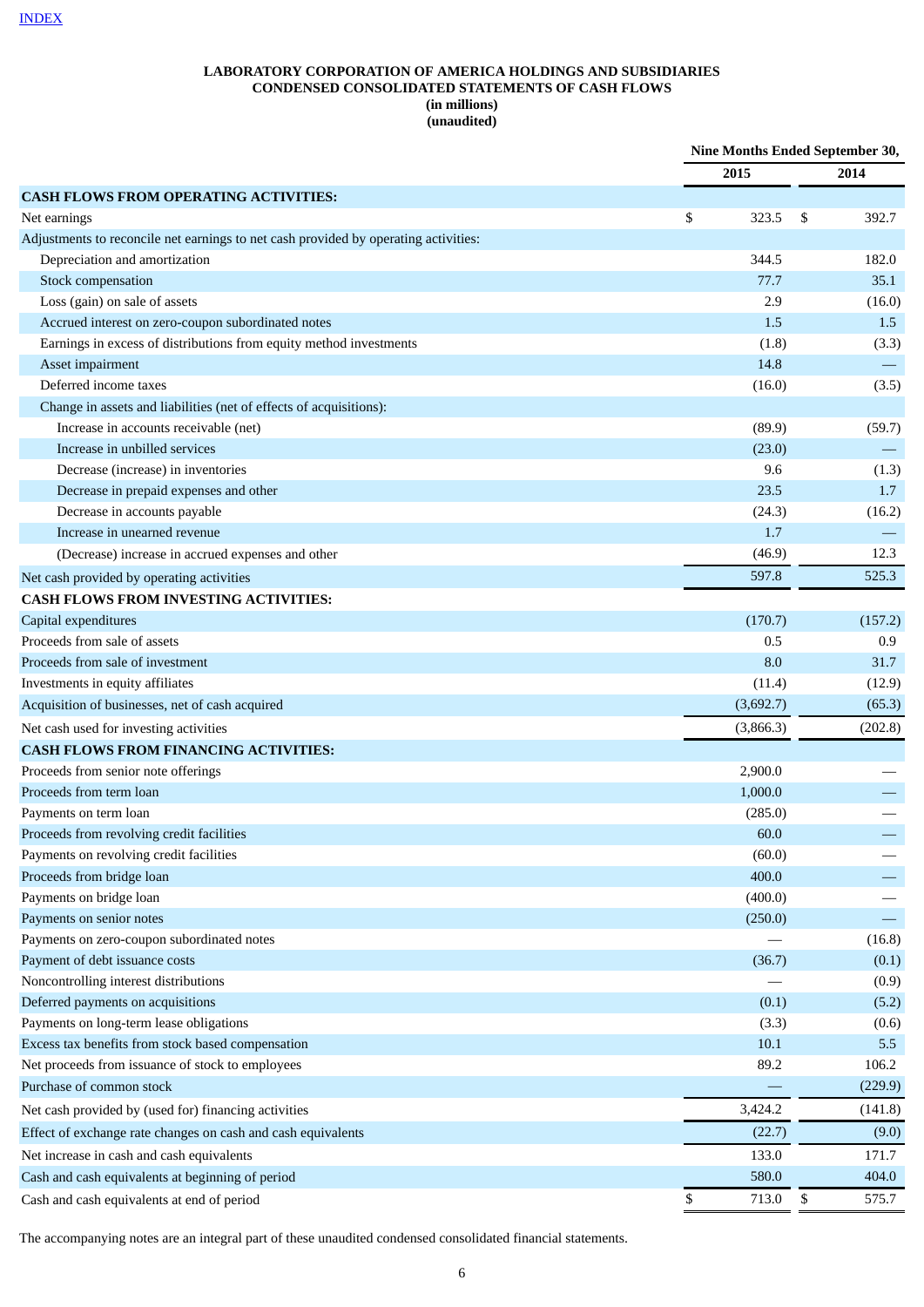INDEX

**LABORATORY CORPORATION OF AMERICA HOLDINGS AND SUBSIDIARIES**
**CONDENSED CONSOLIDATED STATEMENTS OF CASH FLOWS**
**(in millions)**
**(unaudited)**

| | Nine Months Ended September 30, | |
|---|---|---|
| | 2015 | 2014 |
| **CASH FLOWS FROM OPERATING ACTIVITIES:** | | |
| Net earnings | $ 323.5 | $ 392.7 |
| Adjustments to reconcile net earnings to net cash provided by operating activities: | | |
| Depreciation and amortization | 344.5 | 182.0 |
| Stock compensation | 77.7 | 35.1 |
| Loss (gain) on sale of assets | 2.9 | (16.0) |
| Accrued interest on zero-coupon subordinated notes | 1.5 | 1.5 |
| Earnings in excess of distributions from equity method investments | (1.8) | (3.3) |
| Asset impairment | 14.8 | — |
| Deferred income taxes | (16.0) | (3.5) |
| Change in assets and liabilities (net of effects of acquisitions): | | |
| Increase in accounts receivable (net) | (89.9) | (59.7) |
| Increase in unbilled services | (23.0) | — |
| Decrease (increase) in inventories | 9.6 | (1.3) |
| Decrease in prepaid expenses and other | 23.5 | 1.7 |
| Decrease in accounts payable | (24.3) | (16.2) |
| Increase in unearned revenue | 1.7 | — |
| (Decrease) increase in accrued expenses and other | (46.9) | 12.3 |
| Net cash provided by operating activities | 597.8 | 525.3 |
| **CASH FLOWS FROM INVESTING ACTIVITIES:** | | |
| Capital expenditures | (170.7) | (157.2) |
| Proceeds from sale of assets | 0.5 | 0.9 |
| Proceeds from sale of investment | 8.0 | 31.7 |
| Investments in equity affiliates | (11.4) | (12.9) |
| Acquisition of businesses, net of cash acquired | (3,692.7) | (65.3) |
| Net cash used for investing activities | (3,866.3) | (202.8) |
| **CASH FLOWS FROM FINANCING ACTIVITIES:** | | |
| Proceeds from senior note offerings | 2,900.0 | — |
| Proceeds from term loan | 1,000.0 | — |
| Payments on term loan | (285.0) | — |
| Proceeds from revolving credit facilities | 60.0 | — |
| Payments on revolving credit facilities | (60.0) | — |
| Proceeds from bridge loan | 400.0 | — |
| Payments on bridge loan | (400.0) | — |
| Payments on senior notes | (250.0) | — |
| Payments on zero-coupon subordinated notes | — | (16.8) |
| Payment of debt issuance costs | (36.7) | (0.1) |
| Noncontrolling interest distributions | — | (0.9) |
| Deferred payments on acquisitions | (0.1) | (5.2) |
| Payments on long-term lease obligations | (3.3) | (0.6) |
| Excess tax benefits from stock based compensation | 10.1 | 5.5 |
| Net proceeds from issuance of stock to employees | 89.2 | 106.2 |
| Purchase of common stock | — | (229.9) |
| Net cash provided by (used for) financing activities | 3,424.2 | (141.8) |
| Effect of exchange rate changes on cash and cash equivalents | (22.7) | (9.0) |
| Net increase in cash and cash equivalents | 133.0 | 171.7 |
| Cash and cash equivalents at beginning of period | 580.0 | 404.0 |
| Cash and cash equivalents at end of period | $ 713.0 | $ 575.7 |

The accompanying notes are an integral part of these unaudited condensed consolidated financial statements.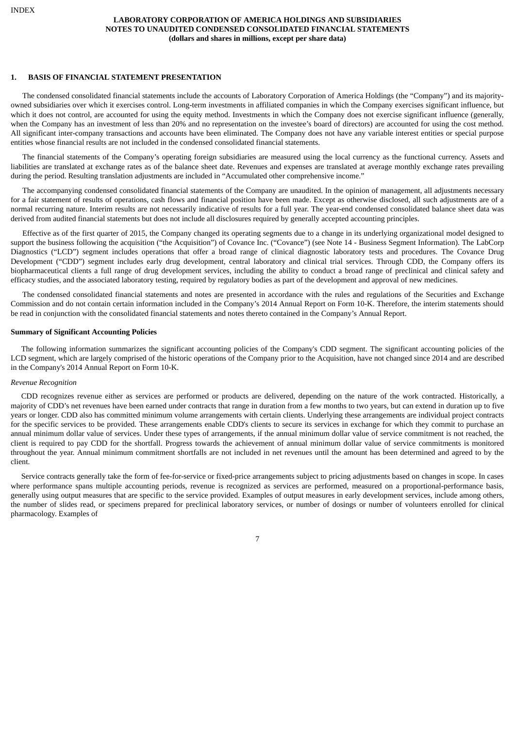**LABORATORY CORPORATION OF AMERICA HOLDINGS AND SUBSIDIARIES**
**NOTES TO UNAUDITED CONDENSED CONSOLIDATED FINANCIAL STATEMENTS**
**(dollars and shares in millions, except per share data)**

## 1. BASIS OF FINANCIAL STATEMENT PRESENTATION

The condensed consolidated financial statements include the accounts of Laboratory Corporation of America Holdings (the "Company") and its majority-owned subsidiaries over which it exercises control. Long-term investments in affiliated companies in which the Company exercises significant influence, but which it does not control, are accounted for using the equity method. Investments in which the Company does not exercise significant influence (generally, when the Company has an investment of less than 20% and no representation on the investee's board of directors) are accounted for using the cost method. All significant inter-company transactions and accounts have been eliminated. The Company does not have any variable interest entities or special purpose entities whose financial results are not included in the condensed consolidated financial statements.

The financial statements of the Company's operating foreign subsidiaries are measured using the local currency as the functional currency. Assets and liabilities are translated at exchange rates as of the balance sheet date. Revenues and expenses are translated at average monthly exchange rates prevailing during the period. Resulting translation adjustments are included in "Accumulated other comprehensive income."

The accompanying condensed consolidated financial statements of the Company are unaudited. In the opinion of management, all adjustments necessary for a fair statement of results of operations, cash flows and financial position have been made. Except as otherwise disclosed, all such adjustments are of a normal recurring nature. Interim results are not necessarily indicative of results for a full year. The year-end condensed consolidated balance sheet data was derived from audited financial statements but does not include all disclosures required by generally accepted accounting principles.

Effective as of the first quarter of 2015, the Company changed its operating segments due to a change in its underlying organizational model designed to support the business following the acquisition ("the Acquisition") of Covance Inc. ("Covance") (see Note 14 - Business Segment Information). The LabCorp Diagnostics ("LCD") segment includes operations that offer a broad range of clinical diagnostic laboratory tests and procedures. The Covance Drug Development ("CDD") segment includes early drug development, central laboratory and clinical trial services. Through CDD, the Company offers its biopharmaceutical clients a full range of drug development services, including the ability to conduct a broad range of preclinical and clinical safety and efficacy studies, and the associated laboratory testing, required by regulatory bodies as part of the development and approval of new medicines.

The condensed consolidated financial statements and notes are presented in accordance with the rules and regulations of the Securities and Exchange Commission and do not contain certain information included in the Company's 2014 Annual Report on Form 10-K. Therefore, the interim statements should be read in conjunction with the consolidated financial statements and notes thereto contained in the Company's Annual Report.

### Summary of Significant Accounting Policies

The following information summarizes the significant accounting policies of the Company's CDD segment. The significant accounting policies of the LCD segment, which are largely comprised of the historic operations of the Company prior to the Acquisition, have not changed since 2014 and are described in the Company's 2014 Annual Report on Form 10-K.

*Revenue Recognition*

CDD recognizes revenue either as services are performed or products are delivered, depending on the nature of the work contracted. Historically, a majority of CDD's net revenues have been earned under contracts that range in duration from a few months to two years, but can extend in duration up to five years or longer. CDD also has committed minimum volume arrangements with certain clients. Underlying these arrangements are individual project contracts for the specific services to be provided. These arrangements enable CDD's clients to secure its services in exchange for which they commit to purchase an annual minimum dollar value of services. Under these types of arrangements, if the annual minimum dollar value of service commitment is not reached, the client is required to pay CDD for the shortfall. Progress towards the achievement of annual minimum dollar value of service commitments is monitored throughout the year. Annual minimum commitment shortfalls are not included in net revenues until the amount has been determined and agreed to by the client.

Service contracts generally take the form of fee-for-service or fixed-price arrangements subject to pricing adjustments based on changes in scope. In cases where performance spans multiple accounting periods, revenue is recognized as services are performed, measured on a proportional-performance basis, generally using output measures that are specific to the service provided. Examples of output measures in early development services, include among others, the number of slides read, or specimens prepared for preclinical laboratory services, or number of dosings or number of volunteers enrolled for clinical pharmacology. Examples of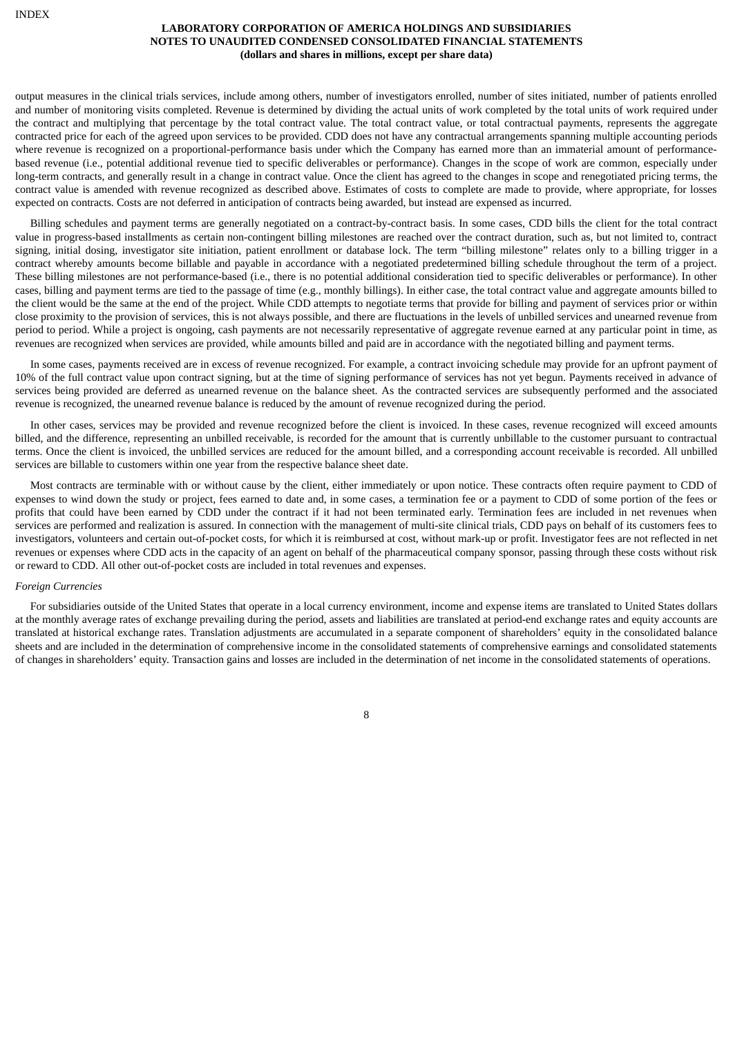output measures in the clinical trials services, include among others, number of investigators enrolled, number of sites initiated, number of patients enrolled and number of monitoring visits completed. Revenue is determined by dividing the actual units of work completed by the total units of work required under the contract and multiplying that percentage by the total contract value. The total contract value, or total contractual payments, represents the aggregate contracted price for each of the agreed upon services to be provided. CDD does not have any contractual arrangements spanning multiple accounting periods where revenue is recognized on a proportional-performance basis under which the Company has earned more than an immaterial amount of performance-based revenue (i.e., potential additional revenue tied to specific deliverables or performance). Changes in the scope of work are common, especially under long-term contracts, and generally result in a change in contract value. Once the client has agreed to the changes in scope and renegotiated pricing terms, the contract value is amended with revenue recognized as described above. Estimates of costs to complete are made to provide, where appropriate, for losses expected on contracts. Costs are not deferred in anticipation of contracts being awarded, but instead are expensed as incurred.

Billing schedules and payment terms are generally negotiated on a contract-by-contract basis. In some cases, CDD bills the client for the total contract value in progress-based installments as certain non-contingent billing milestones are reached over the contract duration, such as, but not limited to, contract signing, initial dosing, investigator site initiation, patient enrollment or database lock. The term “billing milestone” relates only to a billing trigger in a contract whereby amounts become billable and payable in accordance with a negotiated predetermined billing schedule throughout the term of a project. These billing milestones are not performance-based (i.e., there is no potential additional consideration tied to specific deliverables or performance). In other cases, billing and payment terms are tied to the passage of time (e.g., monthly billings). In either case, the total contract value and aggregate amounts billed to the client would be the same at the end of the project. While CDD attempts to negotiate terms that provide for billing and payment of services prior or within close proximity to the provision of services, this is not always possible, and there are fluctuations in the levels of unbilled services and unearned revenue from period to period. While a project is ongoing, cash payments are not necessarily representative of aggregate revenue earned at any particular point in time, as revenues are recognized when services are provided, while amounts billed and paid are in accordance with the negotiated billing and payment terms.

In some cases, payments received are in excess of revenue recognized. For example, a contract invoicing schedule may provide for an upfront payment of 10% of the full contract value upon contract signing, but at the time of signing performance of services has not yet begun. Payments received in advance of services being provided are deferred as unearned revenue on the balance sheet. As the contracted services are subsequently performed and the associated revenue is recognized, the unearned revenue balance is reduced by the amount of revenue recognized during the period.

In other cases, services may be provided and revenue recognized before the client is invoiced. In these cases, revenue recognized will exceed amounts billed, and the difference, representing an unbilled receivable, is recorded for the amount that is currently unbillable to the customer pursuant to contractual terms. Once the client is invoiced, the unbilled services are reduced for the amount billed, and a corresponding account receivable is recorded. All unbilled services are billable to customers within one year from the respective balance sheet date.

Most contracts are terminable with or without cause by the client, either immediately or upon notice. These contracts often require payment to CDD of expenses to wind down the study or project, fees earned to date and, in some cases, a termination fee or a payment to CDD of some portion of the fees or profits that could have been earned by CDD under the contract if it had not been terminated early. Termination fees are included in net revenues when services are performed and realization is assured. In connection with the management of multi-site clinical trials, CDD pays on behalf of its customers fees to investigators, volunteers and certain out-of-pocket costs, for which it is reimbursed at cost, without mark-up or profit. Investigator fees are not reflected in net revenues or expenses where CDD acts in the capacity of an agent on behalf of the pharmaceutical company sponsor, passing through these costs without risk or reward to CDD. All other out-of-pocket costs are included in total revenues and expenses.

*Foreign Currencies*

For subsidiaries outside of the United States that operate in a local currency environment, income and expense items are translated to United States dollars at the monthly average rates of exchange prevailing during the period, assets and liabilities are translated at period-end exchange rates and equity accounts are translated at historical exchange rates. Translation adjustments are accumulated in a separate component of shareholders’ equity in the consolidated balance sheets and are included in the determination of comprehensive income in the consolidated statements of comprehensive earnings and consolidated statements of changes in shareholders’ equity. Transaction gains and losses are included in the determination of net income in the consolidated statements of operations.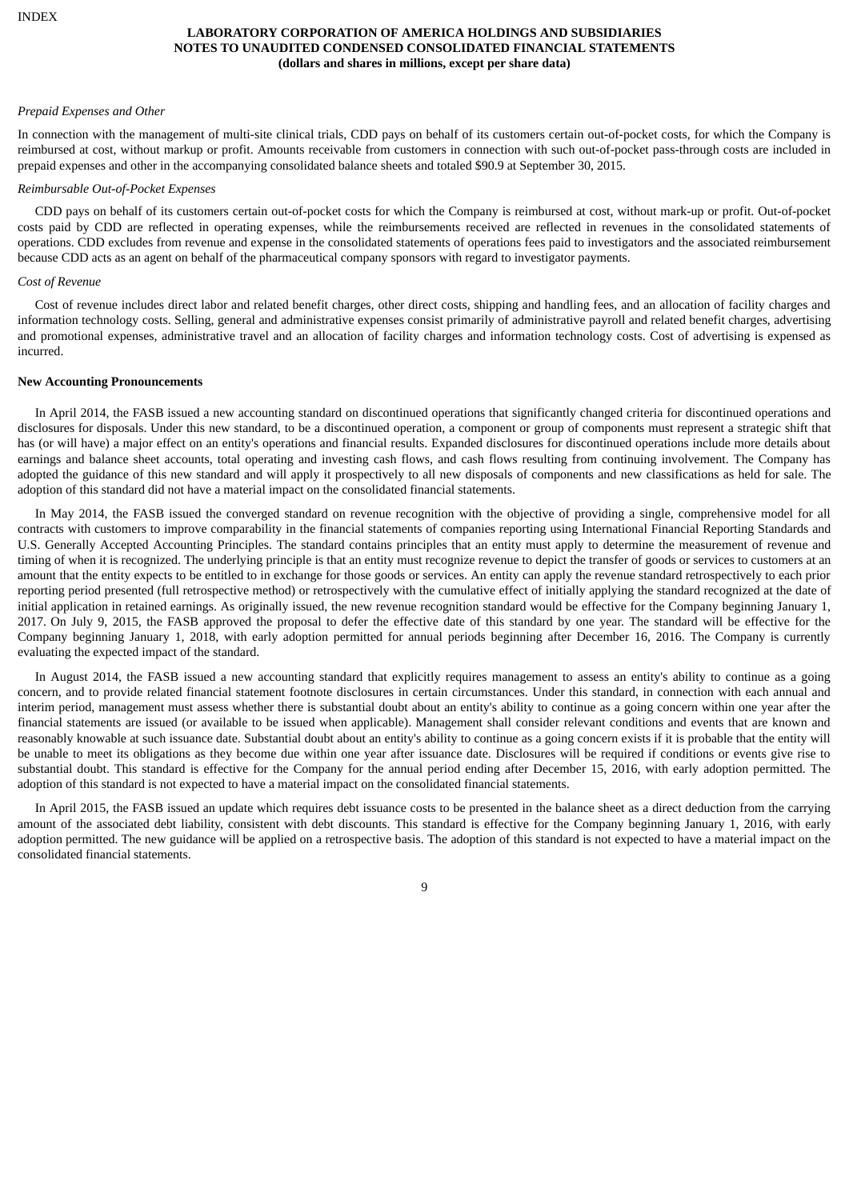*Prepaid Expenses and Other*

In connection with the management of multi-site clinical trials, CDD pays on behalf of its customers certain out-of-pocket costs, for which the Company is reimbursed at cost, without markup or profit. Amounts receivable from customers in connection with such out-of-pocket pass-through costs are included in prepaid expenses and other in the accompanying consolidated balance sheets and totaled $90.9 at September 30, 2015.

*Reimbursable Out-of-Pocket Expenses*

CDD pays on behalf of its customers certain out-of-pocket costs for which the Company is reimbursed at cost, without mark-up or profit. Out-of-pocket costs paid by CDD are reflected in operating expenses, while the reimbursements received are reflected in revenues in the consolidated statements of operations. CDD excludes from revenue and expense in the consolidated statements of operations fees paid to investigators and the associated reimbursement because CDD acts as an agent on behalf of the pharmaceutical company sponsors with regard to investigator payments.

*Cost of Revenue*

Cost of revenue includes direct labor and related benefit charges, other direct costs, shipping and handling fees, and an allocation of facility charges and information technology costs. Selling, general and administrative expenses consist primarily of administrative payroll and related benefit charges, advertising and promotional expenses, administrative travel and an allocation of facility charges and information technology costs. Cost of advertising is expensed as incurred.

**New Accounting Pronouncements**

In April 2014, the FASB issued a new accounting standard on discontinued operations that significantly changed criteria for discontinued operations and disclosures for disposals. Under this new standard, to be a discontinued operation, a component or group of components must represent a strategic shift that has (or will have) a major effect on an entity's operations and financial results. Expanded disclosures for discontinued operations include more details about earnings and balance sheet accounts, total operating and investing cash flows, and cash flows resulting from continuing involvement. The Company has adopted the guidance of this new standard and will apply it prospectively to all new disposals of components and new classifications as held for sale. The adoption of this standard did not have a material impact on the consolidated financial statements.

In May 2014, the FASB issued the converged standard on revenue recognition with the objective of providing a single, comprehensive model for all contracts with customers to improve comparability in the financial statements of companies reporting using International Financial Reporting Standards and U.S. Generally Accepted Accounting Principles. The standard contains principles that an entity must apply to determine the measurement of revenue and timing of when it is recognized. The underlying principle is that an entity must recognize revenue to depict the transfer of goods or services to customers at an amount that the entity expects to be entitled to in exchange for those goods or services. An entity can apply the revenue standard retrospectively to each prior reporting period presented (full retrospective method) or retrospectively with the cumulative effect of initially applying the standard recognized at the date of initial application in retained earnings. As originally issued, the new revenue recognition standard would be effective for the Company beginning January 1, 2017. On July 9, 2015, the FASB approved the proposal to defer the effective date of this standard by one year. The standard will be effective for the Company beginning January 1, 2018, with early adoption permitted for annual periods beginning after December 16, 2016. The Company is currently evaluating the expected impact of the standard.

In August 2014, the FASB issued a new accounting standard that explicitly requires management to assess an entity's ability to continue as a going concern, and to provide related financial statement footnote disclosures in certain circumstances. Under this standard, in connection with each annual and interim period, management must assess whether there is substantial doubt about an entity's ability to continue as a going concern within one year after the financial statements are issued (or available to be issued when applicable). Management shall consider relevant conditions and events that are known and reasonably knowable at such issuance date. Substantial doubt about an entity's ability to continue as a going concern exists if it is probable that the entity will be unable to meet its obligations as they become due within one year after issuance date. Disclosures will be required if conditions or events give rise to substantial doubt. This standard is effective for the Company for the annual period ending after December 15, 2016, with early adoption permitted. The adoption of this standard is not expected to have a material impact on the consolidated financial statements.

In April 2015, the FASB issued an update which requires debt issuance costs to be presented in the balance sheet as a direct deduction from the carrying amount of the associated debt liability, consistent with debt discounts. This standard is effective for the Company beginning January 1, 2016, with early adoption permitted. The new guidance will be applied on a retrospective basis. The adoption of this standard is not expected to have a material impact on the consolidated financial statements.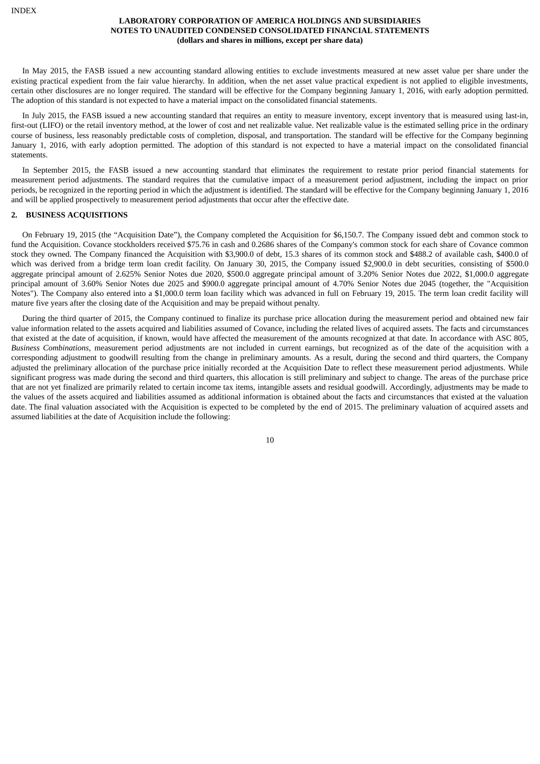In May 2015, the FASB issued a new accounting standard allowing entities to exclude investments measured at new asset value per share under the existing practical expedient from the fair value hierarchy. In addition, when the net asset value practical expedient is not applied to eligible investments, certain other disclosures are no longer required. The standard will be effective for the Company beginning January 1, 2016, with early adoption permitted. The adoption of this standard is not expected to have a material impact on the consolidated financial statements.

In July 2015, the FASB issued a new accounting standard that requires an entity to measure inventory, except inventory that is measured using last-in, first-out (LIFO) or the retail inventory method, at the lower of cost and net realizable value. Net realizable value is the estimated selling price in the ordinary course of business, less reasonably predictable costs of completion, disposal, and transportation. The standard will be effective for the Company beginning January 1, 2016, with early adoption permitted. The adoption of this standard is not expected to have a material impact on the consolidated financial statements.

In September 2015, the FASB issued a new accounting standard that eliminates the requirement to restate prior period financial statements for measurement period adjustments. The standard requires that the cumulative impact of a measurement period adjustment, including the impact on prior periods, be recognized in the reporting period in which the adjustment is identified. The standard will be effective for the Company beginning January 1, 2016 and will be applied prospectively to measurement period adjustments that occur after the effective date.

## 2. BUSINESS ACQUISITIONS

On February 19, 2015 (the "Acquisition Date"), the Company completed the Acquisition for $6,150.7. The Company issued debt and common stock to fund the Acquisition. Covance stockholders received $75.76 in cash and 0.2686 shares of the Company's common stock for each share of Covance common stock they owned. The Company financed the Acquisition with $3,900.0 of debt, 15.3 shares of its common stock and $488.2 of available cash, $400.0 of which was derived from a bridge term loan credit facility. On January 30, 2015, the Company issued $2,900.0 in debt securities, consisting of $500.0 aggregate principal amount of 2.625% Senior Notes due 2020, $500.0 aggregate principal amount of 3.20% Senior Notes due 2022, $1,000.0 aggregate principal amount of 3.60% Senior Notes due 2025 and $900.0 aggregate principal amount of 4.70% Senior Notes due 2045 (together, the "Acquisition Notes"). The Company also entered into a $1,000.0 term loan facility which was advanced in full on February 19, 2015. The term loan credit facility will mature five years after the closing date of the Acquisition and may be prepaid without penalty.

During the third quarter of 2015, the Company continued to finalize its purchase price allocation during the measurement period and obtained new fair value information related to the assets acquired and liabilities assumed of Covance, including the related lives of acquired assets. The facts and circumstances that existed at the date of acquisition, if known, would have affected the measurement of the amounts recognized at that date. In accordance with ASC 805, *Business Combinations*, measurement period adjustments are not included in current earnings, but recognized as of the date of the acquisition with a corresponding adjustment to goodwill resulting from the change in preliminary amounts. As a result, during the second and third quarters, the Company adjusted the preliminary allocation of the purchase price initially recorded at the Acquisition Date to reflect these measurement period adjustments. While significant progress was made during the second and third quarters, this allocation is still preliminary and subject to change. The areas of the purchase price that are not yet finalized are primarily related to certain income tax items, intangible assets and residual goodwill. Accordingly, adjustments may be made to the values of the assets acquired and liabilities assumed as additional information is obtained about the facts and circumstances that existed at the valuation date. The final valuation associated with the Acquisition is expected to be completed by the end of 2015. The preliminary valuation of acquired assets and assumed liabilities at the date of Acquisition include the following: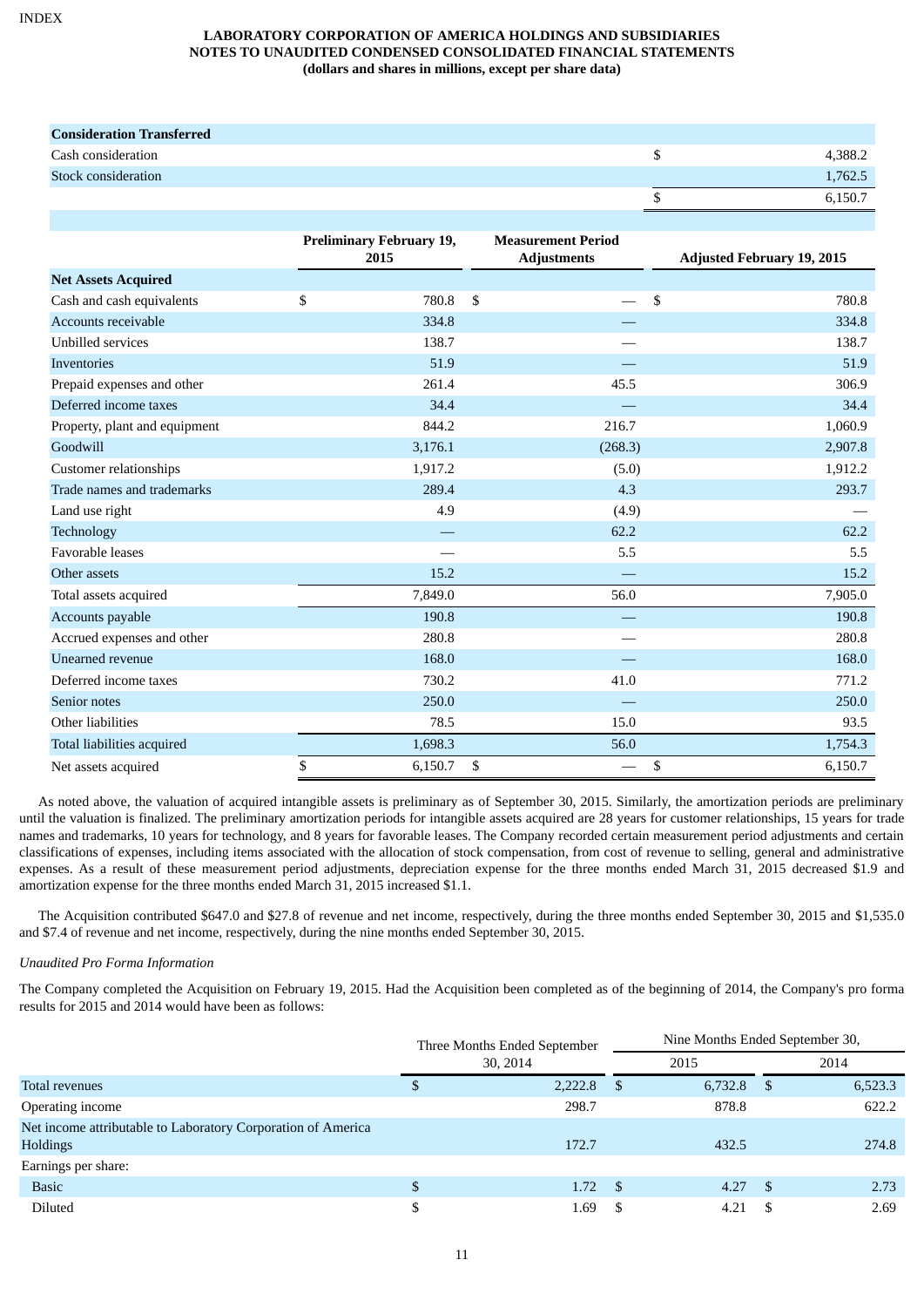INDEX

**LABORATORY CORPORATION OF AMERICA HOLDINGS AND SUBSIDIARIES**
**NOTES TO UNAUDITED CONDENSED CONSOLIDATED FINANCIAL STATEMENTS**
**(dollars and shares in millions, except per share data)**

| **Consideration Transferred** | |
|---|---|
| Cash consideration | $ 4,388.2 |
| Stock consideration | 1,762.5 |
| | $ 6,150.7 |

| | Preliminary February 19, 2015 | Measurement Period Adjustments | Adjusted February 19, 2015 |
|---|---|---|---|
| **Net Assets Acquired** | | | |
| Cash and cash equivalents | $ 780.8 | $ — | $ 780.8 |
| Accounts receivable | 334.8 | — | 334.8 |
| Unbilled services | 138.7 | — | 138.7 |
| Inventories | 51.9 | — | 51.9 |
| Prepaid expenses and other | 261.4 | 45.5 | 306.9 |
| Deferred income taxes | 34.4 | — | 34.4 |
| Property, plant and equipment | 844.2 | 216.7 | 1,060.9 |
| Goodwill | 3,176.1 | (268.3) | 2,907.8 |
| Customer relationships | 1,917.2 | (5.0) | 1,912.2 |
| Trade names and trademarks | 289.4 | 4.3 | 293.7 |
| Land use right | 4.9 | (4.9) | — |
| Technology | — | 62.2 | 62.2 |
| Favorable leases | — | 5.5 | 5.5 |
| Other assets | 15.2 | — | 15.2 |
| Total assets acquired | 7,849.0 | 56.0 | 7,905.0 |
| Accounts payable | 190.8 | — | 190.8 |
| Accrued expenses and other | 280.8 | — | 280.8 |
| Unearned revenue | 168.0 | — | 168.0 |
| Deferred income taxes | 730.2 | 41.0 | 771.2 |
| Senior notes | 250.0 | — | 250.0 |
| Other liabilities | 78.5 | 15.0 | 93.5 |
| Total liabilities acquired | 1,698.3 | 56.0 | 1,754.3 |
| Net assets acquired | $ 6,150.7 | $ — | $ 6,150.7 |

As noted above, the valuation of acquired intangible assets is preliminary as of September 30, 2015. Similarly, the amortization periods are preliminary until the valuation is finalized. The preliminary amortization periods for intangible assets acquired are 28 years for customer relationships, 15 years for trade names and trademarks, 10 years for technology, and 8 years for favorable leases. The Company recorded certain measurement period adjustments and certain classifications of expenses, including items associated with the allocation of stock compensation, from cost of revenue to selling, general and administrative expenses. As a result of these measurement period adjustments, depreciation expense for the three months ended March 31, 2015 decreased $1.9 and amortization expense for the three months ended March 31, 2015 increased $1.1.

The Acquisition contributed $647.0 and $27.8 of revenue and net income, respectively, during the three months ended September 30, 2015 and $1,535.0 and $7.4 of revenue and net income, respectively, during the nine months ended September 30, 2015.

*Unaudited Pro Forma Information*

The Company completed the Acquisition on February 19, 2015. Had the Acquisition been completed as of the beginning of 2014, the Company's pro forma results for 2015 and 2014 would have been as follows:

| | Three Months Ended September 30, 2014 | Nine Months Ended September 30, | |
|---|---|---|---|
| | | 2015 | 2014 |
| Total revenues | $ 2,222.8 | $ 6,732.8 | $ 6,523.3 |
| Operating income | 298.7 | 878.8 | 622.2 |
| Net income attributable to Laboratory Corporation of America Holdings | 172.7 | 432.5 | 274.8 |
| Earnings per share: | | | |
| Basic | $ 1.72 | $ 4.27 | $ 2.73 |
| Diluted | $ 1.69 | $ 4.21 | $ 2.69 |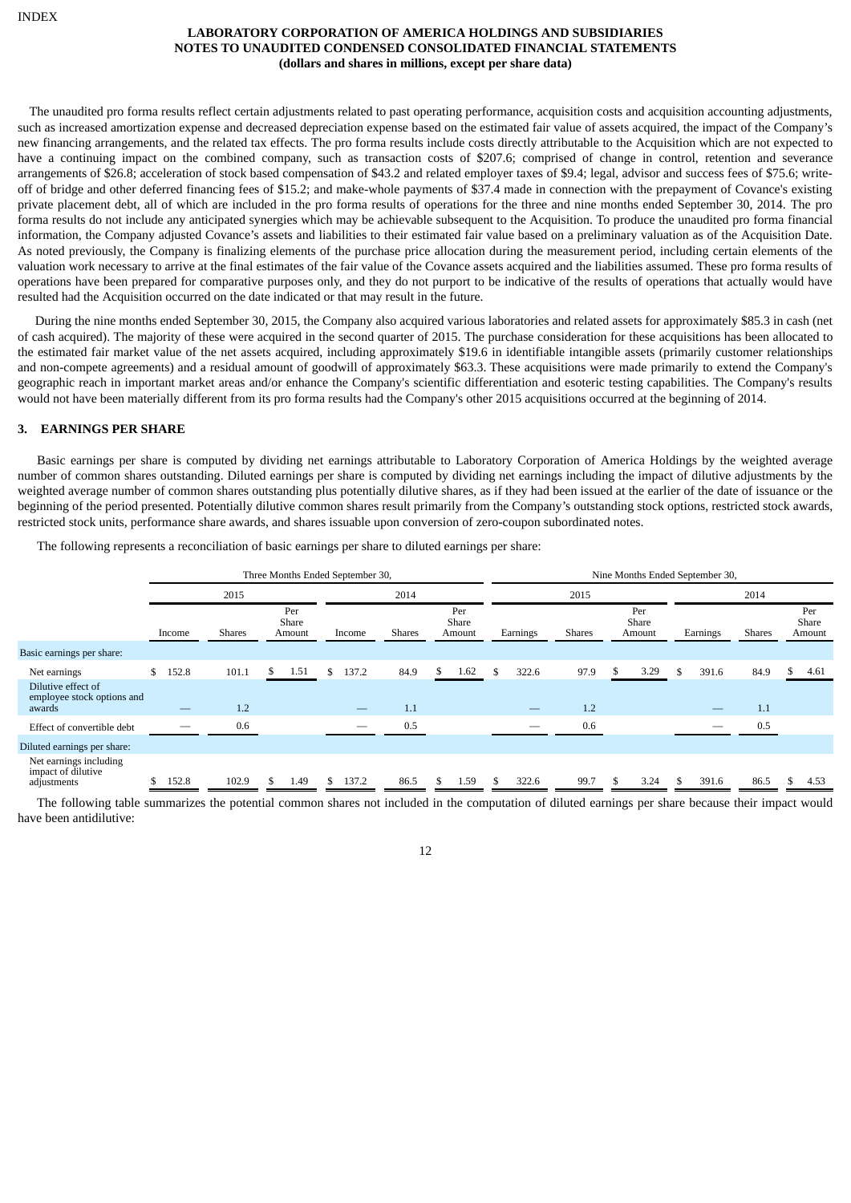The unaudited pro forma results reflect certain adjustments related to past operating performance, acquisition costs and acquisition accounting adjustments, such as increased amortization expense and decreased depreciation expense based on the estimated fair value of assets acquired, the impact of the Company's new financing arrangements, and the related tax effects. The pro forma results include costs directly attributable to the Acquisition which are not expected to have a continuing impact on the combined company, such as transaction costs of $207.6; comprised of change in control, retention and severance arrangements of $26.8; acceleration of stock based compensation of $43.2 and related employer taxes of $9.4; legal, advisor and success fees of $75.6; write-off of bridge and other deferred financing fees of $15.2; and make-whole payments of $37.4 made in connection with the prepayment of Covance's existing private placement debt, all of which are included in the pro forma results of operations for the three and nine months ended September 30, 2014. The pro forma results do not include any anticipated synergies which may be achievable subsequent to the Acquisition. To produce the unaudited pro forma financial information, the Company adjusted Covance's assets and liabilities to their estimated fair value based on a preliminary valuation as of the Acquisition Date. As noted previously, the Company is finalizing elements of the purchase price allocation during the measurement period, including certain elements of the valuation work necessary to arrive at the final estimates of the fair value of the Covance assets acquired and the liabilities assumed. These pro forma results of operations have been prepared for comparative purposes only, and they do not purport to be indicative of the results of operations that actually would have resulted had the Acquisition occurred on the date indicated or that may result in the future.

During the nine months ended September 30, 2015, the Company also acquired various laboratories and related assets for approximately $85.3 in cash (net of cash acquired). The majority of these were acquired in the second quarter of 2015. The purchase consideration for these acquisitions has been allocated to the estimated fair market value of the net assets acquired, including approximately $19.6 in identifiable intangible assets (primarily customer relationships and non-compete agreements) and a residual amount of goodwill of approximately $63.3. These acquisitions were made primarily to extend the Company's geographic reach in important market areas and/or enhance the Company's scientific differentiation and esoteric testing capabilities. The Company's results would not have been materially different from its pro forma results had the Company's other 2015 acquisitions occurred at the beginning of 2014.

## 3. EARNINGS PER SHARE

Basic earnings per share is computed by dividing net earnings attributable to Laboratory Corporation of America Holdings by the weighted average number of common shares outstanding. Diluted earnings per share is computed by dividing net earnings including the impact of dilutive adjustments by the weighted average number of common shares outstanding plus potentially dilutive shares, as if they had been issued at the earlier of the date of issuance or the beginning of the period presented. Potentially dilutive common shares result primarily from the Company's outstanding stock options, restricted stock awards, restricted stock units, performance share awards, and shares issuable upon conversion of zero-coupon subordinated notes.

The following represents a reconciliation of basic earnings per share to diluted earnings per share:

| | Three Months Ended September 30, | | | | | | Nine Months Ended September 30, | | | | | |
|---|---|---|---|---|---|---|---|---|---|---|---|---|
| | 2015 | | | 2014 | | | 2015 | | | 2014 | | |
| | Income | Shares | Per Share Amount | Income | Shares | Per Share Amount | Earnings | Shares | Per Share Amount | Earnings | Shares | Per Share Amount |
| Basic earnings per share: | | | | | | | | | | | | |
| Net earnings | $ 152.8 | 101.1 | $ 1.51 | $ 137.2 | 84.9 | $ 1.62 | $ 322.6 | 97.9 | $ 3.29 | $ 391.6 | 84.9 | $ 4.61 |
| Dilutive effect of employee stock options and awards | — | 1.2 | | — | 1.1 | | — | 1.2 | | — | 1.1 | |
| Effect of convertible debt | — | 0.6 | | — | 0.5 | | — | 0.6 | | — | 0.5 | |
| Diluted earnings per share: | | | | | | | | | | | | |
| Net earnings including impact of dilutive adjustments | $ 152.8 | 102.9 | $ 1.49 | $ 137.2 | 86.5 | $ 1.59 | $ 322.6 | 99.7 | $ 3.24 | $ 391.6 | 86.5 | $ 4.53 |

The following table summarizes the potential common shares not included in the computation of diluted earnings per share because their impact would have been antidilutive: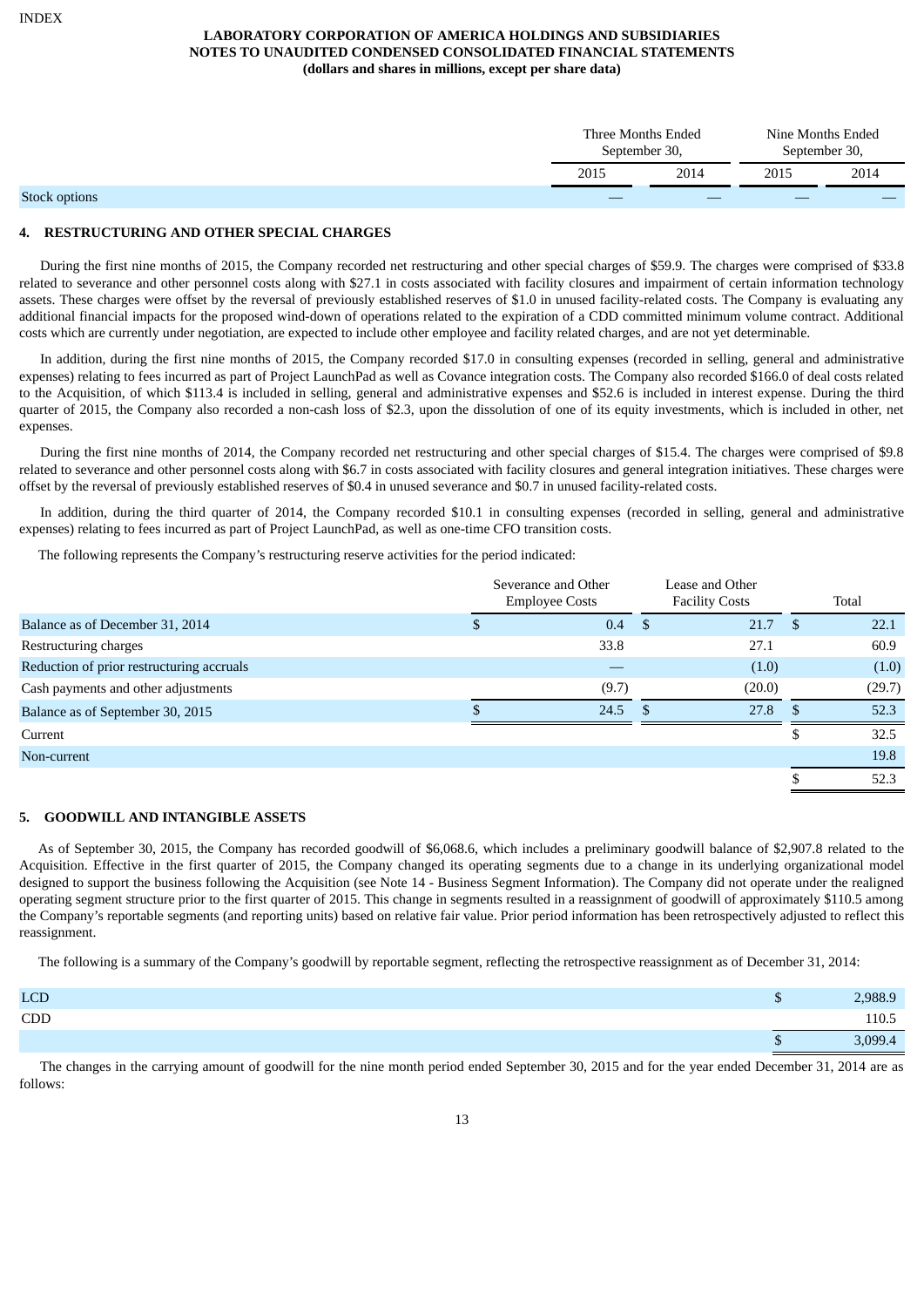| | Three Months Ended September 30, | | Nine Months Ended September 30, | |
|---|---|---|---|---|
| | 2015 | 2014 | 2015 | 2014 |
| Stock options | — | — | — | — |

## 4. RESTRUCTURING AND OTHER SPECIAL CHARGES

During the first nine months of 2015, the Company recorded net restructuring and other special charges of $59.9. The charges were comprised of $33.8 related to severance and other personnel costs along with $27.1 in costs associated with facility closures and impairment of certain information technology assets. These charges were offset by the reversal of previously established reserves of $1.0 in unused facility-related costs. The Company is evaluating any additional financial impacts for the proposed wind-down of operations related to the expiration of a CDD committed minimum volume contract. Additional costs which are currently under negotiation, are expected to include other employee and facility related charges, and are not yet determinable.

In addition, during the first nine months of 2015, the Company recorded $17.0 in consulting expenses (recorded in selling, general and administrative expenses) relating to fees incurred as part of Project LaunchPad as well as Covance integration costs. The Company also recorded $166.0 of deal costs related to the Acquisition, of which $113.4 is included in selling, general and administrative expenses and $52.6 is included in interest expense. During the third quarter of 2015, the Company also recorded a non-cash loss of $2.3, upon the dissolution of one of its equity investments, which is included in other, net expenses.

During the first nine months of 2014, the Company recorded net restructuring and other special charges of $15.4. The charges were comprised of $9.8 related to severance and other personnel costs along with $6.7 in costs associated with facility closures and general integration initiatives. These charges were offset by the reversal of previously established reserves of $0.4 in unused severance and $0.7 in unused facility-related costs.

In addition, during the third quarter of 2014, the Company recorded $10.1 in consulting expenses (recorded in selling, general and administrative expenses) relating to fees incurred as part of Project LaunchPad, as well as one-time CFO transition costs.

The following represents the Company's restructuring reserve activities for the period indicated:

| | Severance and Other Employee Costs | Lease and Other Facility Costs | Total |
|---|---|---|---|
| Balance as of December 31, 2014 | $ 0.4 | $ 21.7 | $ 22.1 |
| Restructuring charges | 33.8 | 27.1 | 60.9 |
| Reduction of prior restructuring accruals | — | (1.0) | (1.0) |
| Cash payments and other adjustments | (9.7) | (20.0) | (29.7) |
| Balance as of September 30, 2015 | $ 24.5 | $ 27.8 | $ 52.3 |
| Current | | | $ 32.5 |
| Non-current | | | 19.8 |
| | | | $ 52.3 |

## 5. GOODWILL AND INTANGIBLE ASSETS

As of September 30, 2015, the Company has recorded goodwill of $6,068.6, which includes a preliminary goodwill balance of $2,907.8 related to the Acquisition. Effective in the first quarter of 2015, the Company changed its operating segments due to a change in its underlying organizational model designed to support the business following the Acquisition (see Note 14 - Business Segment Information). The Company did not operate under the realigned operating segment structure prior to the first quarter of 2015. This change in segments resulted in a reassignment of goodwill of approximately $110.5 among the Company's reportable segments (and reporting units) based on relative fair value. Prior period information has been retrospectively adjusted to reflect this reassignment.

The following is a summary of the Company's goodwill by reportable segment, reflecting the retrospective reassignment as of December 31, 2014:

| | |
|---|---|
| LCD | $ 2,988.9 |
| CDD | 110.5 |
| | $ 3,099.4 |

The changes in the carrying amount of goodwill for the nine month period ended September 30, 2015 and for the year ended December 31, 2014 are as follows: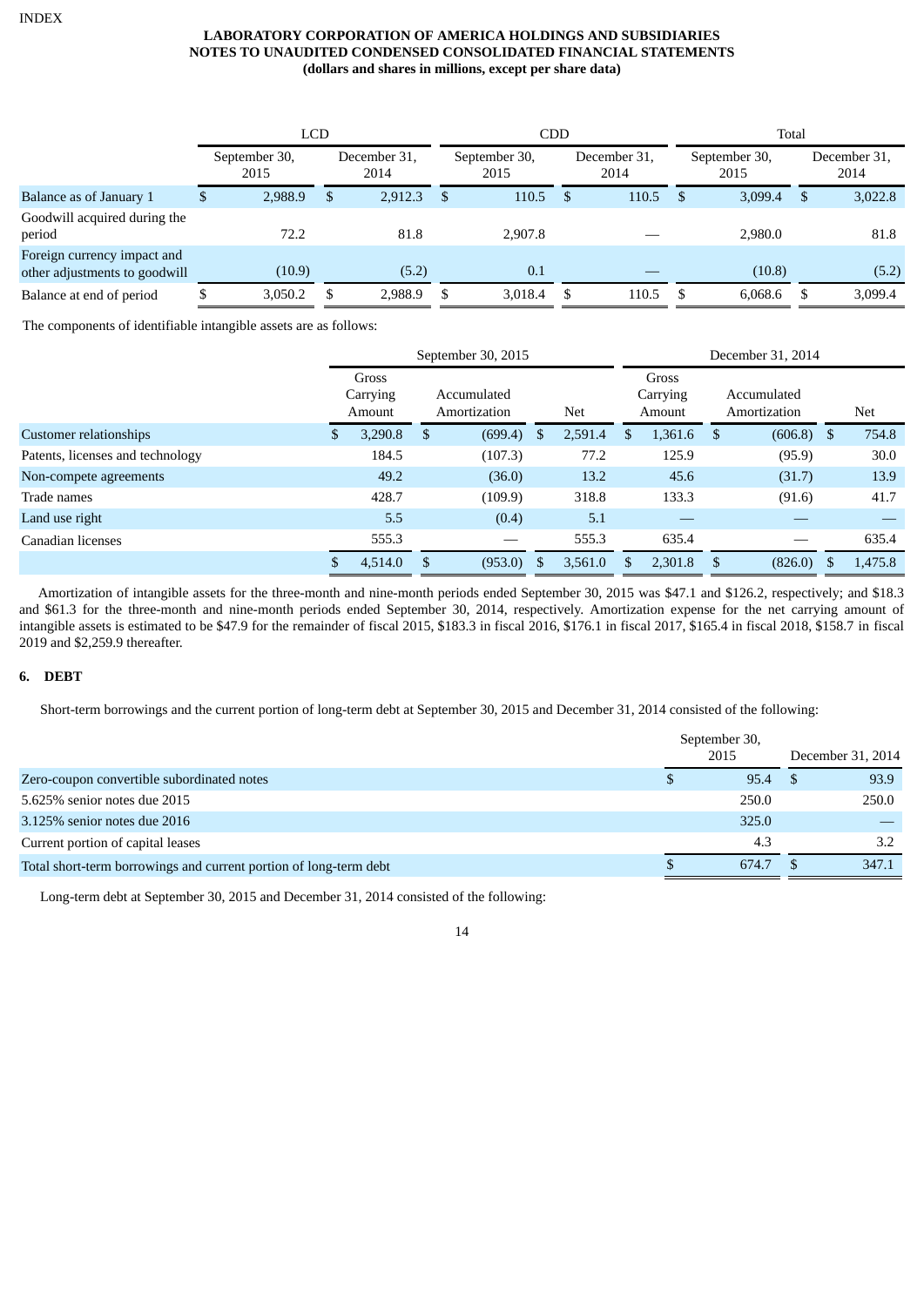**LABORATORY CORPORATION OF AMERICA HOLDINGS AND SUBSIDIARIES**
**NOTES TO UNAUDITED CONDENSED CONSOLIDATED FINANCIAL STATEMENTS**
**(dollars and shares in millions, except per share data)**

| | LCD | | CDD | | Total | |
|---|---|---|---|---|---|---|
| | September 30, 2015 | December 31, 2014 | September 30, 2015 | December 31, 2014 | September 30, 2015 | December 31, 2014 |
| Balance as of January 1 | $ 2,988.9 | $ 2,912.3 | $ 110.5 | $ 110.5 | $ 3,099.4 | $ 3,022.8 |
| Goodwill acquired during the period | 72.2 | 81.8 | 2,907.8 | — | 2,980.0 | 81.8 |
| Foreign currency impact and other adjustments to goodwill | (10.9) | (5.2) | 0.1 | — | (10.8) | (5.2) |
| Balance at end of period | $ 3,050.2 | $ 2,988.9 | $ 3,018.4 | $ 110.5 | $ 6,068.6 | $ 3,099.4 |

The components of identifiable intangible assets are as follows:

| | September 30, 2015 | | | December 31, 2014 | | |
|---|---|---|---|---|---|---|
| | Gross Carrying Amount | Accumulated Amortization | Net | Gross Carrying Amount | Accumulated Amortization | Net |
| Customer relationships | $ 3,290.8 | $ (699.4) | $ 2,591.4 | $ 1,361.6 | $ (606.8) | $ 754.8 |
| Patents, licenses and technology | 184.5 | (107.3) | 77.2 | 125.9 | (95.9) | 30.0 |
| Non-compete agreements | 49.2 | (36.0) | 13.2 | 45.6 | (31.7) | 13.9 |
| Trade names | 428.7 | (109.9) | 318.8 | 133.3 | (91.6) | 41.7 |
| Land use right | 5.5 | (0.4) | 5.1 | — | — | — |
| Canadian licenses | 555.3 | — | 555.3 | 635.4 | — | 635.4 |
| | $ 4,514.0 | $ (953.0) | $ 3,561.0 | $ 2,301.8 | $ (826.0) | $ 1,475.8 |

Amortization of intangible assets for the three-month and nine-month periods ended September 30, 2015 was $47.1 and $126.2, respectively; and $18.3 and $61.3 for the three-month and nine-month periods ended September 30, 2014, respectively. Amortization expense for the net carrying amount of intangible assets is estimated to be $47.9 for the remainder of fiscal 2015, $183.3 in fiscal 2016, $176.1 in fiscal 2017, $165.4 in fiscal 2018, $158.7 in fiscal 2019 and $2,259.9 thereafter.

## 6. DEBT

Short-term borrowings and the current portion of long-term debt at September 30, 2015 and December 31, 2014 consisted of the following:

| | September 30, 2015 | December 31, 2014 |
|---|---|---|
| Zero-coupon convertible subordinated notes | $ 95.4 | $ 93.9 |
| 5.625% senior notes due 2015 | 250.0 | 250.0 |
| 3.125% senior notes due 2016 | 325.0 | — |
| Current portion of capital leases | 4.3 | 3.2 |
| Total short-term borrowings and current portion of long-term debt | $ 674.7 | $ 347.1 |

Long-term debt at September 30, 2015 and December 31, 2014 consisted of the following: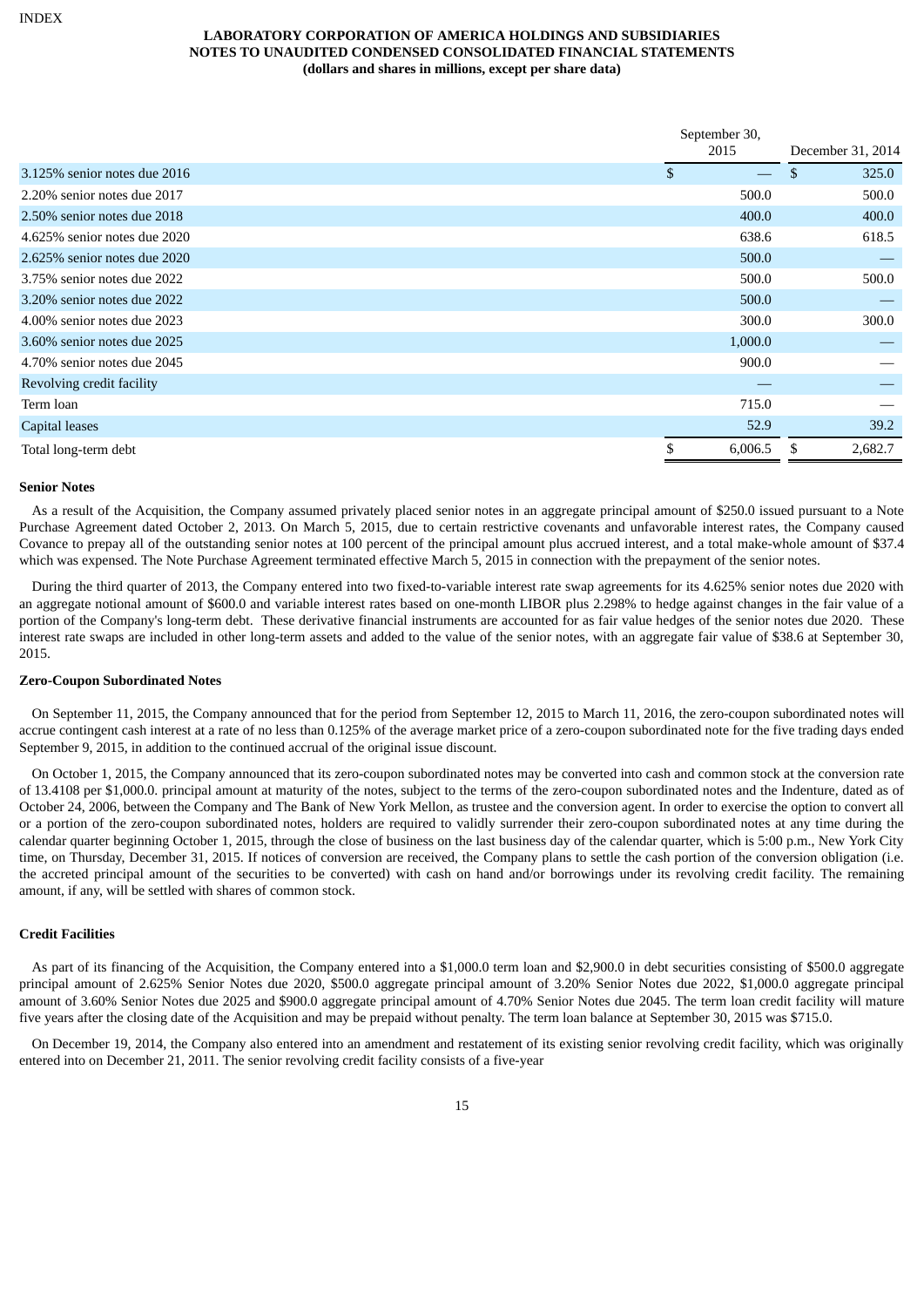| | September 30, 2015 | December 31, 2014 |
|---|---|---|
| 3.125% senior notes due 2016 | $ — | $ 325.0 |
| 2.20% senior notes due 2017 | 500.0 | 500.0 |
| 2.50% senior notes due 2018 | 400.0 | 400.0 |
| 4.625% senior notes due 2020 | 638.6 | 618.5 |
| 2.625% senior notes due 2020 | 500.0 | — |
| 3.75% senior notes due 2022 | 500.0 | 500.0 |
| 3.20% senior notes due 2022 | 500.0 | — |
| 4.00% senior notes due 2023 | 300.0 | 300.0 |
| 3.60% senior notes due 2025 | 1,000.0 | — |
| 4.70% senior notes due 2045 | 900.0 | — |
| Revolving credit facility | — | — |
| Term loan | 715.0 | — |
| Capital leases | 52.9 | 39.2 |
| Total long-term debt | $ 6,006.5 | $ 2,682.7 |

**Senior Notes**

As a result of the Acquisition, the Company assumed privately placed senior notes in an aggregate principal amount of $250.0 issued pursuant to a Note Purchase Agreement dated October 2, 2013. On March 5, 2015, due to certain restrictive covenants and unfavorable interest rates, the Company caused Covance to prepay all of the outstanding senior notes at 100 percent of the principal amount plus accrued interest, and a total make-whole amount of $37.4 which was expensed. The Note Purchase Agreement terminated effective March 5, 2015 in connection with the prepayment of the senior notes.

During the third quarter of 2013, the Company entered into two fixed-to-variable interest rate swap agreements for its 4.625% senior notes due 2020 with an aggregate notional amount of $600.0 and variable interest rates based on one-month LIBOR plus 2.298% to hedge against changes in the fair value of a portion of the Company's long-term debt. These derivative financial instruments are accounted for as fair value hedges of the senior notes due 2020. These interest rate swaps are included in other long-term assets and added to the value of the senior notes, with an aggregate fair value of $38.6 at September 30, 2015.

**Zero-Coupon Subordinated Notes**

On September 11, 2015, the Company announced that for the period from September 12, 2015 to March 11, 2016, the zero-coupon subordinated notes will accrue contingent cash interest at a rate of no less than 0.125% of the average market price of a zero-coupon subordinated note for the five trading days ended September 9, 2015, in addition to the continued accrual of the original issue discount.

On October 1, 2015, the Company announced that its zero-coupon subordinated notes may be converted into cash and common stock at the conversion rate of 13.4108 per $1,000.0. principal amount at maturity of the notes, subject to the terms of the zero-coupon subordinated notes and the Indenture, dated as of October 24, 2006, between the Company and The Bank of New York Mellon, as trustee and the conversion agent. In order to exercise the option to convert all or a portion of the zero-coupon subordinated notes, holders are required to validly surrender their zero-coupon subordinated notes at any time during the calendar quarter beginning October 1, 2015, through the close of business on the last business day of the calendar quarter, which is 5:00 p.m., New York City time, on Thursday, December 31, 2015. If notices of conversion are received, the Company plans to settle the cash portion of the conversion obligation (i.e. the accreted principal amount of the securities to be converted) with cash on hand and/or borrowings under its revolving credit facility. The remaining amount, if any, will be settled with shares of common stock.

**Credit Facilities**

As part of its financing of the Acquisition, the Company entered into a $1,000.0 term loan and $2,900.0 in debt securities consisting of $500.0 aggregate principal amount of 2.625% Senior Notes due 2020, $500.0 aggregate principal amount of 3.20% Senior Notes due 2022, $1,000.0 aggregate principal amount of 3.60% Senior Notes due 2025 and $900.0 aggregate principal amount of 4.70% Senior Notes due 2045. The term loan credit facility will mature five years after the closing date of the Acquisition and may be prepaid without penalty. The term loan balance at September 30, 2015 was $715.0.

On December 19, 2014, the Company also entered into an amendment and restatement of its existing senior revolving credit facility, which was originally entered into on December 21, 2011. The senior revolving credit facility consists of a five-year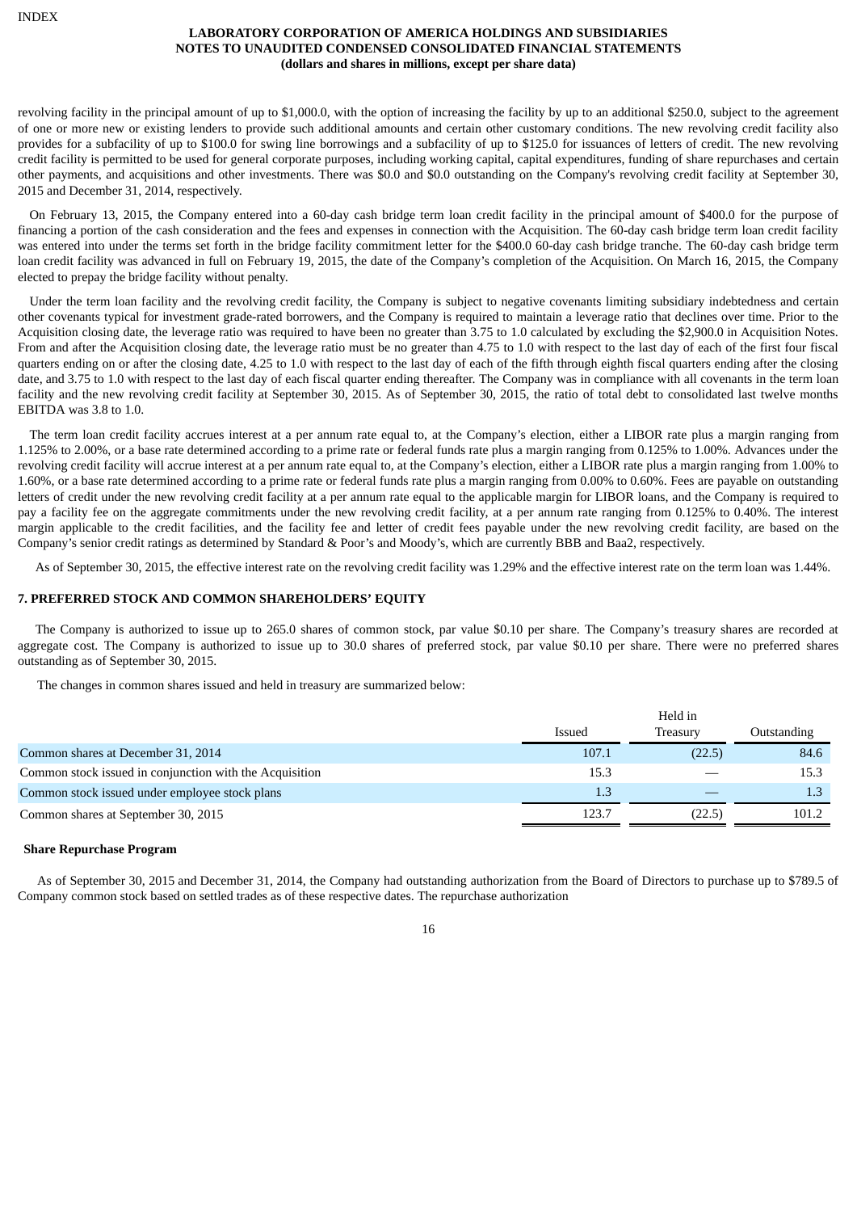revolving facility in the principal amount of up to $1,000.0, with the option of increasing the facility by up to an additional $250.0, subject to the agreement of one or more new or existing lenders to provide such additional amounts and certain other customary conditions. The new revolving credit facility also provides for a subfacility of up to $100.0 for swing line borrowings and a subfacility of up to $125.0 for issuances of letters of credit. The new revolving credit facility is permitted to be used for general corporate purposes, including working capital, capital expenditures, funding of share repurchases and certain other payments, and acquisitions and other investments. There was $0.0 and $0.0 outstanding on the Company's revolving credit facility at September 30, 2015 and December 31, 2014, respectively.

On February 13, 2015, the Company entered into a 60-day cash bridge term loan credit facility in the principal amount of $400.0 for the purpose of financing a portion of the cash consideration and the fees and expenses in connection with the Acquisition. The 60-day cash bridge term loan credit facility was entered into under the terms set forth in the bridge facility commitment letter for the $400.0 60-day cash bridge tranche. The 60-day cash bridge term loan credit facility was advanced in full on February 19, 2015, the date of the Company's completion of the Acquisition. On March 16, 2015, the Company elected to prepay the bridge facility without penalty.

Under the term loan facility and the revolving credit facility, the Company is subject to negative covenants limiting subsidiary indebtedness and certain other covenants typical for investment grade-rated borrowers, and the Company is required to maintain a leverage ratio that declines over time. Prior to the Acquisition closing date, the leverage ratio was required to have been no greater than 3.75 to 1.0 calculated by excluding the $2,900.0 in Acquisition Notes. From and after the Acquisition closing date, the leverage ratio must be no greater than 4.75 to 1.0 with respect to the last day of each of the first four fiscal quarters ending on or after the closing date, 4.25 to 1.0 with respect to the last day of each of the fifth through eighth fiscal quarters ending after the closing date, and 3.75 to 1.0 with respect to the last day of each fiscal quarter ending thereafter. The Company was in compliance with all covenants in the term loan facility and the new revolving credit facility at September 30, 2015. As of September 30, 2015, the ratio of total debt to consolidated last twelve months EBITDA was 3.8 to 1.0.

The term loan credit facility accrues interest at a per annum rate equal to, at the Company's election, either a LIBOR rate plus a margin ranging from 1.125% to 2.00%, or a base rate determined according to a prime rate or federal funds rate plus a margin ranging from 0.125% to 1.00%. Advances under the revolving credit facility will accrue interest at a per annum rate equal to, at the Company's election, either a LIBOR rate plus a margin ranging from 1.00% to 1.60%, or a base rate determined according to a prime rate or federal funds rate plus a margin ranging from 0.00% to 0.60%. Fees are payable on outstanding letters of credit under the new revolving credit facility at a per annum rate equal to the applicable margin for LIBOR loans, and the Company is required to pay a facility fee on the aggregate commitments under the new revolving credit facility, at a per annum rate ranging from 0.125% to 0.40%. The interest margin applicable to the credit facilities, and the facility fee and letter of credit fees payable under the new revolving credit facility, are based on the Company's senior credit ratings as determined by Standard & Poor's and Moody's, which are currently BBB and Baa2, respectively.

As of September 30, 2015, the effective interest rate on the revolving credit facility was 1.29% and the effective interest rate on the term loan was 1.44%.

### 7. PREFERRED STOCK AND COMMON SHAREHOLDERS' EQUITY

The Company is authorized to issue up to 265.0 shares of common stock, par value $0.10 per share. The Company's treasury shares are recorded at aggregate cost. The Company is authorized to issue up to 30.0 shares of preferred stock, par value $0.10 per share. There were no preferred shares outstanding as of September 30, 2015.

The changes in common shares issued and held in treasury are summarized below:

| | Issued | Held in Treasury | Outstanding |
|---|---|---|---|
| Common shares at December 31, 2014 | 107.1 | (22.5) | 84.6 |
| Common stock issued in conjunction with the Acquisition | 15.3 | — | 15.3 |
| Common stock issued under employee stock plans | 1.3 | — | 1.3 |
| Common shares at September 30, 2015 | 123.7 | (22.5) | 101.2 |

**Share Repurchase Program**

As of September 30, 2015 and December 31, 2014, the Company had outstanding authorization from the Board of Directors to purchase up to $789.5 of Company common stock based on settled trades as of these respective dates. The repurchase authorization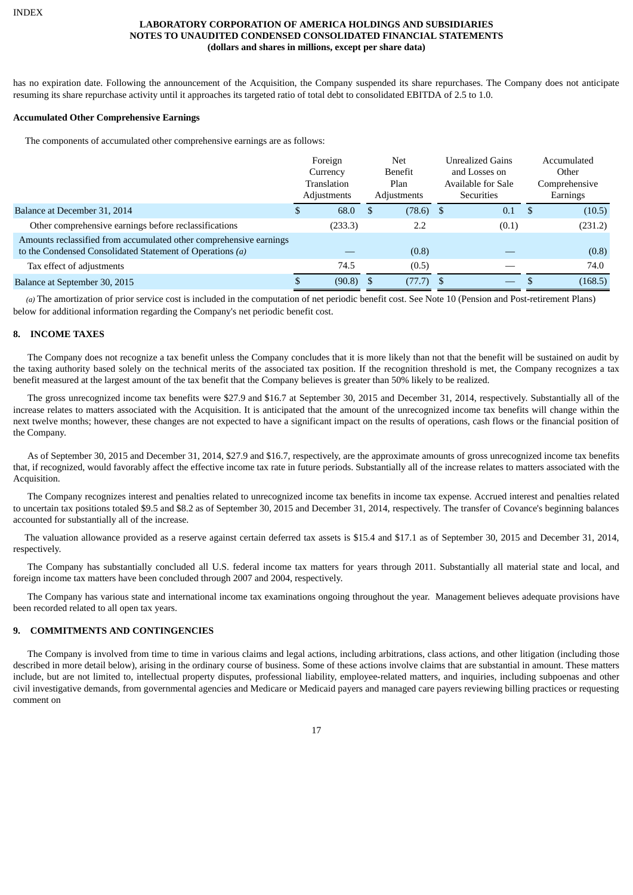has no expiration date. Following the announcement of the Acquisition, the Company suspended its share repurchases. The Company does not anticipate resuming its share repurchase activity until it approaches its targeted ratio of total debt to consolidated EBITDA of 2.5 to 1.0.

**Accumulated Other Comprehensive Earnings**

The components of accumulated other comprehensive earnings are as follows:

| | Foreign Currency Translation Adjustments | Net Benefit Plan Adjustments | Unrealized Gains and Losses on Available for Sale Securities | Accumulated Other Comprehensive Earnings |
|---|---|---|---|---|
| Balance at December 31, 2014 | $ 68.0 | $ (78.6) | $ 0.1 | $ (10.5) |
| Other comprehensive earnings before reclassifications | (233.3) | 2.2 | (0.1) | (231.2) |
| Amounts reclassified from accumulated other comprehensive earnings to the Condensed Consolidated Statement of Operations *(a)* | — | (0.8) | — | (0.8) |
| Tax effect of adjustments | 74.5 | (0.5) | — | 74.0 |
| Balance at September 30, 2015 | $ (90.8) | $ (77.7) | $ — | $ (168.5) |

*(a)* The amortization of prior service cost is included in the computation of net periodic benefit cost. See Note 10 (Pension and Post-retirement Plans) below for additional information regarding the Company's net periodic benefit cost.

## 8. INCOME TAXES

The Company does not recognize a tax benefit unless the Company concludes that it is more likely than not that the benefit will be sustained on audit by the taxing authority based solely on the technical merits of the associated tax position. If the recognition threshold is met, the Company recognizes a tax benefit measured at the largest amount of the tax benefit that the Company believes is greater than 50% likely to be realized.

The gross unrecognized income tax benefits were $27.9 and $16.7 at September 30, 2015 and December 31, 2014, respectively. Substantially all of the increase relates to matters associated with the Acquisition. It is anticipated that the amount of the unrecognized income tax benefits will change within the next twelve months; however, these changes are not expected to have a significant impact on the results of operations, cash flows or the financial position of the Company.

As of September 30, 2015 and December 31, 2014, $27.9 and $16.7, respectively, are the approximate amounts of gross unrecognized income tax benefits that, if recognized, would favorably affect the effective income tax rate in future periods. Substantially all of the increase relates to matters associated with the Acquisition.

The Company recognizes interest and penalties related to unrecognized income tax benefits in income tax expense. Accrued interest and penalties related to uncertain tax positions totaled $9.5 and $8.2 as of September 30, 2015 and December 31, 2014, respectively. The transfer of Covance's beginning balances accounted for substantially all of the increase.

The valuation allowance provided as a reserve against certain deferred tax assets is $15.4 and $17.1 as of September 30, 2015 and December 31, 2014, respectively.

The Company has substantially concluded all U.S. federal income tax matters for years through 2011. Substantially all material state and local, and foreign income tax matters have been concluded through 2007 and 2004, respectively.

The Company has various state and international income tax examinations ongoing throughout the year. Management believes adequate provisions have been recorded related to all open tax years.

## 9. COMMITMENTS AND CONTINGENCIES

The Company is involved from time to time in various claims and legal actions, including arbitrations, class actions, and other litigation (including those described in more detail below), arising in the ordinary course of business. Some of these actions involve claims that are substantial in amount. These matters include, but are not limited to, intellectual property disputes, professional liability, employee-related matters, and inquiries, including subpoenas and other civil investigative demands, from governmental agencies and Medicare or Medicaid payers and managed care payers reviewing billing practices or requesting comment on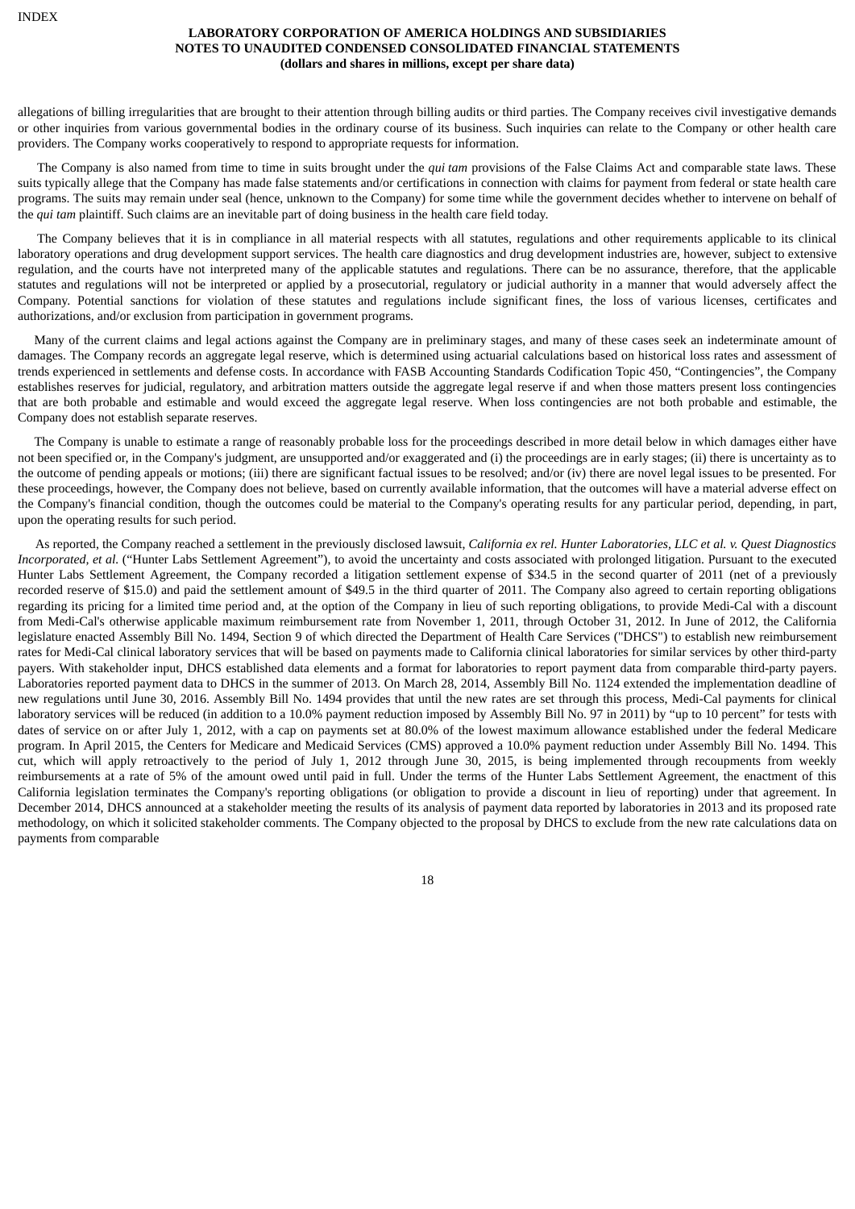allegations of billing irregularities that are brought to their attention through billing audits or third parties. The Company receives civil investigative demands or other inquiries from various governmental bodies in the ordinary course of its business. Such inquiries can relate to the Company or other health care providers. The Company works cooperatively to respond to appropriate requests for information.

The Company is also named from time to time in suits brought under the *qui tam* provisions of the False Claims Act and comparable state laws. These suits typically allege that the Company has made false statements and/or certifications in connection with claims for payment from federal or state health care programs. The suits may remain under seal (hence, unknown to the Company) for some time while the government decides whether to intervene on behalf of the *qui tam* plaintiff. Such claims are an inevitable part of doing business in the health care field today.

The Company believes that it is in compliance in all material respects with all statutes, regulations and other requirements applicable to its clinical laboratory operations and drug development support services. The health care diagnostics and drug development industries are, however, subject to extensive regulation, and the courts have not interpreted many of the applicable statutes and regulations. There can be no assurance, therefore, that the applicable statutes and regulations will not be interpreted or applied by a prosecutorial, regulatory or judicial authority in a manner that would adversely affect the Company. Potential sanctions for violation of these statutes and regulations include significant fines, the loss of various licenses, certificates and authorizations, and/or exclusion from participation in government programs.

Many of the current claims and legal actions against the Company are in preliminary stages, and many of these cases seek an indeterminate amount of damages. The Company records an aggregate legal reserve, which is determined using actuarial calculations based on historical loss rates and assessment of trends experienced in settlements and defense costs. In accordance with FASB Accounting Standards Codification Topic 450, "Contingencies", the Company establishes reserves for judicial, regulatory, and arbitration matters outside the aggregate legal reserve if and when those matters present loss contingencies that are both probable and estimable and would exceed the aggregate legal reserve. When loss contingencies are not both probable and estimable, the Company does not establish separate reserves.

The Company is unable to estimate a range of reasonably probable loss for the proceedings described in more detail below in which damages either have not been specified or, in the Company's judgment, are unsupported and/or exaggerated and (i) the proceedings are in early stages; (ii) there is uncertainty as to the outcome of pending appeals or motions; (iii) there are significant factual issues to be resolved; and/or (iv) there are novel legal issues to be presented. For these proceedings, however, the Company does not believe, based on currently available information, that the outcomes will have a material adverse effect on the Company's financial condition, though the outcomes could be material to the Company's operating results for any particular period, depending, in part, upon the operating results for such period.

As reported, the Company reached a settlement in the previously disclosed lawsuit, *California ex rel. Hunter Laboratories, LLC et al. v. Quest Diagnostics Incorporated, et al.* ("Hunter Labs Settlement Agreement"), to avoid the uncertainty and costs associated with prolonged litigation. Pursuant to the executed Hunter Labs Settlement Agreement, the Company recorded a litigation settlement expense of $34.5 in the second quarter of 2011 (net of a previously recorded reserve of $15.0) and paid the settlement amount of $49.5 in the third quarter of 2011. The Company also agreed to certain reporting obligations regarding its pricing for a limited time period and, at the option of the Company in lieu of such reporting obligations, to provide Medi-Cal with a discount from Medi-Cal's otherwise applicable maximum reimbursement rate from November 1, 2011, through October 31, 2012. In June of 2012, the California legislature enacted Assembly Bill No. 1494, Section 9 of which directed the Department of Health Care Services ("DHCS") to establish new reimbursement rates for Medi-Cal clinical laboratory services that will be based on payments made to California clinical laboratories for similar services by other third-party payers. With stakeholder input, DHCS established data elements and a format for laboratories to report payment data from comparable third-party payers. Laboratories reported payment data to DHCS in the summer of 2013. On March 28, 2014, Assembly Bill No. 1124 extended the implementation deadline of new regulations until June 30, 2016. Assembly Bill No. 1494 provides that until the new rates are set through this process, Medi-Cal payments for clinical laboratory services will be reduced (in addition to a 10.0% payment reduction imposed by Assembly Bill No. 97 in 2011) by "up to 10 percent" for tests with dates of service on or after July 1, 2012, with a cap on payments set at 80.0% of the lowest maximum allowance established under the federal Medicare program. In April 2015, the Centers for Medicare and Medicaid Services (CMS) approved a 10.0% payment reduction under Assembly Bill No. 1494. This cut, which will apply retroactively to the period of July 1, 2012 through June 30, 2015, is being implemented through recoupments from weekly reimbursements at a rate of 5% of the amount owed until paid in full. Under the terms of the Hunter Labs Settlement Agreement, the enactment of this California legislation terminates the Company's reporting obligations (or obligation to provide a discount in lieu of reporting) under that agreement. In December 2014, DHCS announced at a stakeholder meeting the results of its analysis of payment data reported by laboratories in 2013 and its proposed rate methodology, on which it solicited stakeholder comments. The Company objected to the proposal by DHCS to exclude from the new rate calculations data on payments from comparable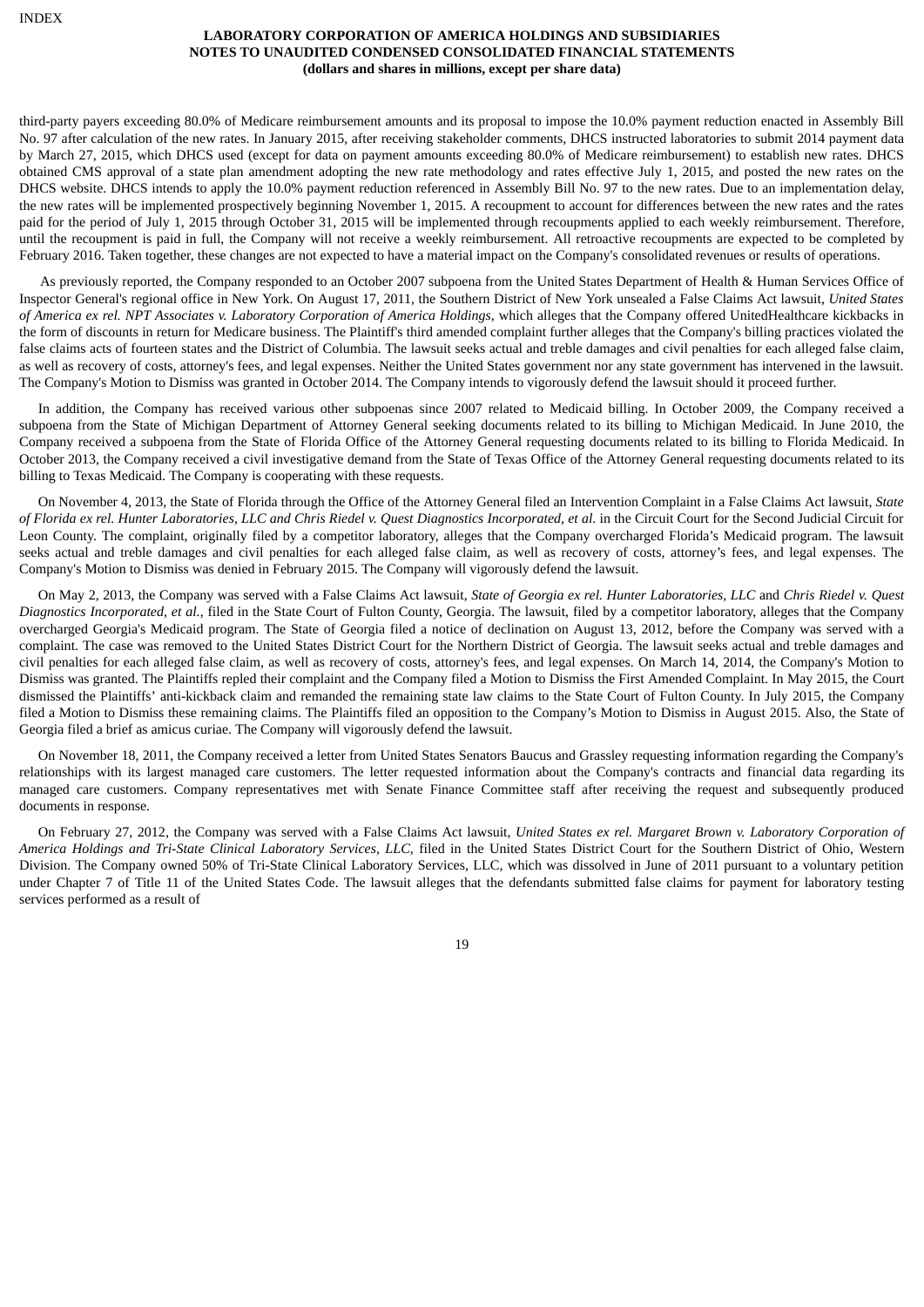third-party payers exceeding 80.0% of Medicare reimbursement amounts and its proposal to impose the 10.0% payment reduction enacted in Assembly Bill No. 97 after calculation of the new rates. In January 2015, after receiving stakeholder comments, DHCS instructed laboratories to submit 2014 payment data by March 27, 2015, which DHCS used (except for data on payment amounts exceeding 80.0% of Medicare reimbursement) to establish new rates. DHCS obtained CMS approval of a state plan amendment adopting the new rate methodology and rates effective July 1, 2015, and posted the new rates on the DHCS website. DHCS intends to apply the 10.0% payment reduction referenced in Assembly Bill No. 97 to the new rates. Due to an implementation delay, the new rates will be implemented prospectively beginning November 1, 2015. A recoupment to account for differences between the new rates and the rates paid for the period of July 1, 2015 through October 31, 2015 will be implemented through recoupments applied to each weekly reimbursement. Therefore, until the recoupment is paid in full, the Company will not receive a weekly reimbursement. All retroactive recoupments are expected to be completed by February 2016. Taken together, these changes are not expected to have a material impact on the Company's consolidated revenues or results of operations.

As previously reported, the Company responded to an October 2007 subpoena from the United States Department of Health & Human Services Office of Inspector General's regional office in New York. On August 17, 2011, the Southern District of New York unsealed a False Claims Act lawsuit, *United States of America ex rel. NPT Associates v. Laboratory Corporation of America Holdings*, which alleges that the Company offered UnitedHealthcare kickbacks in the form of discounts in return for Medicare business. The Plaintiff's third amended complaint further alleges that the Company's billing practices violated the false claims acts of fourteen states and the District of Columbia. The lawsuit seeks actual and treble damages and civil penalties for each alleged false claim, as well as recovery of costs, attorney's fees, and legal expenses. Neither the United States government nor any state government has intervened in the lawsuit. The Company's Motion to Dismiss was granted in October 2014. The Company intends to vigorously defend the lawsuit should it proceed further.

In addition, the Company has received various other subpoenas since 2007 related to Medicaid billing. In October 2009, the Company received a subpoena from the State of Michigan Department of Attorney General seeking documents related to its billing to Michigan Medicaid. In June 2010, the Company received a subpoena from the State of Florida Office of the Attorney General requesting documents related to its billing to Florida Medicaid. In October 2013, the Company received a civil investigative demand from the State of Texas Office of the Attorney General requesting documents related to its billing to Texas Medicaid. The Company is cooperating with these requests.

On November 4, 2013, the State of Florida through the Office of the Attorney General filed an Intervention Complaint in a False Claims Act lawsuit, *State of Florida ex rel. Hunter Laboratories, LLC and Chris Riedel v. Quest Diagnostics Incorporated, et al.* in the Circuit Court for the Second Judicial Circuit for Leon County. The complaint, originally filed by a competitor laboratory, alleges that the Company overcharged Florida's Medicaid program. The lawsuit seeks actual and treble damages and civil penalties for each alleged false claim, as well as recovery of costs, attorney's fees, and legal expenses. The Company's Motion to Dismiss was denied in February 2015. The Company will vigorously defend the lawsuit.

On May 2, 2013, the Company was served with a False Claims Act lawsuit, *State of Georgia ex rel. Hunter Laboratories, LLC* and *Chris Riedel v. Quest Diagnostics Incorporated, et al.,* filed in the State Court of Fulton County, Georgia. The lawsuit, filed by a competitor laboratory, alleges that the Company overcharged Georgia's Medicaid program. The State of Georgia filed a notice of declination on August 13, 2012, before the Company was served with a complaint. The case was removed to the United States District Court for the Northern District of Georgia. The lawsuit seeks actual and treble damages and civil penalties for each alleged false claim, as well as recovery of costs, attorney's fees, and legal expenses. On March 14, 2014, the Company's Motion to Dismiss was granted. The Plaintiffs repled their complaint and the Company filed a Motion to Dismiss the First Amended Complaint. In May 2015, the Court dismissed the Plaintiffs' anti-kickback claim and remanded the remaining state law claims to the State Court of Fulton County. In July 2015, the Company filed a Motion to Dismiss these remaining claims. The Plaintiffs filed an opposition to the Company's Motion to Dismiss in August 2015. Also, the State of Georgia filed a brief as amicus curiae. The Company will vigorously defend the lawsuit.

On November 18, 2011, the Company received a letter from United States Senators Baucus and Grassley requesting information regarding the Company's relationships with its largest managed care customers. The letter requested information about the Company's contracts and financial data regarding its managed care customers. Company representatives met with Senate Finance Committee staff after receiving the request and subsequently produced documents in response.

On February 27, 2012, the Company was served with a False Claims Act lawsuit, *United States ex rel. Margaret Brown v. Laboratory Corporation of America Holdings and Tri-State Clinical Laboratory Services, LLC*, filed in the United States District Court for the Southern District of Ohio, Western Division. The Company owned 50% of Tri-State Clinical Laboratory Services, LLC, which was dissolved in June of 2011 pursuant to a voluntary petition under Chapter 7 of Title 11 of the United States Code. The lawsuit alleges that the defendants submitted false claims for payment for laboratory testing services performed as a result of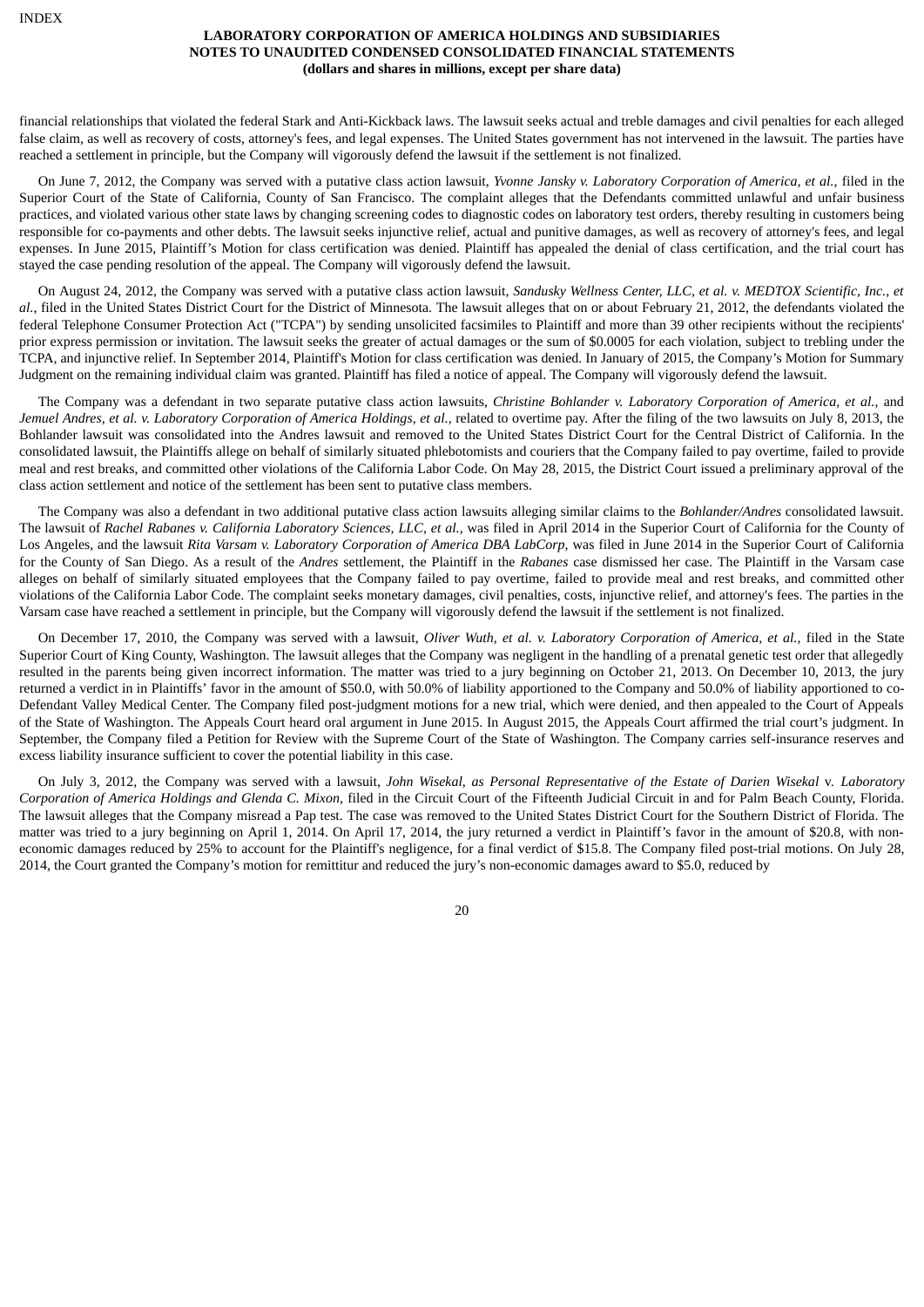financial relationships that violated the federal Stark and Anti-Kickback laws. The lawsuit seeks actual and treble damages and civil penalties for each alleged false claim, as well as recovery of costs, attorney's fees, and legal expenses. The United States government has not intervened in the lawsuit. The parties have reached a settlement in principle, but the Company will vigorously defend the lawsuit if the settlement is not finalized.

On June 7, 2012, the Company was served with a putative class action lawsuit, *Yvonne Jansky v. Laboratory Corporation of America, et al.*, filed in the Superior Court of the State of California, County of San Francisco. The complaint alleges that the Defendants committed unlawful and unfair business practices, and violated various other state laws by changing screening codes to diagnostic codes on laboratory test orders, thereby resulting in customers being responsible for co-payments and other debts. The lawsuit seeks injunctive relief, actual and punitive damages, as well as recovery of attorney's fees, and legal expenses. In June 2015, Plaintiff's Motion for class certification was denied. Plaintiff has appealed the denial of class certification, and the trial court has stayed the case pending resolution of the appeal. The Company will vigorously defend the lawsuit.

On August 24, 2012, the Company was served with a putative class action lawsuit, *Sandusky Wellness Center, LLC, et al. v. MEDTOX Scientific, Inc., et al.*, filed in the United States District Court for the District of Minnesota. The lawsuit alleges that on or about February 21, 2012, the defendants violated the federal Telephone Consumer Protection Act ("TCPA") by sending unsolicited facsimiles to Plaintiff and more than 39 other recipients without the recipients' prior express permission or invitation. The lawsuit seeks the greater of actual damages or the sum of $0.0005 for each violation, subject to trebling under the TCPA, and injunctive relief. In September 2014, Plaintiff's Motion for class certification was denied. In January of 2015, the Company's Motion for Summary Judgment on the remaining individual claim was granted. Plaintiff has filed a notice of appeal. The Company will vigorously defend the lawsuit.

The Company was a defendant in two separate putative class action lawsuits, *Christine Bohlander v. Laboratory Corporation of America, et al.*, and *Jemuel Andres, et al. v. Laboratory Corporation of America Holdings, et al.*, related to overtime pay. After the filing of the two lawsuits on July 8, 2013, the Bohlander lawsuit was consolidated into the Andres lawsuit and removed to the United States District Court for the Central District of California. In the consolidated lawsuit, the Plaintiffs allege on behalf of similarly situated phlebotomists and couriers that the Company failed to pay overtime, failed to provide meal and rest breaks, and committed other violations of the California Labor Code. On May 28, 2015, the District Court issued a preliminary approval of the class action settlement and notice of the settlement has been sent to putative class members.

The Company was also a defendant in two additional putative class action lawsuits alleging similar claims to the *Bohlander/Andres* consolidated lawsuit. The lawsuit of *Rachel Rabanes v. California Laboratory Sciences, LLC, et al.*, was filed in April 2014 in the Superior Court of California for the County of Los Angeles, and the lawsuit *Rita Varsam v. Laboratory Corporation of America DBA LabCorp*, was filed in June 2014 in the Superior Court of California for the County of San Diego. As a result of the *Andres* settlement, the Plaintiff in the *Rabanes* case dismissed her case. The Plaintiff in the Varsam case alleges on behalf of similarly situated employees that the Company failed to pay overtime, failed to provide meal and rest breaks, and committed other violations of the California Labor Code. The complaint seeks monetary damages, civil penalties, costs, injunctive relief, and attorney's fees. The parties in the Varsam case have reached a settlement in principle, but the Company will vigorously defend the lawsuit if the settlement is not finalized.

On December 17, 2010, the Company was served with a lawsuit, *Oliver Wuth, et al. v. Laboratory Corporation of America, et al.*, filed in the State Superior Court of King County, Washington. The lawsuit alleges that the Company was negligent in the handling of a prenatal genetic test order that allegedly resulted in the parents being given incorrect information. The matter was tried to a jury beginning on October 21, 2013. On December 10, 2013, the jury returned a verdict in in Plaintiffs' favor in the amount of $50.0, with 50.0% of liability apportioned to the Company and 50.0% of liability apportioned to co-Defendant Valley Medical Center. The Company filed post-judgment motions for a new trial, which were denied, and then appealed to the Court of Appeals of the State of Washington. The Appeals Court heard oral argument in June 2015. In August 2015, the Appeals Court affirmed the trial court's judgment. In September, the Company filed a Petition for Review with the Supreme Court of the State of Washington. The Company carries self-insurance reserves and excess liability insurance sufficient to cover the potential liability in this case.

On July 3, 2012, the Company was served with a lawsuit, *John Wisekal, as Personal Representative of the Estate of Darien Wisekal* v. *Laboratory Corporation of America Holdings and Glenda C. Mixon*, filed in the Circuit Court of the Fifteenth Judicial Circuit in and for Palm Beach County, Florida. The lawsuit alleges that the Company misread a Pap test. The case was removed to the United States District Court for the Southern District of Florida. The matter was tried to a jury beginning on April 1, 2014. On April 17, 2014, the jury returned a verdict in Plaintiff's favor in the amount of $20.8, with non-economic damages reduced by 25% to account for the Plaintiff's negligence, for a final verdict of $15.8. The Company filed post-trial motions. On July 28, 2014, the Court granted the Company's motion for remittitur and reduced the jury's non-economic damages award to $5.0, reduced by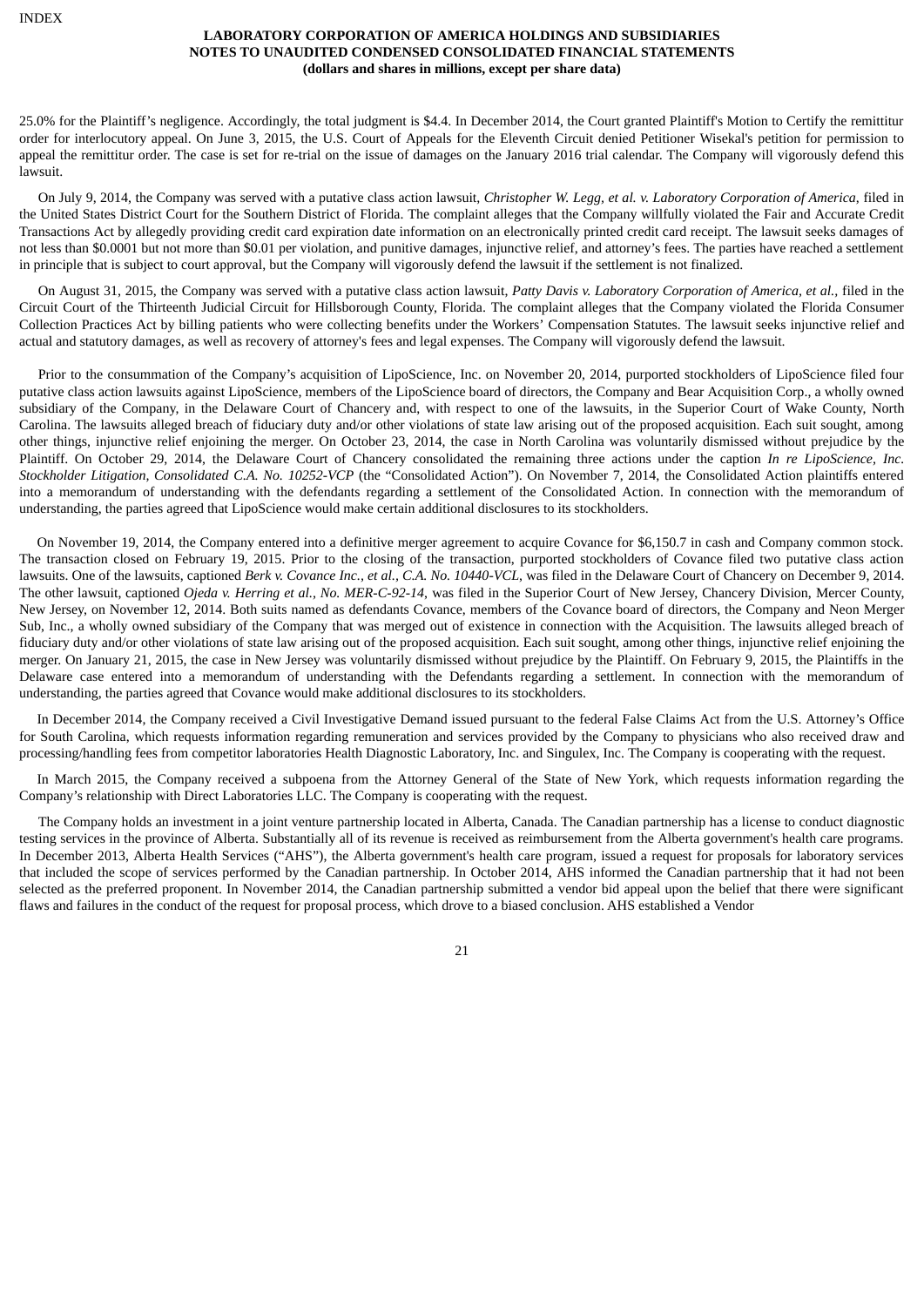25.0% for the Plaintiff's negligence. Accordingly, the total judgment is $4.4. In December 2014, the Court granted Plaintiff's Motion to Certify the remittitur order for interlocutory appeal. On June 3, 2015, the U.S. Court of Appeals for the Eleventh Circuit denied Petitioner Wisekal's petition for permission to appeal the remittitur order. The case is set for re-trial on the issue of damages on the January 2016 trial calendar. The Company will vigorously defend this lawsuit.

On July 9, 2014, the Company was served with a putative class action lawsuit, *Christopher W. Legg, et al. v. Laboratory Corporation of America*, filed in the United States District Court for the Southern District of Florida. The complaint alleges that the Company willfully violated the Fair and Accurate Credit Transactions Act by allegedly providing credit card expiration date information on an electronically printed credit card receipt. The lawsuit seeks damages of not less than $0.0001 but not more than $0.01 per violation, and punitive damages, injunctive relief, and attorney's fees. The parties have reached a settlement in principle that is subject to court approval, but the Company will vigorously defend the lawsuit if the settlement is not finalized.

On August 31, 2015, the Company was served with a putative class action lawsuit, *Patty Davis v. Laboratory Corporation of America, et al.*, filed in the Circuit Court of the Thirteenth Judicial Circuit for Hillsborough County, Florida. The complaint alleges that the Company violated the Florida Consumer Collection Practices Act by billing patients who were collecting benefits under the Workers' Compensation Statutes. The lawsuit seeks injunctive relief and actual and statutory damages, as well as recovery of attorney's fees and legal expenses. The Company will vigorously defend the lawsuit.

Prior to the consummation of the Company's acquisition of LipoScience, Inc. on November 20, 2014, purported stockholders of LipoScience filed four putative class action lawsuits against LipoScience, members of the LipoScience board of directors, the Company and Bear Acquisition Corp., a wholly owned subsidiary of the Company, in the Delaware Court of Chancery and, with respect to one of the lawsuits, in the Superior Court of Wake County, North Carolina. The lawsuits alleged breach of fiduciary duty and/or other violations of state law arising out of the proposed acquisition. Each suit sought, among other things, injunctive relief enjoining the merger. On October 23, 2014, the case in North Carolina was voluntarily dismissed without prejudice by the Plaintiff. On October 29, 2014, the Delaware Court of Chancery consolidated the remaining three actions under the caption *In re LipoScience, Inc. Stockholder Litigation, Consolidated C.A. No. 10252-VCP* (the "Consolidated Action"). On November 7, 2014, the Consolidated Action plaintiffs entered into a memorandum of understanding with the defendants regarding a settlement of the Consolidated Action. In connection with the memorandum of understanding, the parties agreed that LipoScience would make certain additional disclosures to its stockholders.

On November 19, 2014, the Company entered into a definitive merger agreement to acquire Covance for $6,150.7 in cash and Company common stock. The transaction closed on February 19, 2015. Prior to the closing of the transaction, purported stockholders of Covance filed two putative class action lawsuits. One of the lawsuits, captioned *Berk v. Covance Inc., et al., C.A. No. 10440-VCL*, was filed in the Delaware Court of Chancery on December 9, 2014. The other lawsuit, captioned *Ojeda v. Herring et al., No. MER-C-92-14*, was filed in the Superior Court of New Jersey, Chancery Division, Mercer County, New Jersey, on November 12, 2014. Both suits named as defendants Covance, members of the Covance board of directors, the Company and Neon Merger Sub, Inc., a wholly owned subsidiary of the Company that was merged out of existence in connection with the Acquisition. The lawsuits alleged breach of fiduciary duty and/or other violations of state law arising out of the proposed acquisition. Each suit sought, among other things, injunctive relief enjoining the merger. On January 21, 2015, the case in New Jersey was voluntarily dismissed without prejudice by the Plaintiff. On February 9, 2015, the Plaintiffs in the Delaware case entered into a memorandum of understanding with the Defendants regarding a settlement. In connection with the memorandum of understanding, the parties agreed that Covance would make additional disclosures to its stockholders.

In December 2014, the Company received a Civil Investigative Demand issued pursuant to the federal False Claims Act from the U.S. Attorney's Office for South Carolina, which requests information regarding remuneration and services provided by the Company to physicians who also received draw and processing/handling fees from competitor laboratories Health Diagnostic Laboratory, Inc. and Singulex, Inc. The Company is cooperating with the request.

In March 2015, the Company received a subpoena from the Attorney General of the State of New York, which requests information regarding the Company's relationship with Direct Laboratories LLC. The Company is cooperating with the request.

The Company holds an investment in a joint venture partnership located in Alberta, Canada. The Canadian partnership has a license to conduct diagnostic testing services in the province of Alberta. Substantially all of its revenue is received as reimbursement from the Alberta government's health care programs. In December 2013, Alberta Health Services ("AHS"), the Alberta government's health care program, issued a request for proposals for laboratory services that included the scope of services performed by the Canadian partnership. In October 2014, AHS informed the Canadian partnership that it had not been selected as the preferred proponent. In November 2014, the Canadian partnership submitted a vendor bid appeal upon the belief that there were significant flaws and failures in the conduct of the request for proposal process, which drove to a biased conclusion. AHS established a Vendor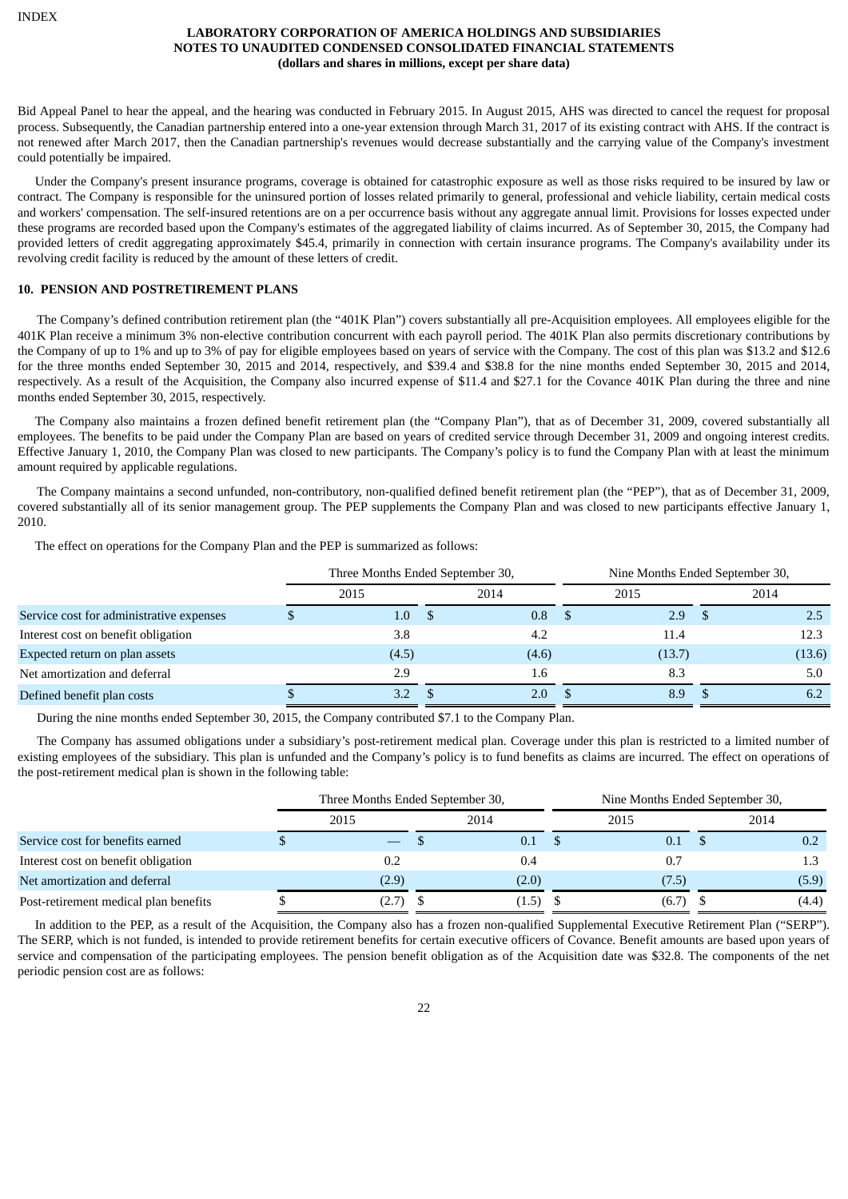Bid Appeal Panel to hear the appeal, and the hearing was conducted in February 2015. In August 2015, AHS was directed to cancel the request for proposal process. Subsequently, the Canadian partnership entered into a one-year extension through March 31, 2017 of its existing contract with AHS. If the contract is not renewed after March 2017, then the Canadian partnership's revenues would decrease substantially and the carrying value of the Company's investment could potentially be impaired.

Under the Company's present insurance programs, coverage is obtained for catastrophic exposure as well as those risks required to be insured by law or contract. The Company is responsible for the uninsured portion of losses related primarily to general, professional and vehicle liability, certain medical costs and workers' compensation. The self-insured retentions are on a per occurrence basis without any aggregate annual limit. Provisions for losses expected under these programs are recorded based upon the Company's estimates of the aggregated liability of claims incurred. As of September 30, 2015, the Company had provided letters of credit aggregating approximately $45.4, primarily in connection with certain insurance programs. The Company's availability under its revolving credit facility is reduced by the amount of these letters of credit.

## 10. PENSION AND POSTRETIREMENT PLANS

The Company's defined contribution retirement plan (the "401K Plan") covers substantially all pre-Acquisition employees. All employees eligible for the 401K Plan receive a minimum 3% non-elective contribution concurrent with each payroll period. The 401K Plan also permits discretionary contributions by the Company of up to 1% and up to 3% of pay for eligible employees based on years of service with the Company. The cost of this plan was $13.2 and $12.6 for the three months ended September 30, 2015 and 2014, respectively, and $39.4 and $38.8 for the nine months ended September 30, 2015 and 2014, respectively. As a result of the Acquisition, the Company also incurred expense of $11.4 and $27.1 for the Covance 401K Plan during the three and nine months ended September 30, 2015, respectively.

The Company also maintains a frozen defined benefit retirement plan (the "Company Plan"), that as of December 31, 2009, covered substantially all employees. The benefits to be paid under the Company Plan are based on years of credited service through December 31, 2009 and ongoing interest credits. Effective January 1, 2010, the Company Plan was closed to new participants. The Company's policy is to fund the Company Plan with at least the minimum amount required by applicable regulations.

The Company maintains a second unfunded, non-contributory, non-qualified defined benefit retirement plan (the "PEP"), that as of December 31, 2009, covered substantially all of its senior management group. The PEP supplements the Company Plan and was closed to new participants effective January 1, 2010.

The effect on operations for the Company Plan and the PEP is summarized as follows:

| | Three Months Ended September 30, | | Nine Months Ended September 30, | |
|---|---|---|---|---|
| | 2015 | 2014 | 2015 | 2014 |
| Service cost for administrative expenses | $ 1.0 | $ 0.8 | $ 2.9 | $ 2.5 |
| Interest cost on benefit obligation | 3.8 | 4.2 | 11.4 | 12.3 |
| Expected return on plan assets | (4.5) | (4.6) | (13.7) | (13.6) |
| Net amortization and deferral | 2.9 | 1.6 | 8.3 | 5.0 |
| Defined benefit plan costs | $ 3.2 | $ 2.0 | $ 8.9 | $ 6.2 |

During the nine months ended September 30, 2015, the Company contributed $7.1 to the Company Plan.

The Company has assumed obligations under a subsidiary's post-retirement medical plan. Coverage under this plan is restricted to a limited number of existing employees of the subsidiary. This plan is unfunded and the Company's policy is to fund benefits as claims are incurred. The effect on operations of the post-retirement medical plan is shown in the following table:

| | Three Months Ended September 30, | | Nine Months Ended September 30, | |
|---|---|---|---|---|
| | 2015 | 2014 | 2015 | 2014 |
| Service cost for benefits earned | $ — | $ 0.1 | $ 0.1 | $ 0.2 |
| Interest cost on benefit obligation | 0.2 | 0.4 | 0.7 | 1.3 |
| Net amortization and deferral | (2.9) | (2.0) | (7.5) | (5.9) |
| Post-retirement medical plan benefits | $ (2.7) | $ (1.5) | $ (6.7) | $ (4.4) |

In addition to the PEP, as a result of the Acquisition, the Company also has a frozen non-qualified Supplemental Executive Retirement Plan ("SERP"). The SERP, which is not funded, is intended to provide retirement benefits for certain executive officers of Covance. Benefit amounts are based upon years of service and compensation of the participating employees. The pension benefit obligation as of the Acquisition date was $32.8. The components of the net periodic pension cost are as follows: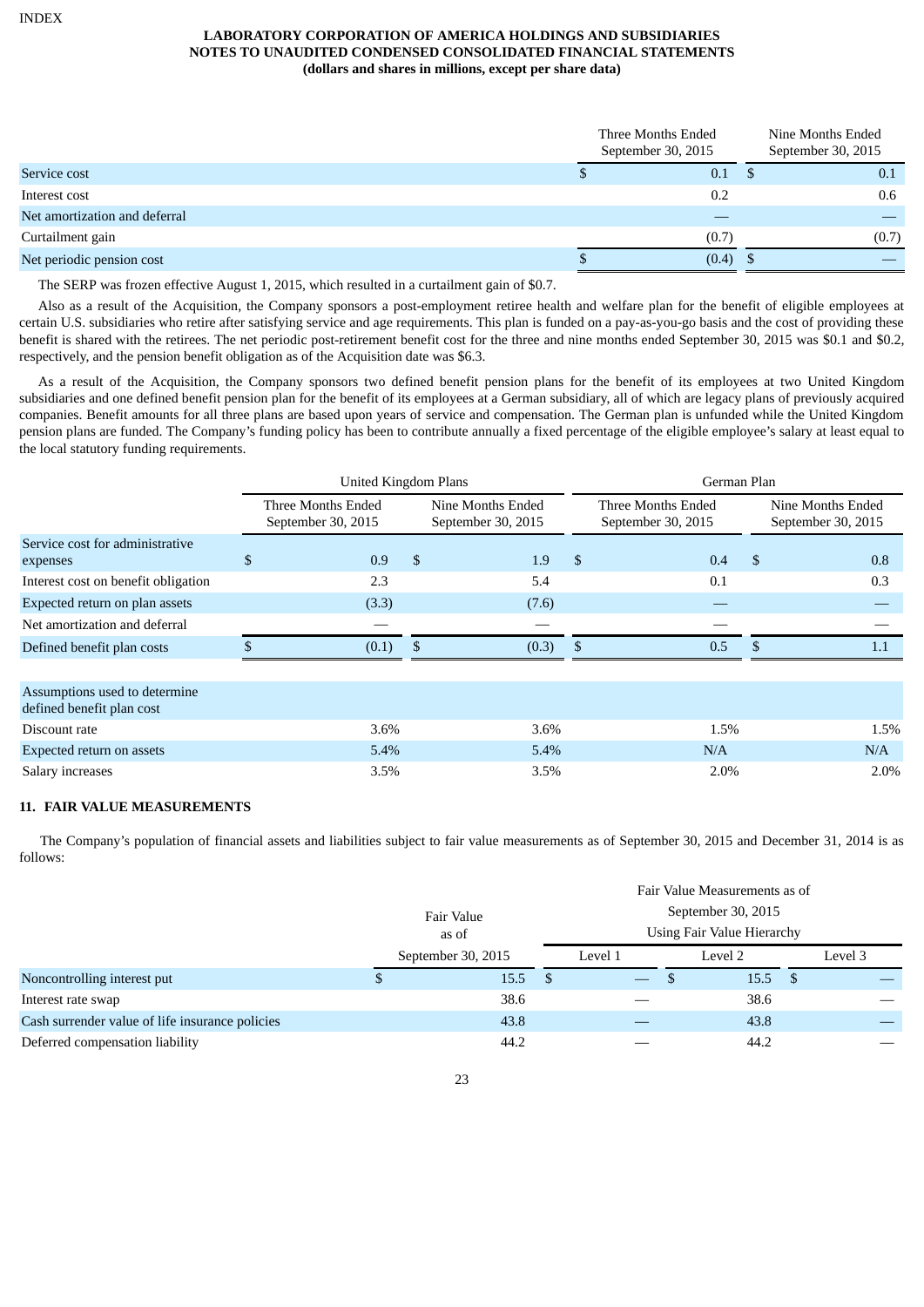LABORATORY CORPORATION OF AMERICA HOLDINGS AND SUBSIDIARIES
NOTES TO UNAUDITED CONDENSED CONSOLIDATED FINANCIAL STATEMENTS
(dollars and shares in millions, except per share data)

| | Three Months Ended September 30, 2015 | Nine Months Ended September 30, 2015 |
|---|---|---|
| Service cost | $ 0.1 | $ 0.1 |
| Interest cost | 0.2 | 0.6 |
| Net amortization and deferral | — | — |
| Curtailment gain | (0.7) | (0.7) |
| Net periodic pension cost | $ (0.4) | $ — |

The SERP was frozen effective August 1, 2015, which resulted in a curtailment gain of $0.7.

Also as a result of the Acquisition, the Company sponsors a post-employment retiree health and welfare plan for the benefit of eligible employees at certain U.S. subsidiaries who retire after satisfying service and age requirements. This plan is funded on a pay-as-you-go basis and the cost of providing these benefit is shared with the retirees. The net periodic post-retirement benefit cost for the three and nine months ended September 30, 2015 was $0.1 and $0.2, respectively, and the pension benefit obligation as of the Acquisition date was $6.3.

As a result of the Acquisition, the Company sponsors two defined benefit pension plans for the benefit of its employees at two United Kingdom subsidiaries and one defined benefit pension plan for the benefit of its employees at a German subsidiary, all of which are legacy plans of previously acquired companies. Benefit amounts for all three plans are based upon years of service and compensation. The German plan is unfunded while the United Kingdom pension plans are funded. The Company's funding policy has been to contribute annually a fixed percentage of the eligible employee's salary at least equal to the local statutory funding requirements.

| | United Kingdom Plans | | German Plan | |
|---|---|---|---|---|
| | Three Months Ended September 30, 2015 | Nine Months Ended September 30, 2015 | Three Months Ended September 30, 2015 | Nine Months Ended September 30, 2015 |
| Service cost for administrative expenses | $ 0.9 | $ 1.9 | $ 0.4 | $ 0.8 |
| Interest cost on benefit obligation | 2.3 | 5.4 | 0.1 | 0.3 |
| Expected return on plan assets | (3.3) | (7.6) | — | — |
| Net amortization and deferral | — | — | — | — |
| Defined benefit plan costs | $ (0.1) | $ (0.3) | $ 0.5 | $ 1.1 |
| | | | | |
| Assumptions used to determine defined benefit plan cost | | | | |
| Discount rate | 3.6% | 3.6% | 1.5% | 1.5% |
| Expected return on assets | 5.4% | 5.4% | N/A | N/A |
| Salary increases | 3.5% | 3.5% | 2.0% | 2.0% |

## 11. FAIR VALUE MEASUREMENTS

The Company's population of financial assets and liabilities subject to fair value measurements as of September 30, 2015 and December 31, 2014 is as follows:

| | Fair Value as of | Fair Value Measurements as of September 30, 2015 Using Fair Value Hierarchy | | |
|---|---|---|---|---|
| | September 30, 2015 | Level 1 | Level 2 | Level 3 |
| Noncontrolling interest put | $ 15.5 | $ — | $ 15.5 | $ — |
| Interest rate swap | 38.6 | — | 38.6 | — |
| Cash surrender value of life insurance policies | 43.8 | — | 43.8 | — |
| Deferred compensation liability | 44.2 | — | 44.2 | — |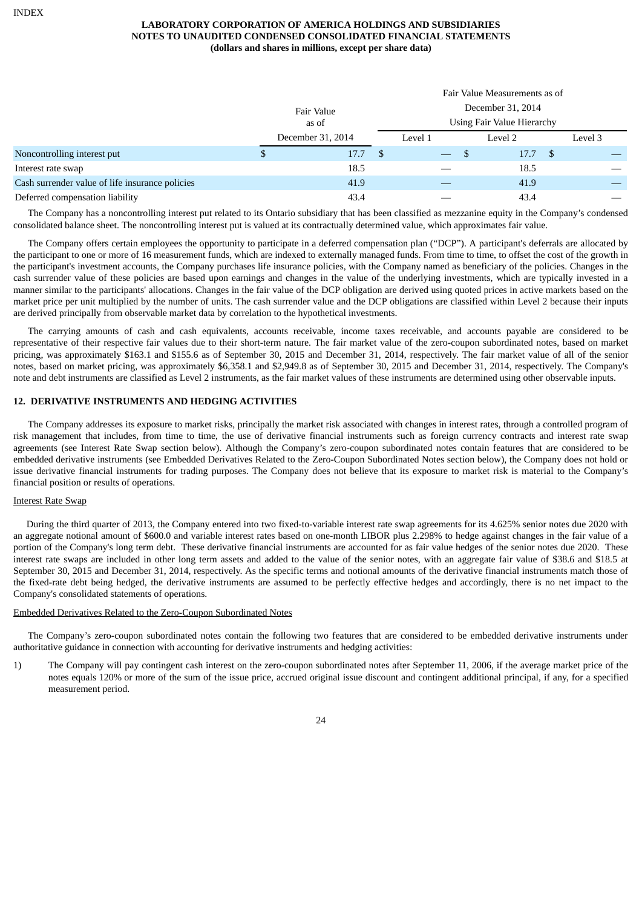**LABORATORY CORPORATION OF AMERICA HOLDINGS AND SUBSIDIARIES**
**NOTES TO UNAUDITED CONDENSED CONSOLIDATED FINANCIAL STATEMENTS**
**(dollars and shares in millions, except per share data)**

| | Fair Value as of December 31, 2014 | Fair Value Measurements as of December 31, 2014 Using Fair Value Hierarchy | | |
|---|---|---|---|---|
| | | Level 1 | Level 2 | Level 3 |
| Noncontrolling interest put | $ 17.7 | $ — | $ 17.7 | $ — |
| Interest rate swap | 18.5 | — | 18.5 | — |
| Cash surrender value of life insurance policies | 41.9 | — | 41.9 | — |
| Deferred compensation liability | 43.4 | — | 43.4 | — |

The Company has a noncontrolling interest put related to its Ontario subsidiary that has been classified as mezzanine equity in the Company's condensed consolidated balance sheet. The noncontrolling interest put is valued at its contractually determined value, which approximates fair value.

The Company offers certain employees the opportunity to participate in a deferred compensation plan ("DCP"). A participant's deferrals are allocated by the participant to one or more of 16 measurement funds, which are indexed to externally managed funds. From time to time, to offset the cost of the growth in the participant's investment accounts, the Company purchases life insurance policies, with the Company named as beneficiary of the policies. Changes in the cash surrender value of these policies are based upon earnings and changes in the value of the underlying investments, which are typically invested in a manner similar to the participants' allocations. Changes in the fair value of the DCP obligation are derived using quoted prices in active markets based on the market price per unit multiplied by the number of units. The cash surrender value and the DCP obligations are classified within Level 2 because their inputs are derived principally from observable market data by correlation to the hypothetical investments.

The carrying amounts of cash and cash equivalents, accounts receivable, income taxes receivable, and accounts payable are considered to be representative of their respective fair values due to their short-term nature. The fair market value of the zero-coupon subordinated notes, based on market pricing, was approximately $163.1 and $155.6 as of September 30, 2015 and December 31, 2014, respectively. The fair market value of all of the senior notes, based on market pricing, was approximately $6,358.1 and $2,949.8 as of September 30, 2015 and December 31, 2014, respectively. The Company's note and debt instruments are classified as Level 2 instruments, as the fair market values of these instruments are determined using other observable inputs.

## 12. DERIVATIVE INSTRUMENTS AND HEDGING ACTIVITIES

The Company addresses its exposure to market risks, principally the market risk associated with changes in interest rates, through a controlled program of risk management that includes, from time to time, the use of derivative financial instruments such as foreign currency contracts and interest rate swap agreements (see Interest Rate Swap section below). Although the Company's zero-coupon subordinated notes contain features that are considered to be embedded derivative instruments (see Embedded Derivatives Related to the Zero-Coupon Subordinated Notes section below), the Company does not hold or issue derivative financial instruments for trading purposes. The Company does not believe that its exposure to market risk is material to the Company's financial position or results of operations.

Interest Rate Swap

During the third quarter of 2013, the Company entered into two fixed-to-variable interest rate swap agreements for its 4.625% senior notes due 2020 with an aggregate notional amount of $600.0 and variable interest rates based on one-month LIBOR plus 2.298% to hedge against changes in the fair value of a portion of the Company's long term debt. These derivative financial instruments are accounted for as fair value hedges of the senior notes due 2020. These interest rate swaps are included in other long term assets and added to the value of the senior notes, with an aggregate fair value of $38.6 and $18.5 at September 30, 2015 and December 31, 2014, respectively. As the specific terms and notional amounts of the derivative financial instruments match those of the fixed-rate debt being hedged, the derivative instruments are assumed to be perfectly effective hedges and accordingly, there is no net impact to the Company's consolidated statements of operations.

Embedded Derivatives Related to the Zero-Coupon Subordinated Notes

The Company's zero-coupon subordinated notes contain the following two features that are considered to be embedded derivative instruments under authoritative guidance in connection with accounting for derivative instruments and hedging activities:

1) The Company will pay contingent cash interest on the zero-coupon subordinated notes after September 11, 2006, if the average market price of the notes equals 120% or more of the sum of the issue price, accrued original issue discount and contingent additional principal, if any, for a specified measurement period.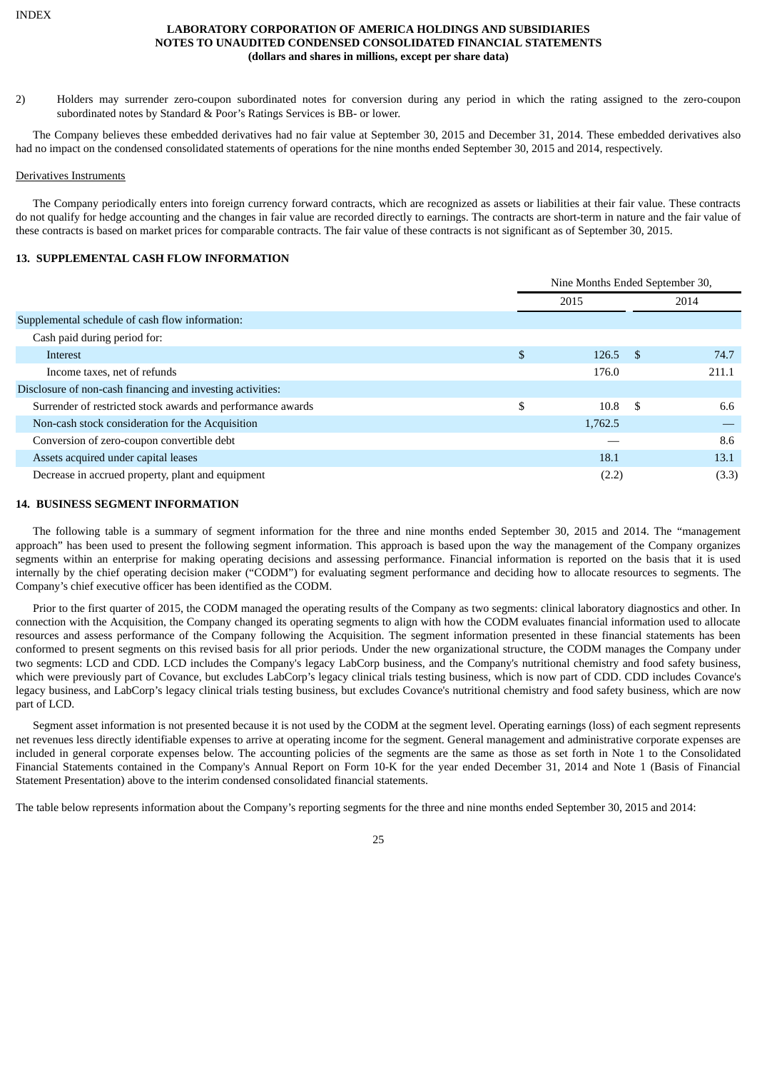2) Holders may surrender zero-coupon subordinated notes for conversion during any period in which the rating assigned to the zero-coupon subordinated notes by Standard & Poor's Ratings Services is BB- or lower.

The Company believes these embedded derivatives had no fair value at September 30, 2015 and December 31, 2014. These embedded derivatives also had no impact on the condensed consolidated statements of operations for the nine months ended September 30, 2015 and 2014, respectively.

Derivatives Instruments

The Company periodically enters into foreign currency forward contracts, which are recognized as assets or liabilities at their fair value. These contracts do not qualify for hedge accounting and the changes in fair value are recorded directly to earnings. The contracts are short-term in nature and the fair value of these contracts is based on market prices for comparable contracts. The fair value of these contracts is not significant as of September 30, 2015.

## 13. SUPPLEMENTAL CASH FLOW INFORMATION

| | Nine Months Ended September 30, | |
|---|---|---|
| | 2015 | 2014 |
| Supplemental schedule of cash flow information: | | |
| Cash paid during period for: | | |
| Interest | $ 126.5 | $ 74.7 |
| Income taxes, net of refunds | 176.0 | 211.1 |
| Disclosure of non-cash financing and investing activities: | | |
| Surrender of restricted stock awards and performance awards | $ 10.8 | $ 6.6 |
| Non-cash stock consideration for the Acquisition | 1,762.5 | — |
| Conversion of zero-coupon convertible debt | — | 8.6 |
| Assets acquired under capital leases | 18.1 | 13.1 |
| Decrease in accrued property, plant and equipment | (2.2) | (3.3) |

## 14. BUSINESS SEGMENT INFORMATION

The following table is a summary of segment information for the three and nine months ended September 30, 2015 and 2014. The "management approach" has been used to present the following segment information. This approach is based upon the way the management of the Company organizes segments within an enterprise for making operating decisions and assessing performance. Financial information is reported on the basis that it is used internally by the chief operating decision maker ("CODM") for evaluating segment performance and deciding how to allocate resources to segments. The Company's chief executive officer has been identified as the CODM.

Prior to the first quarter of 2015, the CODM managed the operating results of the Company as two segments: clinical laboratory diagnostics and other. In connection with the Acquisition, the Company changed its operating segments to align with how the CODM evaluates financial information used to allocate resources and assess performance of the Company following the Acquisition. The segment information presented in these financial statements has been conformed to present segments on this revised basis for all prior periods. Under the new organizational structure, the CODM manages the Company under two segments: LCD and CDD. LCD includes the Company's legacy LabCorp business, and the Company's nutritional chemistry and food safety business, which were previously part of Covance, but excludes LabCorp's legacy clinical trials testing business, which is now part of CDD. CDD includes Covance's legacy business, and LabCorp's legacy clinical trials testing business, but excludes Covance's nutritional chemistry and food safety business, which are now part of LCD.

Segment asset information is not presented because it is not used by the CODM at the segment level. Operating earnings (loss) of each segment represents net revenues less directly identifiable expenses to arrive at operating income for the segment. General management and administrative corporate expenses are included in general corporate expenses below. The accounting policies of the segments are the same as those as set forth in Note 1 to the Consolidated Financial Statements contained in the Company's Annual Report on Form 10-K for the year ended December 31, 2014 and Note 1 (Basis of Financial Statement Presentation) above to the interim condensed consolidated financial statements.

The table below represents information about the Company's reporting segments for the three and nine months ended September 30, 2015 and 2014: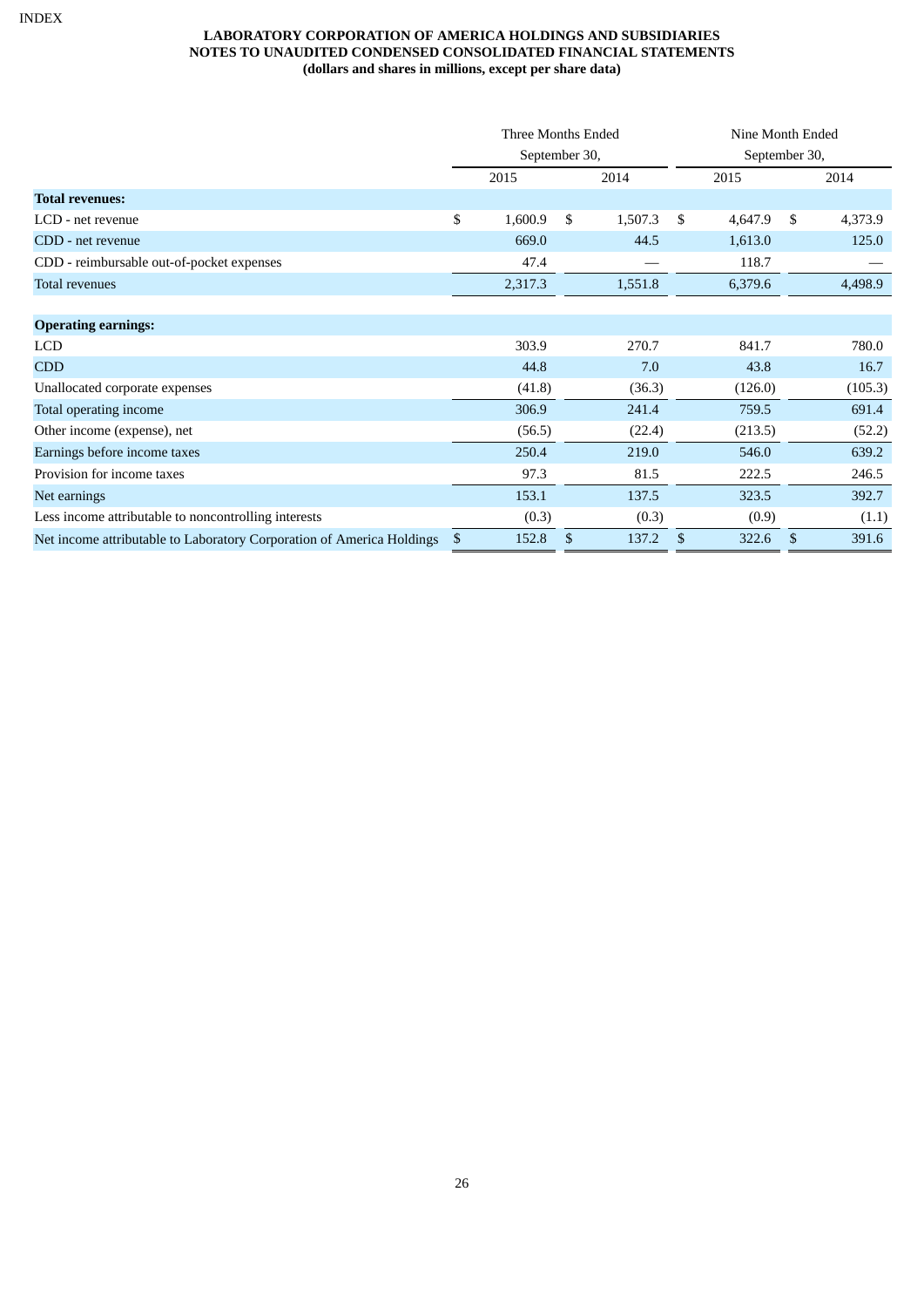**LABORATORY CORPORATION OF AMERICA HOLDINGS AND SUBSIDIARIES**
**NOTES TO UNAUDITED CONDENSED CONSOLIDATED FINANCIAL STATEMENTS**
**(dollars and shares in millions, except per share data)**

| | Three Months Ended September 30, | | Nine Month Ended September 30, | |
|---|---|---|---|---|
| | 2015 | 2014 | 2015 | 2014 |
| **Total revenues:** | | | | |
| LCD - net revenue | $ 1,600.9 | $ 1,507.3 | $ 4,647.9 | $ 4,373.9 |
| CDD - net revenue | 669.0 | 44.5 | 1,613.0 | 125.0 |
| CDD - reimbursable out-of-pocket expenses | 47.4 | — | 118.7 | — |
| Total revenues | 2,317.3 | 1,551.8 | 6,379.6 | 4,498.9 |
| | | | | |
| **Operating earnings:** | | | | |
| LCD | 303.9 | 270.7 | 841.7 | 780.0 |
| CDD | 44.8 | 7.0 | 43.8 | 16.7 |
| Unallocated corporate expenses | (41.8) | (36.3) | (126.0) | (105.3) |
| Total operating income | 306.9 | 241.4 | 759.5 | 691.4 |
| Other income (expense), net | (56.5) | (22.4) | (213.5) | (52.2) |
| Earnings before income taxes | 250.4 | 219.0 | 546.0 | 639.2 |
| Provision for income taxes | 97.3 | 81.5 | 222.5 | 246.5 |
| Net earnings | 153.1 | 137.5 | 323.5 | 392.7 |
| Less income attributable to noncontrolling interests | (0.3) | (0.3) | (0.9) | (1.1) |
| Net income attributable to Laboratory Corporation of America Holdings | $ 152.8 | $ 137.2 | $ 322.6 | $ 391.6 |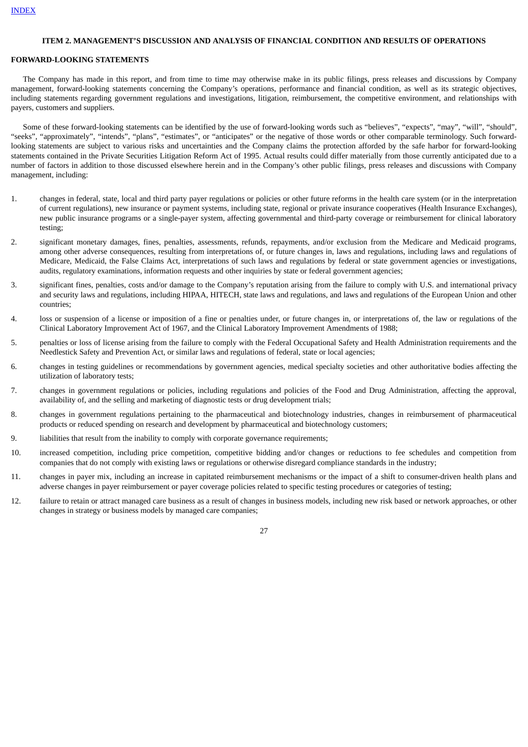[INDEX](#)

## ITEM 2. MANAGEMENT'S DISCUSSION AND ANALYSIS OF FINANCIAL CONDITION AND RESULTS OF OPERATIONS

**FORWARD-LOOKING STATEMENTS**

The Company has made in this report, and from time to time may otherwise make in its public filings, press releases and discussions by Company management, forward-looking statements concerning the Company's operations, performance and financial condition, as well as its strategic objectives, including statements regarding government regulations and investigations, litigation, reimbursement, the competitive environment, and relationships with payers, customers and suppliers.

Some of these forward-looking statements can be identified by the use of forward-looking words such as "believes", "expects", "may", "will", "should", "seeks", "approximately", "intends", "plans", "estimates", or "anticipates" or the negative of those words or other comparable terminology. Such forward-looking statements are subject to various risks and uncertainties and the Company claims the protection afforded by the safe harbor for forward-looking statements contained in the Private Securities Litigation Reform Act of 1995. Actual results could differ materially from those currently anticipated due to a number of factors in addition to those discussed elsewhere herein and in the Company's other public filings, press releases and discussions with Company management, including:

1. changes in federal, state, local and third party payer regulations or policies or other future reforms in the health care system (or in the interpretation of current regulations), new insurance or payment systems, including state, regional or private insurance cooperatives (Health Insurance Exchanges), new public insurance programs or a single-payer system, affecting governmental and third-party coverage or reimbursement for clinical laboratory testing;
2. significant monetary damages, fines, penalties, assessments, refunds, repayments, and/or exclusion from the Medicare and Medicaid programs, among other adverse consequences, resulting from interpretations of, or future changes in, laws and regulations, including laws and regulations of Medicare, Medicaid, the False Claims Act, interpretations of such laws and regulations by federal or state government agencies or investigations, audits, regulatory examinations, information requests and other inquiries by state or federal government agencies;
3. significant fines, penalties, costs and/or damage to the Company's reputation arising from the failure to comply with U.S. and international privacy and security laws and regulations, including HIPAA, HITECH, state laws and regulations, and laws and regulations of the European Union and other countries;
4. loss or suspension of a license or imposition of a fine or penalties under, or future changes in, or interpretations of, the law or regulations of the Clinical Laboratory Improvement Act of 1967, and the Clinical Laboratory Improvement Amendments of 1988;
5. penalties or loss of license arising from the failure to comply with the Federal Occupational Safety and Health Administration requirements and the Needlestick Safety and Prevention Act, or similar laws and regulations of federal, state or local agencies;
6. changes in testing guidelines or recommendations by government agencies, medical specialty societies and other authoritative bodies affecting the utilization of laboratory tests;
7. changes in government regulations or policies, including regulations and policies of the Food and Drug Administration, affecting the approval, availability of, and the selling and marketing of diagnostic tests or drug development trials;
8. changes in government regulations pertaining to the pharmaceutical and biotechnology industries, changes in reimbursement of pharmaceutical products or reduced spending on research and development by pharmaceutical and biotechnology customers;
9. liabilities that result from the inability to comply with corporate governance requirements;
10. increased competition, including price competition, competitive bidding and/or changes or reductions to fee schedules and competition from companies that do not comply with existing laws or regulations or otherwise disregard compliance standards in the industry;
11. changes in payer mix, including an increase in capitated reimbursement mechanisms or the impact of a shift to consumer-driven health plans and adverse changes in payer reimbursement or payer coverage policies related to specific testing procedures or categories of testing;
12. failure to retain or attract managed care business as a result of changes in business models, including new risk based or network approaches, or other changes in strategy or business models by managed care companies;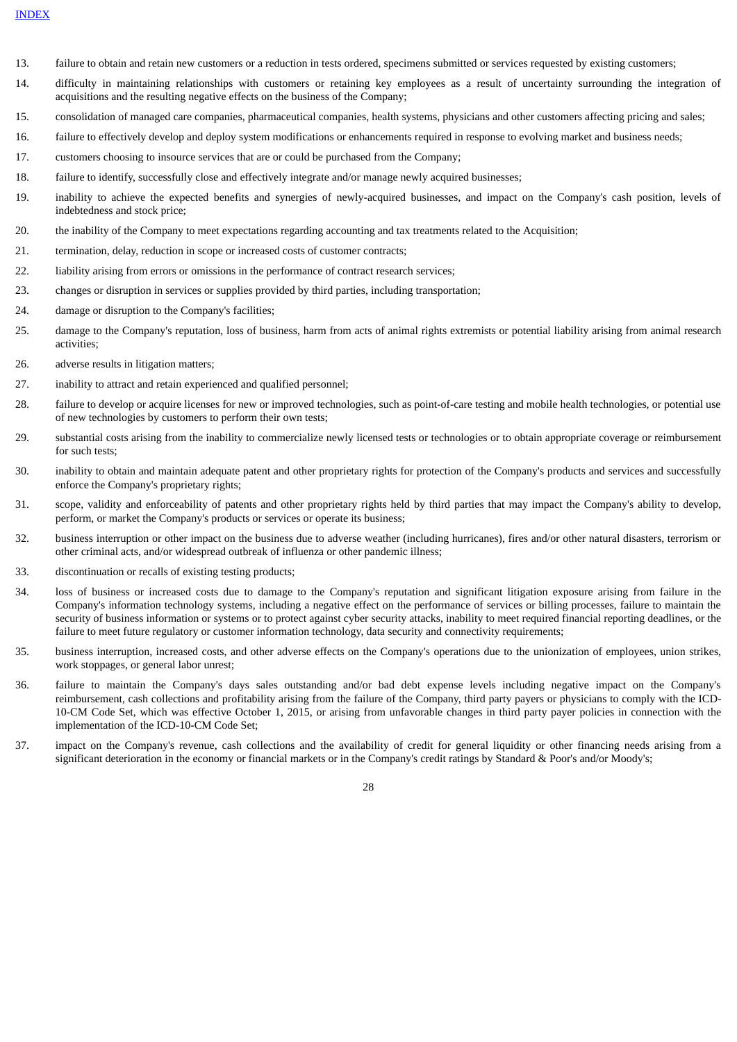13. failure to obtain and retain new customers or a reduction in tests ordered, specimens submitted or services requested by existing customers;
14. difficulty in maintaining relationships with customers or retaining key employees as a result of uncertainty surrounding the integration of acquisitions and the resulting negative effects on the business of the Company;
15. consolidation of managed care companies, pharmaceutical companies, health systems, physicians and other customers affecting pricing and sales;
16. failure to effectively develop and deploy system modifications or enhancements required in response to evolving market and business needs;
17. customers choosing to insource services that are or could be purchased from the Company;
18. failure to identify, successfully close and effectively integrate and/or manage newly acquired businesses;
19. inability to achieve the expected benefits and synergies of newly-acquired businesses, and impact on the Company's cash position, levels of indebtedness and stock price;
20. the inability of the Company to meet expectations regarding accounting and tax treatments related to the Acquisition;
21. termination, delay, reduction in scope or increased costs of customer contracts;
22. liability arising from errors or omissions in the performance of contract research services;
23. changes or disruption in services or supplies provided by third parties, including transportation;
24. damage or disruption to the Company's facilities;
25. damage to the Company's reputation, loss of business, harm from acts of animal rights extremists or potential liability arising from animal research activities;
26. adverse results in litigation matters;
27. inability to attract and retain experienced and qualified personnel;
28. failure to develop or acquire licenses for new or improved technologies, such as point-of-care testing and mobile health technologies, or potential use of new technologies by customers to perform their own tests;
29. substantial costs arising from the inability to commercialize newly licensed tests or technologies or to obtain appropriate coverage or reimbursement for such tests;
30. inability to obtain and maintain adequate patent and other proprietary rights for protection of the Company's products and services and successfully enforce the Company's proprietary rights;
31. scope, validity and enforceability of patents and other proprietary rights held by third parties that may impact the Company's ability to develop, perform, or market the Company's products or services or operate its business;
32. business interruption or other impact on the business due to adverse weather (including hurricanes), fires and/or other natural disasters, terrorism or other criminal acts, and/or widespread outbreak of influenza or other pandemic illness;
33. discontinuation or recalls of existing testing products;
34. loss of business or increased costs due to damage to the Company's reputation and significant litigation exposure arising from failure in the Company's information technology systems, including a negative effect on the performance of services or billing processes, failure to maintain the security of business information or systems or to protect against cyber security attacks, inability to meet required financial reporting deadlines, or the failure to meet future regulatory or customer information technology, data security and connectivity requirements;
35. business interruption, increased costs, and other adverse effects on the Company's operations due to the unionization of employees, union strikes, work stoppages, or general labor unrest;
36. failure to maintain the Company's days sales outstanding and/or bad debt expense levels including negative impact on the Company's reimbursement, cash collections and profitability arising from the failure of the Company, third party payers or physicians to comply with the ICD-10-CM Code Set, which was effective October 1, 2015, or arising from unfavorable changes in third party payer policies in connection with the implementation of the ICD-10-CM Code Set;
37. impact on the Company's revenue, cash collections and the availability of credit for general liquidity or other financing needs arising from a significant deterioration in the economy or financial markets or in the Company's credit ratings by Standard & Poor's and/or Moody's;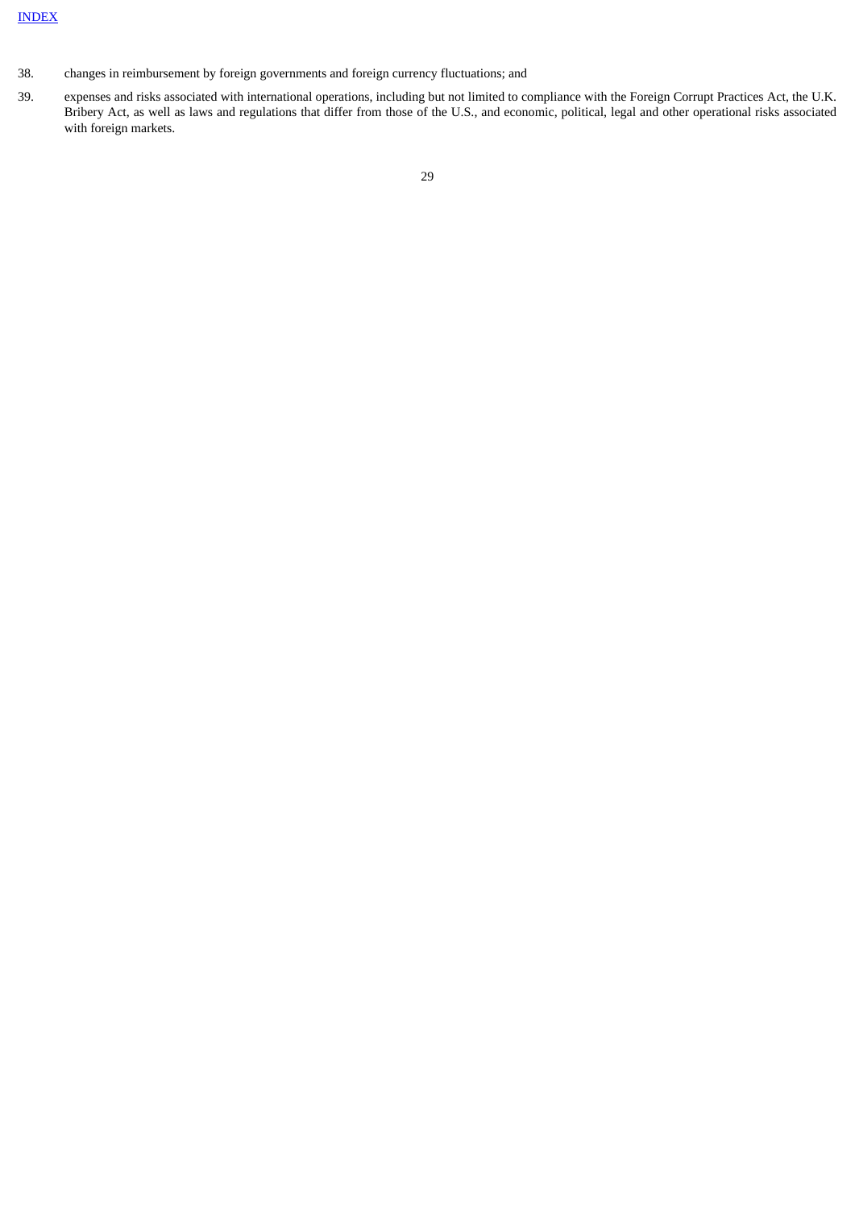38. changes in reimbursement by foreign governments and foreign currency fluctuations; and

39. expenses and risks associated with international operations, including but not limited to compliance with the Foreign Corrupt Practices Act, the U.K. Bribery Act, as well as laws and regulations that differ from those of the U.S., and economic, political, legal and other operational risks associated with foreign markets.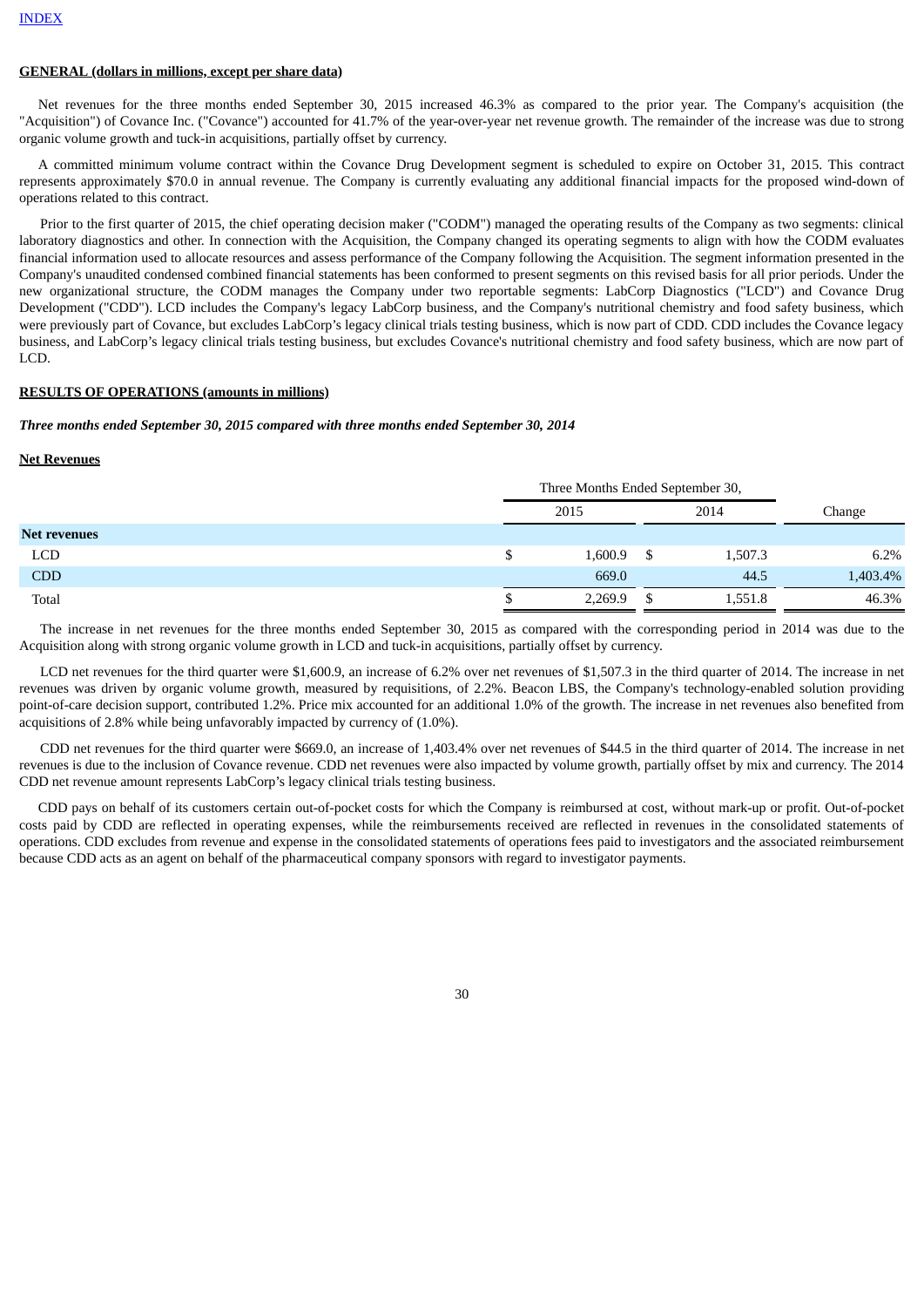**GENERAL (dollars in millions, except per share data)**

Net revenues for the three months ended September 30, 2015 increased 46.3% as compared to the prior year. The Company's acquisition (the "Acquisition") of Covance Inc. ("Covance") accounted for 41.7% of the year-over-year net revenue growth. The remainder of the increase was due to strong organic volume growth and tuck-in acquisitions, partially offset by currency.

A committed minimum volume contract within the Covance Drug Development segment is scheduled to expire on October 31, 2015. This contract represents approximately $70.0 in annual revenue. The Company is currently evaluating any additional financial impacts for the proposed wind-down of operations related to this contract.

Prior to the first quarter of 2015, the chief operating decision maker ("CODM") managed the operating results of the Company as two segments: clinical laboratory diagnostics and other. In connection with the Acquisition, the Company changed its operating segments to align with how the CODM evaluates financial information used to allocate resources and assess performance of the Company following the Acquisition. The segment information presented in the Company's unaudited condensed combined financial statements has been conformed to present segments on this revised basis for all prior periods. Under the new organizational structure, the CODM manages the Company under two reportable segments: LabCorp Diagnostics ("LCD") and Covance Drug Development ("CDD"). LCD includes the Company's legacy LabCorp business, and the Company's nutritional chemistry and food safety business, which were previously part of Covance, but excludes LabCorp's legacy clinical trials testing business, which is now part of CDD. CDD includes the Covance legacy business, and LabCorp's legacy clinical trials testing business, but excludes Covance's nutritional chemistry and food safety business, which are now part of LCD.

**RESULTS OF OPERATIONS (amounts in millions)**

***Three months ended September 30, 2015 compared with three months ended September 30, 2014***

**Net Revenues**

| | Three Months Ended September 30, | | |
|---|---|---|---|
| | 2015 | 2014 | Change |
| **Net revenues** | | | |
| LCD | $ 1,600.9 | $ 1,507.3 | 6.2% |
| CDD | 669.0 | 44.5 | 1,403.4% |
| Total | $ 2,269.9 | $ 1,551.8 | 46.3% |

The increase in net revenues for the three months ended September 30, 2015 as compared with the corresponding period in 2014 was due to the Acquisition along with strong organic volume growth in LCD and tuck-in acquisitions, partially offset by currency.

LCD net revenues for the third quarter were $1,600.9, an increase of 6.2% over net revenues of $1,507.3 in the third quarter of 2014. The increase in net revenues was driven by organic volume growth, measured by requisitions, of 2.2%. Beacon LBS, the Company's technology-enabled solution providing point-of-care decision support, contributed 1.2%. Price mix accounted for an additional 1.0% of the growth. The increase in net revenues also benefited from acquisitions of 2.8% while being unfavorably impacted by currency of (1.0%).

CDD net revenues for the third quarter were $669.0, an increase of 1,403.4% over net revenues of $44.5 in the third quarter of 2014. The increase in net revenues is due to the inclusion of Covance revenue. CDD net revenues were also impacted by volume growth, partially offset by mix and currency. The 2014 CDD net revenue amount represents LabCorp's legacy clinical trials testing business.

CDD pays on behalf of its customers certain out-of-pocket costs for which the Company is reimbursed at cost, without mark-up or profit. Out-of-pocket costs paid by CDD are reflected in operating expenses, while the reimbursements received are reflected in revenues in the consolidated statements of operations. CDD excludes from revenue and expense in the consolidated statements of operations fees paid to investigators and the associated reimbursement because CDD acts as an agent on behalf of the pharmaceutical company sponsors with regard to investigator payments.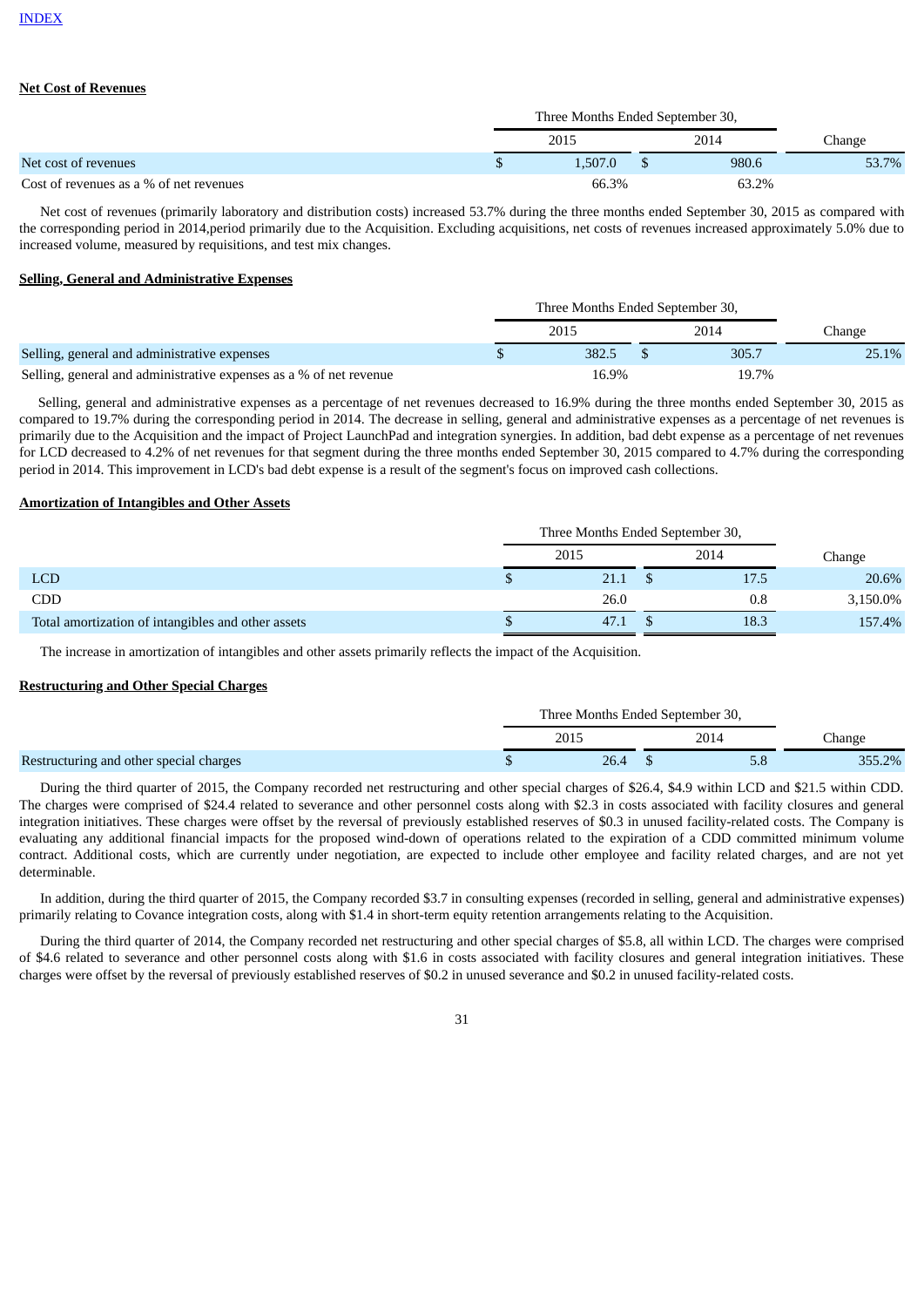**Net Cost of Revenues**

| | Three Months Ended September 30, | | |
|---|---|---|---|
| | 2015 | 2014 | Change |
| Net cost of revenues | $ 1,507.0 | $ 980.6 | 53.7% |
| Cost of revenues as a % of net revenues | 66.3% | 63.2% | |

Net cost of revenues (primarily laboratory and distribution costs) increased 53.7% during the three months ended September 30, 2015 as compared with the corresponding period in 2014,period primarily due to the Acquisition. Excluding acquisitions, net costs of revenues increased approximately 5.0% due to increased volume, measured by requisitions, and test mix changes.

**Selling, General and Administrative Expenses**

| | Three Months Ended September 30, | | |
|---|---|---|---|
| | 2015 | 2014 | Change |
| Selling, general and administrative expenses | $ 382.5 | $ 305.7 | 25.1% |
| Selling, general and administrative expenses as a % of net revenue | 16.9% | 19.7% | |

Selling, general and administrative expenses as a percentage of net revenues decreased to 16.9% during the three months ended September 30, 2015 as compared to 19.7% during the corresponding period in 2014. The decrease in selling, general and administrative expenses as a percentage of net revenues is primarily due to the Acquisition and the impact of Project LaunchPad and integration synergies. In addition, bad debt expense as a percentage of net revenues for LCD decreased to 4.2% of net revenues for that segment during the three months ended September 30, 2015 compared to 4.7% during the corresponding period in 2014. This improvement in LCD's bad debt expense is a result of the segment's focus on improved cash collections.

**Amortization of Intangibles and Other Assets**

| | Three Months Ended September 30, | | |
|---|---|---|---|
| | 2015 | 2014 | Change |
| LCD | $ 21.1 | $ 17.5 | 20.6% |
| CDD | 26.0 | 0.8 | 3,150.0% |
| Total amortization of intangibles and other assets | $ 47.1 | $ 18.3 | 157.4% |

The increase in amortization of intangibles and other assets primarily reflects the impact of the Acquisition.

**Restructuring and Other Special Charges**

| | Three Months Ended September 30, | | |
|---|---|---|---|
| | 2015 | 2014 | Change |
| Restructuring and other special charges | $ 26.4 | $ 5.8 | 355.2% |

During the third quarter of 2015, the Company recorded net restructuring and other special charges of $26.4, $4.9 within LCD and $21.5 within CDD. The charges were comprised of $24.4 related to severance and other personnel costs along with $2.3 in costs associated with facility closures and general integration initiatives. These charges were offset by the reversal of previously established reserves of $0.3 in unused facility-related costs. The Company is evaluating any additional financial impacts for the proposed wind-down of operations related to the expiration of a CDD committed minimum volume contract. Additional costs, which are currently under negotiation, are expected to include other employee and facility related charges, and are not yet determinable.

In addition, during the third quarter of 2015, the Company recorded $3.7 in consulting expenses (recorded in selling, general and administrative expenses) primarily relating to Covance integration costs, along with $1.4 in short-term equity retention arrangements relating to the Acquisition.

During the third quarter of 2014, the Company recorded net restructuring and other special charges of $5.8, all within LCD. The charges were comprised of $4.6 related to severance and other personnel costs along with $1.6 in costs associated with facility closures and general integration initiatives. These charges were offset by the reversal of previously established reserves of $0.2 in unused severance and $0.2 in unused facility-related costs.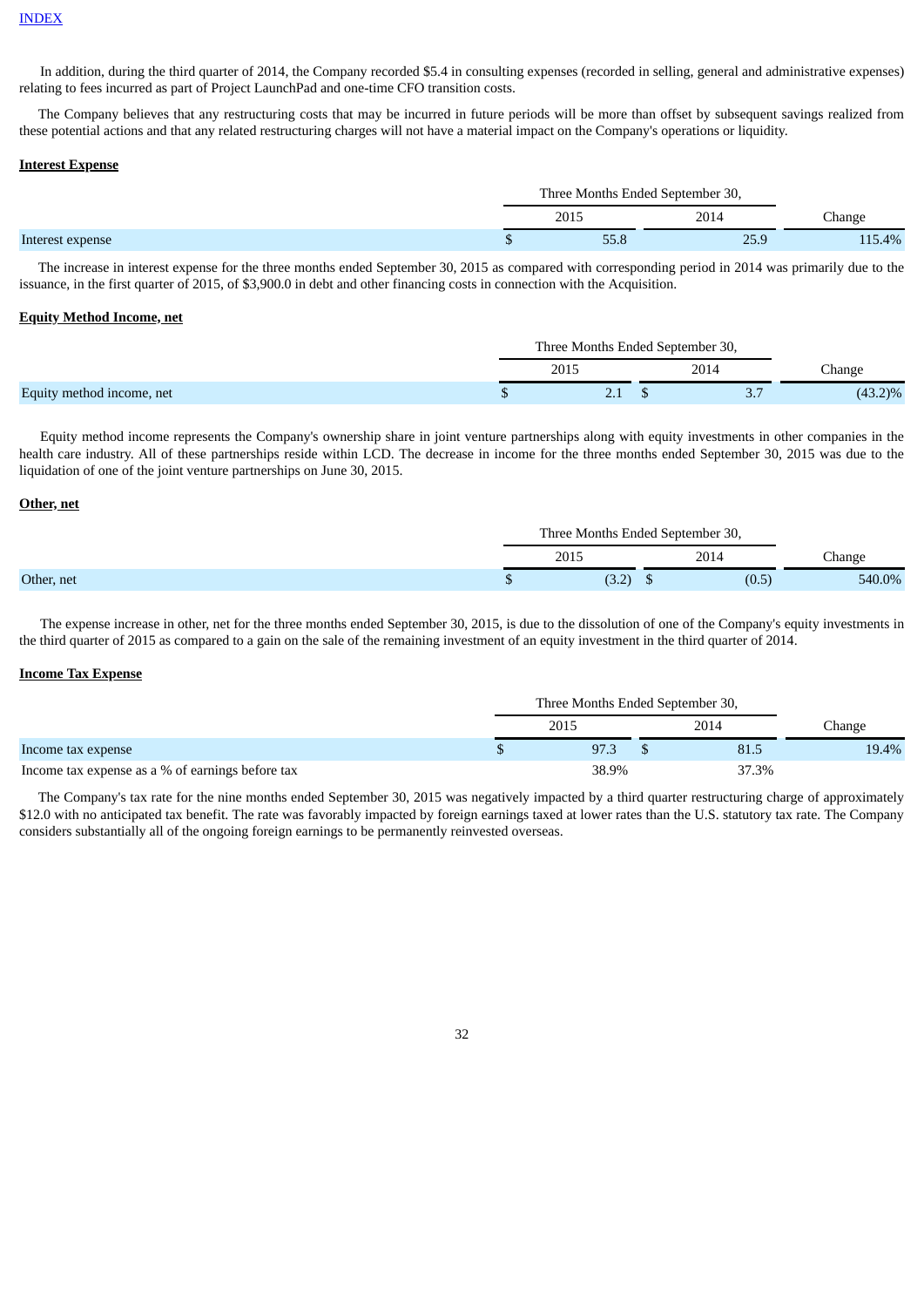INDEX

In addition, during the third quarter of 2014, the Company recorded $5.4 in consulting expenses (recorded in selling, general and administrative expenses) relating to fees incurred as part of Project LaunchPad and one-time CFO transition costs.

The Company believes that any restructuring costs that may be incurred in future periods will be more than offset by subsequent savings realized from these potential actions and that any related restructuring charges will not have a material impact on the Company's operations or liquidity.

**Interest Expense**

| | Three Months Ended September 30, | | |
|---|---|---|---|
| | 2015 | 2014 | Change |
| Interest expense | $ 55.8 | 25.9 | 115.4% |

The increase in interest expense for the three months ended September 30, 2015 as compared with corresponding period in 2014 was primarily due to the issuance, in the first quarter of 2015, of $3,900.0 in debt and other financing costs in connection with the Acquisition.

**Equity Method Income, net**

| | Three Months Ended September 30, | | |
|---|---|---|---|
| | 2015 | 2014 | Change |
| Equity method income, net | $ 2.1 | $ 3.7 | (43.2)% |

Equity method income represents the Company's ownership share in joint venture partnerships along with equity investments in other companies in the health care industry. All of these partnerships reside within LCD. The decrease in income for the three months ended September 30, 2015 was due to the liquidation of one of the joint venture partnerships on June 30, 2015.

**Other, net**

| | Three Months Ended September 30, | | |
|---|---|---|---|
| | 2015 | 2014 | Change |
| Other, net | $ (3.2) | $ (0.5) | 540.0% |

The expense increase in other, net for the three months ended September 30, 2015, is due to the dissolution of one of the Company's equity investments in the third quarter of 2015 as compared to a gain on the sale of the remaining investment of an equity investment in the third quarter of 2014.

**Income Tax Expense**

| | Three Months Ended September 30, | | |
|---|---|---|---|
| | 2015 | 2014 | Change |
| Income tax expense | $ 97.3 | $ 81.5 | 19.4% |
| Income tax expense as a % of earnings before tax | 38.9% | 37.3% | |

The Company's tax rate for the nine months ended September 30, 2015 was negatively impacted by a third quarter restructuring charge of approximately $12.0 with no anticipated tax benefit. The rate was favorably impacted by foreign earnings taxed at lower rates than the U.S. statutory tax rate. The Company considers substantially all of the ongoing foreign earnings to be permanently reinvested overseas.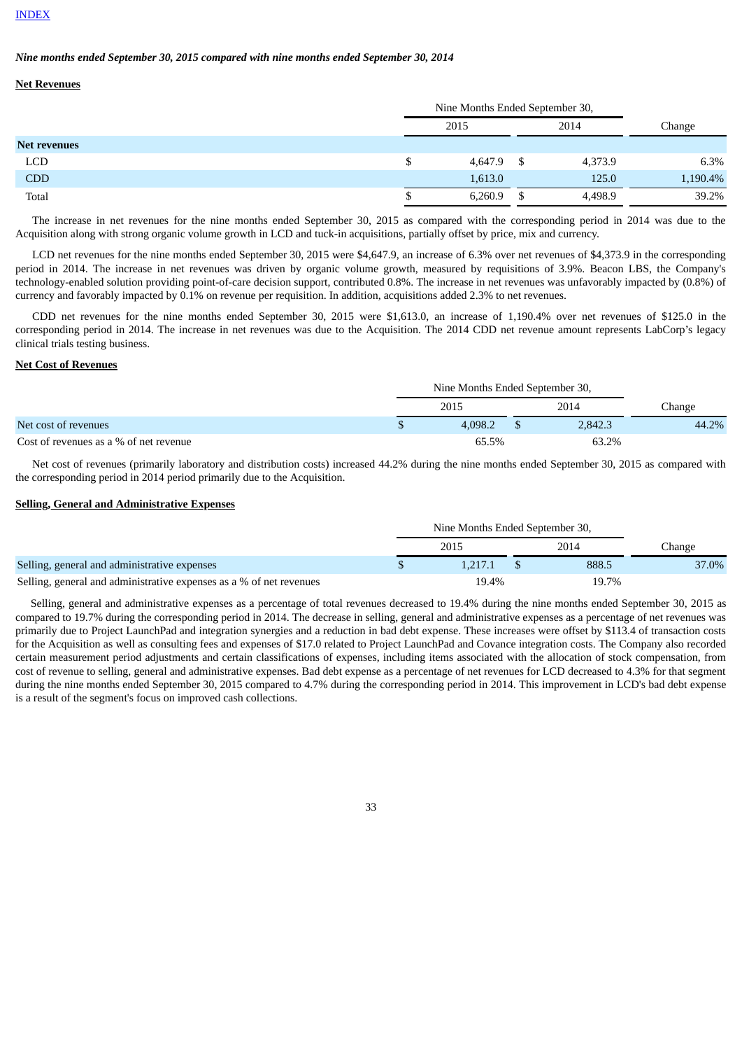INDEX

***Nine months ended September 30, 2015 compared with nine months ended September 30, 2014***

**Net Revenues**

| | Nine Months Ended September 30, | | |
|---|---|---|---|
| | 2015 | 2014 | Change |
| **Net revenues** | | | |
| LCD | $ 4,647.9 | $ 4,373.9 | 6.3% |
| CDD | 1,613.0 | 125.0 | 1,190.4% |
| Total | $ 6,260.9 | $ 4,498.9 | 39.2% |

The increase in net revenues for the nine months ended September 30, 2015 as compared with the corresponding period in 2014 was due to the Acquisition along with strong organic volume growth in LCD and tuck-in acquisitions, partially offset by price, mix and currency.

LCD net revenues for the nine months ended September 30, 2015 were $4,647.9, an increase of 6.3% over net revenues of $4,373.9 in the corresponding period in 2014. The increase in net revenues was driven by organic volume growth, measured by requisitions of 3.9%. Beacon LBS, the Company's technology-enabled solution providing point-of-care decision support, contributed 0.8%. The increase in net revenues was unfavorably impacted by (0.8%) of currency and favorably impacted by 0.1% on revenue per requisition. In addition, acquisitions added 2.3% to net revenues.

CDD net revenues for the nine months ended September 30, 2015 were $1,613.0, an increase of 1,190.4% over net revenues of $125.0 in the corresponding period in 2014. The increase in net revenues was due to the Acquisition. The 2014 CDD net revenue amount represents LabCorp's legacy clinical trials testing business.

**Net Cost of Revenues**

| | Nine Months Ended September 30, | | |
|---|---|---|---|
| | 2015 | 2014 | Change |
| Net cost of revenues | $ 4,098.2 | $ 2,842.3 | 44.2% |
| Cost of revenues as a % of net revenue | 65.5% | 63.2% | |

Net cost of revenues (primarily laboratory and distribution costs) increased 44.2% during the nine months ended September 30, 2015 as compared with the corresponding period in 2014 period primarily due to the Acquisition.

**Selling, General and Administrative Expenses**

| | Nine Months Ended September 30, | | |
|---|---|---|---|
| | 2015 | 2014 | Change |
| Selling, general and administrative expenses | $ 1,217.1 | $ 888.5 | 37.0% |
| Selling, general and administrative expenses as a % of net revenues | 19.4% | 19.7% | |

Selling, general and administrative expenses as a percentage of total revenues decreased to 19.4% during the nine months ended September 30, 2015 as compared to 19.7% during the corresponding period in 2014. The decrease in selling, general and administrative expenses as a percentage of net revenues was primarily due to Project LaunchPad and integration synergies and a reduction in bad debt expense. These increases were offset by $113.4 of transaction costs for the Acquisition as well as consulting fees and expenses of $17.0 related to Project LaunchPad and Covance integration costs. The Company also recorded certain measurement period adjustments and certain classifications of expenses, including items associated with the allocation of stock compensation, from cost of revenue to selling, general and administrative expenses. Bad debt expense as a percentage of net revenues for LCD decreased to 4.3% for that segment during the nine months ended September 30, 2015 compared to 4.7% during the corresponding period in 2014. This improvement in LCD's bad debt expense is a result of the segment's focus on improved cash collections.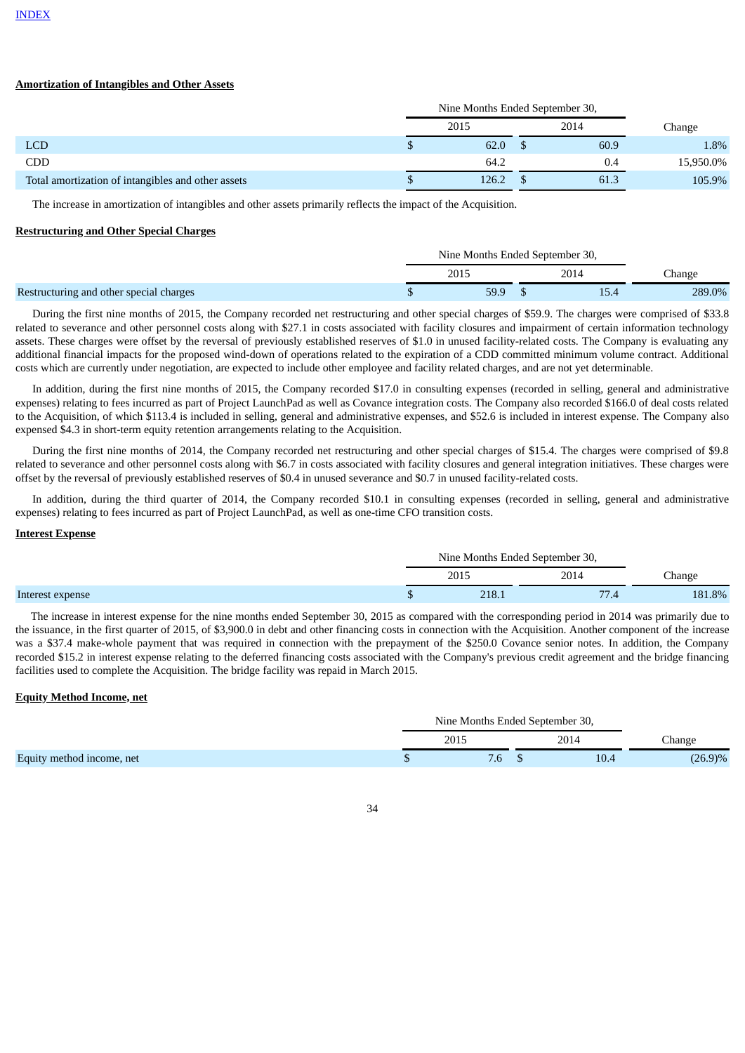INDEX

**Amortization of Intangibles and Other Assets**

| | Nine Months Ended September 30, | | |
|---|---|---|---|
| | 2015 | 2014 | Change |
| LCD | $ 62.0 | $ 60.9 | 1.8% |
| CDD | 64.2 | 0.4 | 15,950.0% |
| Total amortization of intangibles and other assets | $ 126.2 | $ 61.3 | 105.9% |

The increase in amortization of intangibles and other assets primarily reflects the impact of the Acquisition.

**Restructuring and Other Special Charges**

| | Nine Months Ended September 30, | | |
|---|---|---|---|
| | 2015 | 2014 | Change |
| Restructuring and other special charges | $ 59.9 | $ 15.4 | 289.0% |

During the first nine months of 2015, the Company recorded net restructuring and other special charges of $59.9. The charges were comprised of $33.8 related to severance and other personnel costs along with $27.1 in costs associated with facility closures and impairment of certain information technology assets. These charges were offset by the reversal of previously established reserves of $1.0 in unused facility-related costs. The Company is evaluating any additional financial impacts for the proposed wind-down of operations related to the expiration of a CDD committed minimum volume contract. Additional costs which are currently under negotiation, are expected to include other employee and facility related charges, and are not yet determinable.

In addition, during the first nine months of 2015, the Company recorded $17.0 in consulting expenses (recorded in selling, general and administrative expenses) relating to fees incurred as part of Project LaunchPad as well as Covance integration costs. The Company also recorded $166.0 of deal costs related to the Acquisition, of which $113.4 is included in selling, general and administrative expenses, and $52.6 is included in interest expense. The Company also expensed $4.3 in short-term equity retention arrangements relating to the Acquisition.

During the first nine months of 2014, the Company recorded net restructuring and other special charges of $15.4. The charges were comprised of $9.8 related to severance and other personnel costs along with $6.7 in costs associated with facility closures and general integration initiatives. These charges were offset by the reversal of previously established reserves of $0.4 in unused severance and $0.7 in unused facility-related costs.

In addition, during the third quarter of 2014, the Company recorded $10.1 in consulting expenses (recorded in selling, general and administrative expenses) relating to fees incurred as part of Project LaunchPad, as well as one-time CFO transition costs.

**Interest Expense**

| | Nine Months Ended September 30, | | |
|---|---|---|---|
| | 2015 | 2014 | Change |
| Interest expense | $ 218.1 | 77.4 | 181.8% |

The increase in interest expense for the nine months ended September 30, 2015 as compared with the corresponding period in 2014 was primarily due to the issuance, in the first quarter of 2015, of $3,900.0 in debt and other financing costs in connection with the Acquisition. Another component of the increase was a $37.4 make-whole payment that was required in connection with the prepayment of the $250.0 Covance senior notes. In addition, the Company recorded $15.2 in interest expense relating to the deferred financing costs associated with the Company's previous credit agreement and the bridge financing facilities used to complete the Acquisition. The bridge facility was repaid in March 2015.

**Equity Method Income, net**

| | Nine Months Ended September 30, | | |
|---|---|---|---|
| | 2015 | 2014 | Change |
| Equity method income, net | $ 7.6 | $ 10.4 | (26.9)% |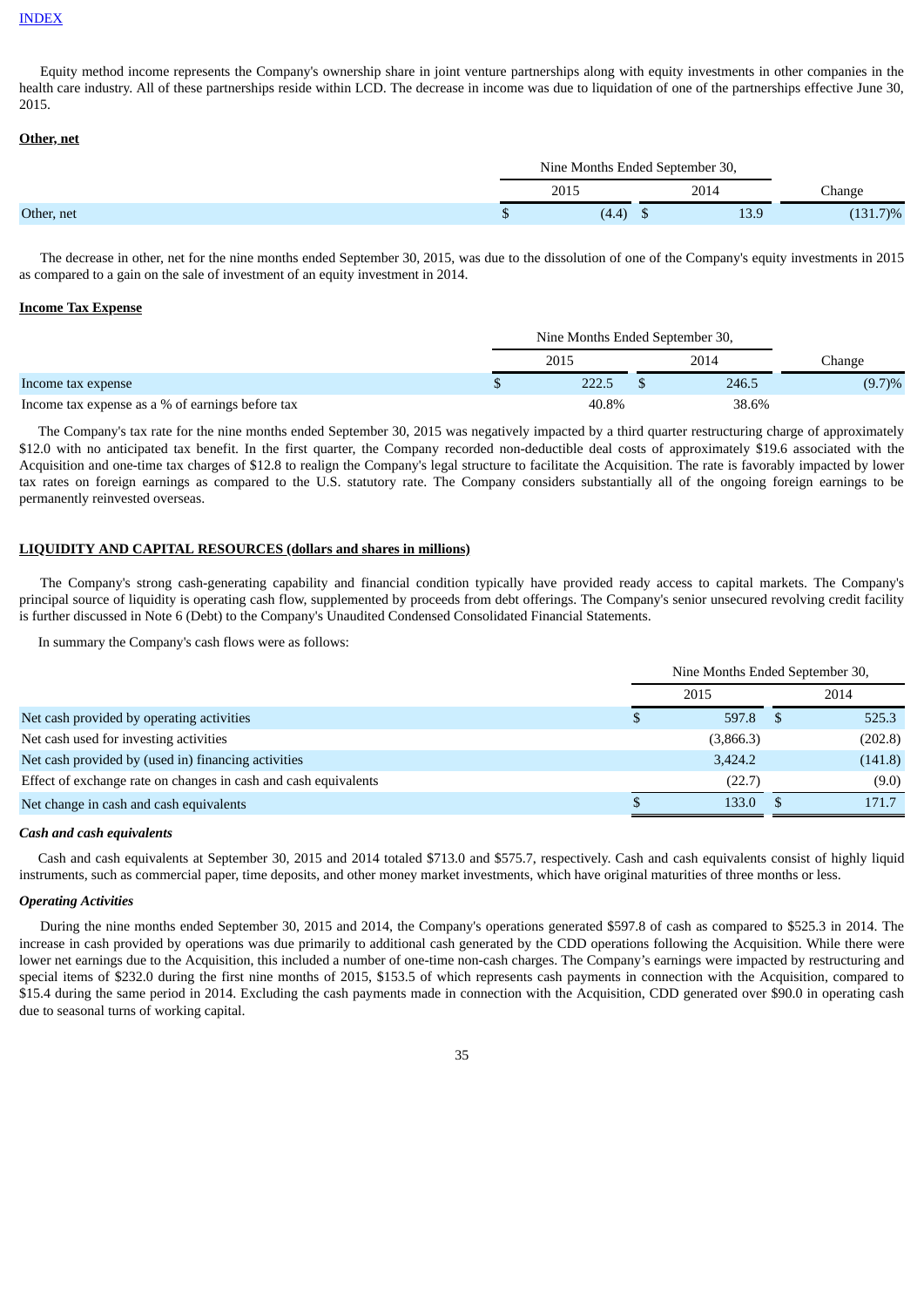INDEX

Equity method income represents the Company's ownership share in joint venture partnerships along with equity investments in other companies in the health care industry. All of these partnerships reside within LCD. The decrease in income was due to liquidation of one of the partnerships effective June 30, 2015.

**Other, net**

| | Nine Months Ended September 30, | | |
|---|---|---|---|
| | 2015 | 2014 | Change |
| Other, net | $ (4.4) | $ 13.9 | (131.7)% |

The decrease in other, net for the nine months ended September 30, 2015, was due to the dissolution of one of the Company's equity investments in 2015 as compared to a gain on the sale of investment of an equity investment in 2014.

**Income Tax Expense**

| | Nine Months Ended September 30, | | |
|---|---|---|---|
| | 2015 | 2014 | Change |
| Income tax expense | $ 222.5 | $ 246.5 | (9.7)% |
| Income tax expense as a % of earnings before tax | 40.8% | 38.6% | |

The Company's tax rate for the nine months ended September 30, 2015 was negatively impacted by a third quarter restructuring charge of approximately $12.0 with no anticipated tax benefit. In the first quarter, the Company recorded non-deductible deal costs of approximately $19.6 associated with the Acquisition and one-time tax charges of $12.8 to realign the Company's legal structure to facilitate the Acquisition. The rate is favorably impacted by lower tax rates on foreign earnings as compared to the U.S. statutory rate. The Company considers substantially all of the ongoing foreign earnings to be permanently reinvested overseas.

**LIQUIDITY AND CAPITAL RESOURCES (dollars and shares in millions)**

The Company's strong cash-generating capability and financial condition typically have provided ready access to capital markets. The Company's principal source of liquidity is operating cash flow, supplemented by proceeds from debt offerings. The Company's senior unsecured revolving credit facility is further discussed in Note 6 (Debt) to the Company's Unaudited Condensed Consolidated Financial Statements.

In summary the Company's cash flows were as follows:

| | Nine Months Ended September 30, | |
|---|---|---|
| | 2015 | 2014 |
| Net cash provided by operating activities | $ 597.8 | $ 525.3 |
| Net cash used for investing activities | (3,866.3) | (202.8) |
| Net cash provided by (used in) financing activities | 3,424.2 | (141.8) |
| Effect of exchange rate on changes in cash and cash equivalents | (22.7) | (9.0) |
| Net change in cash and cash equivalents | $ 133.0 | $ 171.7 |

***Cash and cash equivalents***

Cash and cash equivalents at September 30, 2015 and 2014 totaled $713.0 and $575.7, respectively. Cash and cash equivalents consist of highly liquid instruments, such as commercial paper, time deposits, and other money market investments, which have original maturities of three months or less.

***Operating Activities***

During the nine months ended September 30, 2015 and 2014, the Company's operations generated $597.8 of cash as compared to $525.3 in 2014. The increase in cash provided by operations was due primarily to additional cash generated by the CDD operations following the Acquisition. While there were lower net earnings due to the Acquisition, this included a number of one-time non-cash charges. The Company's earnings were impacted by restructuring and special items of $232.0 during the first nine months of 2015, $153.5 of which represents cash payments in connection with the Acquisition, compared to $15.4 during the same period in 2014. Excluding the cash payments made in connection with the Acquisition, CDD generated over $90.0 in operating cash due to seasonal turns of working capital.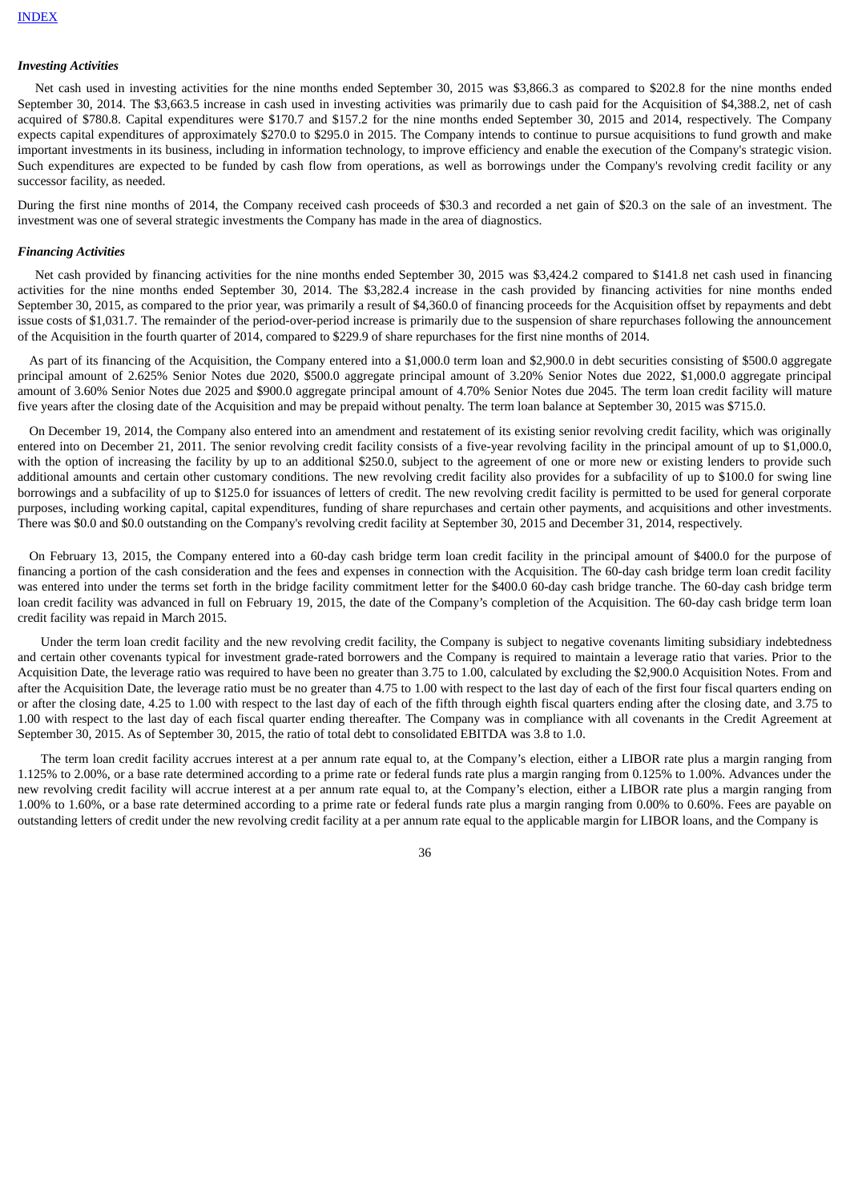INDEX

***Investing Activities***

Net cash used in investing activities for the nine months ended September 30, 2015 was $3,866.3 as compared to $202.8 for the nine months ended September 30, 2014. The $3,663.5 increase in cash used in investing activities was primarily due to cash paid for the Acquisition of $4,388.2, net of cash acquired of $780.8. Capital expenditures were $170.7 and $157.2 for the nine months ended September 30, 2015 and 2014, respectively. The Company expects capital expenditures of approximately $270.0 to $295.0 in 2015. The Company intends to continue to pursue acquisitions to fund growth and make important investments in its business, including in information technology, to improve efficiency and enable the execution of the Company's strategic vision. Such expenditures are expected to be funded by cash flow from operations, as well as borrowings under the Company's revolving credit facility or any successor facility, as needed.

During the first nine months of 2014, the Company received cash proceeds of $30.3 and recorded a net gain of $20.3 on the sale of an investment. The investment was one of several strategic investments the Company has made in the area of diagnostics.

***Financing Activities***

Net cash provided by financing activities for the nine months ended September 30, 2015 was $3,424.2 compared to $141.8 net cash used in financing activities for the nine months ended September 30, 2014. The $3,282.4 increase in the cash provided by financing activities for nine months ended September 30, 2015, as compared to the prior year, was primarily a result of $4,360.0 of financing proceeds for the Acquisition offset by repayments and debt issue costs of $1,031.7. The remainder of the period-over-period increase is primarily due to the suspension of share repurchases following the announcement of the Acquisition in the fourth quarter of 2014, compared to $229.9 of share repurchases for the first nine months of 2014.

As part of its financing of the Acquisition, the Company entered into a $1,000.0 term loan and $2,900.0 in debt securities consisting of $500.0 aggregate principal amount of 2.625% Senior Notes due 2020, $500.0 aggregate principal amount of 3.20% Senior Notes due 2022, $1,000.0 aggregate principal amount of 3.60% Senior Notes due 2025 and $900.0 aggregate principal amount of 4.70% Senior Notes due 2045. The term loan credit facility will mature five years after the closing date of the Acquisition and may be prepaid without penalty. The term loan balance at September 30, 2015 was $715.0.

On December 19, 2014, the Company also entered into an amendment and restatement of its existing senior revolving credit facility, which was originally entered into on December 21, 2011. The senior revolving credit facility consists of a five-year revolving facility in the principal amount of up to $1,000.0, with the option of increasing the facility by up to an additional $250.0, subject to the agreement of one or more new or existing lenders to provide such additional amounts and certain other customary conditions. The new revolving credit facility also provides for a subfacility of up to $100.0 for swing line borrowings and a subfacility of up to $125.0 for issuances of letters of credit. The new revolving credit facility is permitted to be used for general corporate purposes, including working capital, capital expenditures, funding of share repurchases and certain other payments, and acquisitions and other investments. There was $0.0 and $0.0 outstanding on the Company's revolving credit facility at September 30, 2015 and December 31, 2014, respectively.

On February 13, 2015, the Company entered into a 60-day cash bridge term loan credit facility in the principal amount of $400.0 for the purpose of financing a portion of the cash consideration and the fees and expenses in connection with the Acquisition. The 60-day cash bridge term loan credit facility was entered into under the terms set forth in the bridge facility commitment letter for the $400.0 60-day cash bridge tranche. The 60-day cash bridge term loan credit facility was advanced in full on February 19, 2015, the date of the Company's completion of the Acquisition. The 60-day cash bridge term loan credit facility was repaid in March 2015.

Under the term loan credit facility and the new revolving credit facility, the Company is subject to negative covenants limiting subsidiary indebtedness and certain other covenants typical for investment grade-rated borrowers and the Company is required to maintain a leverage ratio that varies. Prior to the Acquisition Date, the leverage ratio was required to have been no greater than 3.75 to 1.00, calculated by excluding the $2,900.0 Acquisition Notes. From and after the Acquisition Date, the leverage ratio must be no greater than 4.75 to 1.00 with respect to the last day of each of the first four fiscal quarters ending on or after the closing date, 4.25 to 1.00 with respect to the last day of each of the fifth through eighth fiscal quarters ending after the closing date, and 3.75 to 1.00 with respect to the last day of each fiscal quarter ending thereafter. The Company was in compliance with all covenants in the Credit Agreement at September 30, 2015. As of September 30, 2015, the ratio of total debt to consolidated EBITDA was 3.8 to 1.0.

The term loan credit facility accrues interest at a per annum rate equal to, at the Company's election, either a LIBOR rate plus a margin ranging from 1.125% to 2.00%, or a base rate determined according to a prime rate or federal funds rate plus a margin ranging from 0.125% to 1.00%. Advances under the new revolving credit facility will accrue interest at a per annum rate equal to, at the Company's election, either a LIBOR rate plus a margin ranging from 1.00% to 1.60%, or a base rate determined according to a prime rate or federal funds rate plus a margin ranging from 0.00% to 0.60%. Fees are payable on outstanding letters of credit under the new revolving credit facility at a per annum rate equal to the applicable margin for LIBOR loans, and the Company is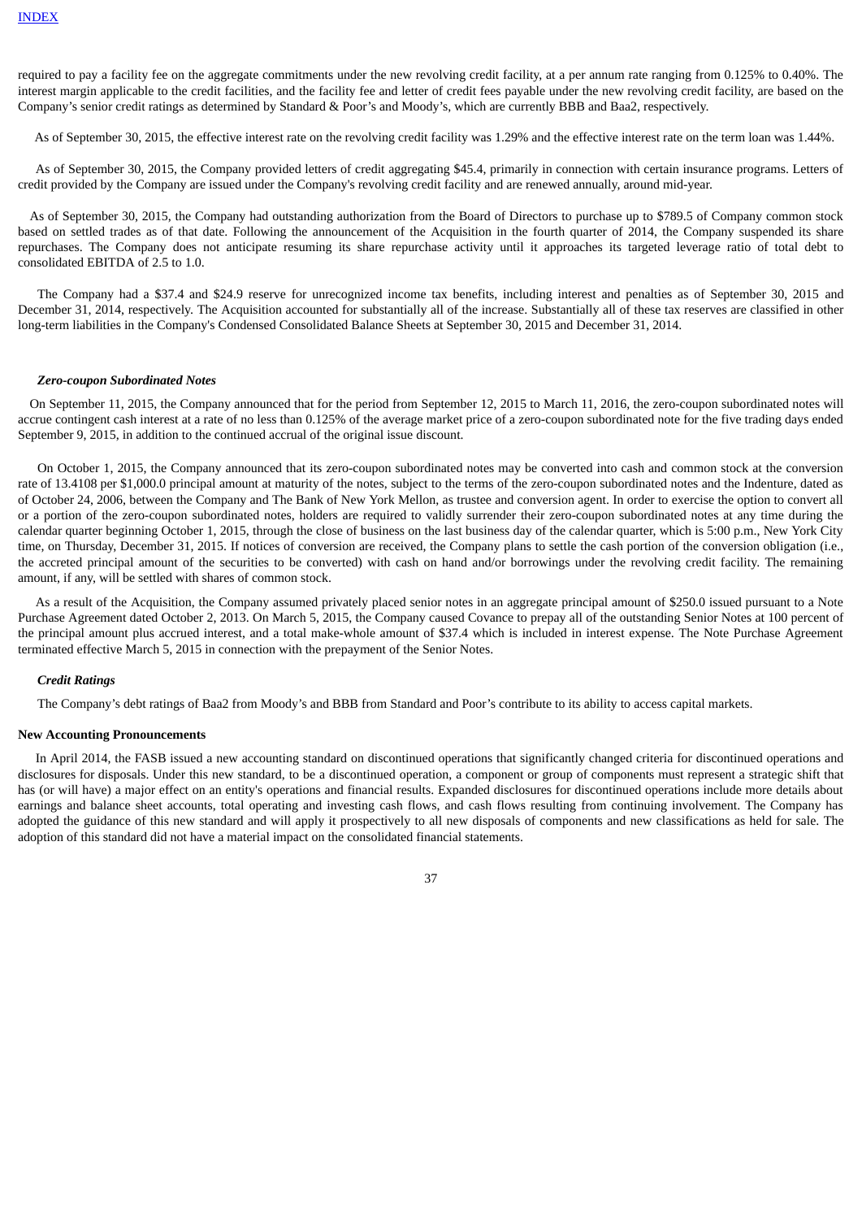required to pay a facility fee on the aggregate commitments under the new revolving credit facility, at a per annum rate ranging from 0.125% to 0.40%. The interest margin applicable to the credit facilities, and the facility fee and letter of credit fees payable under the new revolving credit facility, are based on the Company's senior credit ratings as determined by Standard & Poor's and Moody's, which are currently BBB and Baa2, respectively.

As of September 30, 2015, the effective interest rate on the revolving credit facility was 1.29% and the effective interest rate on the term loan was 1.44%.

As of September 30, 2015, the Company provided letters of credit aggregating $45.4, primarily in connection with certain insurance programs. Letters of credit provided by the Company are issued under the Company's revolving credit facility and are renewed annually, around mid-year.

As of September 30, 2015, the Company had outstanding authorization from the Board of Directors to purchase up to $789.5 of Company common stock based on settled trades as of that date. Following the announcement of the Acquisition in the fourth quarter of 2014, the Company suspended its share repurchases. The Company does not anticipate resuming its share repurchase activity until it approaches its targeted leverage ratio of total debt to consolidated EBITDA of 2.5 to 1.0.

The Company had a $37.4 and $24.9 reserve for unrecognized income tax benefits, including interest and penalties as of September 30, 2015 and December 31, 2014, respectively. The Acquisition accounted for substantially all of the increase. Substantially all of these tax reserves are classified in other long-term liabilities in the Company's Condensed Consolidated Balance Sheets at September 30, 2015 and December 31, 2014.

***Zero-coupon Subordinated Notes***

On September 11, 2015, the Company announced that for the period from September 12, 2015 to March 11, 2016, the zero-coupon subordinated notes will accrue contingent cash interest at a rate of no less than 0.125% of the average market price of a zero-coupon subordinated note for the five trading days ended September 9, 2015, in addition to the continued accrual of the original issue discount.

On October 1, 2015, the Company announced that its zero-coupon subordinated notes may be converted into cash and common stock at the conversion rate of 13.4108 per $1,000.0 principal amount at maturity of the notes, subject to the terms of the zero-coupon subordinated notes and the Indenture, dated as of October 24, 2006, between the Company and The Bank of New York Mellon, as trustee and conversion agent. In order to exercise the option to convert all or a portion of the zero-coupon subordinated notes, holders are required to validly surrender their zero-coupon subordinated notes at any time during the calendar quarter beginning October 1, 2015, through the close of business on the last business day of the calendar quarter, which is 5:00 p.m., New York City time, on Thursday, December 31, 2015. If notices of conversion are received, the Company plans to settle the cash portion of the conversion obligation (i.e., the accreted principal amount of the securities to be converted) with cash on hand and/or borrowings under the revolving credit facility. The remaining amount, if any, will be settled with shares of common stock.

As a result of the Acquisition, the Company assumed privately placed senior notes in an aggregate principal amount of $250.0 issued pursuant to a Note Purchase Agreement dated October 2, 2013. On March 5, 2015, the Company caused Covance to prepay all of the outstanding Senior Notes at 100 percent of the principal amount plus accrued interest, and a total make-whole amount of $37.4 which is included in interest expense. The Note Purchase Agreement terminated effective March 5, 2015 in connection with the prepayment of the Senior Notes.

***Credit Ratings***

The Company's debt ratings of Baa2 from Moody's and BBB from Standard and Poor's contribute to its ability to access capital markets.

**New Accounting Pronouncements**

In April 2014, the FASB issued a new accounting standard on discontinued operations that significantly changed criteria for discontinued operations and disclosures for disposals. Under this new standard, to be a discontinued operation, a component or group of components must represent a strategic shift that has (or will have) a major effect on an entity's operations and financial results. Expanded disclosures for discontinued operations include more details about earnings and balance sheet accounts, total operating and investing cash flows, and cash flows resulting from continuing involvement. The Company has adopted the guidance of this new standard and will apply it prospectively to all new disposals of components and new classifications as held for sale. The adoption of this standard did not have a material impact on the consolidated financial statements.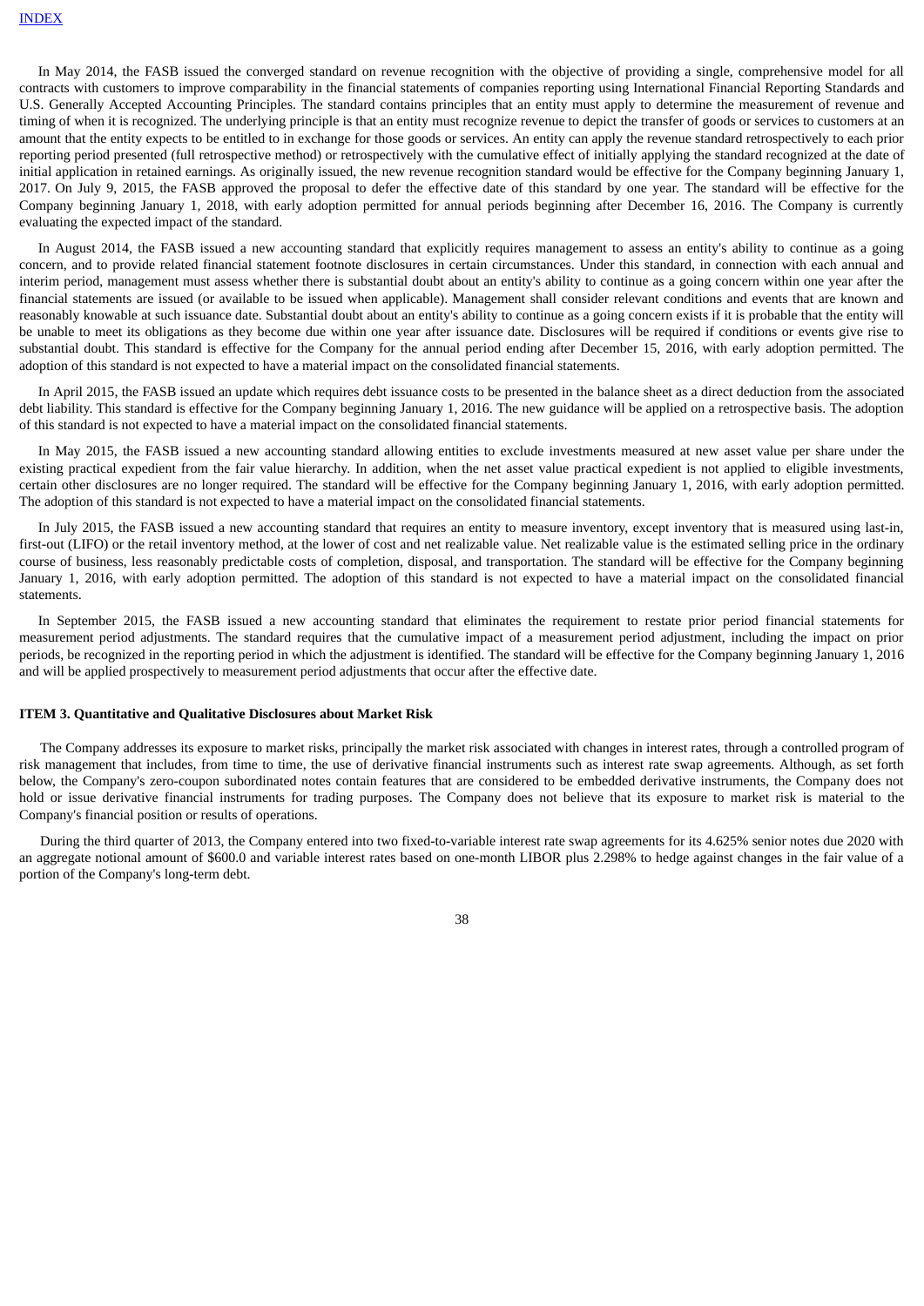[INDEX]

In May 2014, the FASB issued the converged standard on revenue recognition with the objective of providing a single, comprehensive model for all contracts with customers to improve comparability in the financial statements of companies reporting using International Financial Reporting Standards and U.S. Generally Accepted Accounting Principles. The standard contains principles that an entity must apply to determine the measurement of revenue and timing of when it is recognized. The underlying principle is that an entity must recognize revenue to depict the transfer of goods or services to customers at an amount that the entity expects to be entitled to in exchange for those goods or services. An entity can apply the revenue standard retrospectively to each prior reporting period presented (full retrospective method) or retrospectively with the cumulative effect of initially applying the standard recognized at the date of initial application in retained earnings. As originally issued, the new revenue recognition standard would be effective for the Company beginning January 1, 2017. On July 9, 2015, the FASB approved the proposal to defer the effective date of this standard by one year. The standard will be effective for the Company beginning January 1, 2018, with early adoption permitted for annual periods beginning after December 16, 2016. The Company is currently evaluating the expected impact of the standard.

In August 2014, the FASB issued a new accounting standard that explicitly requires management to assess an entity's ability to continue as a going concern, and to provide related financial statement footnote disclosures in certain circumstances. Under this standard, in connection with each annual and interim period, management must assess whether there is substantial doubt about an entity's ability to continue as a going concern within one year after the financial statements are issued (or available to be issued when applicable). Management shall consider relevant conditions and events that are known and reasonably knowable at such issuance date. Substantial doubt about an entity's ability to continue as a going concern exists if it is probable that the entity will be unable to meet its obligations as they become due within one year after issuance date. Disclosures will be required if conditions or events give rise to substantial doubt. This standard is effective for the Company for the annual period ending after December 15, 2016, with early adoption permitted. The adoption of this standard is not expected to have a material impact on the consolidated financial statements.

In April 2015, the FASB issued an update which requires debt issuance costs to be presented in the balance sheet as a direct deduction from the associated debt liability. This standard is effective for the Company beginning January 1, 2016. The new guidance will be applied on a retrospective basis. The adoption of this standard is not expected to have a material impact on the consolidated financial statements.

In May 2015, the FASB issued a new accounting standard allowing entities to exclude investments measured at new asset value per share under the existing practical expedient from the fair value hierarchy. In addition, when the net asset value practical expedient is not applied to eligible investments, certain other disclosures are no longer required. The standard will be effective for the Company beginning January 1, 2016, with early adoption permitted. The adoption of this standard is not expected to have a material impact on the consolidated financial statements.

In July 2015, the FASB issued a new accounting standard that requires an entity to measure inventory, except inventory that is measured using last-in, first-out (LIFO) or the retail inventory method, at the lower of cost and net realizable value. Net realizable value is the estimated selling price in the ordinary course of business, less reasonably predictable costs of completion, disposal, and transportation. The standard will be effective for the Company beginning January 1, 2016, with early adoption permitted. The adoption of this standard is not expected to have a material impact on the consolidated financial statements.

In September 2015, the FASB issued a new accounting standard that eliminates the requirement to restate prior period financial statements for measurement period adjustments. The standard requires that the cumulative impact of a measurement period adjustment, including the impact on prior periods, be recognized in the reporting period in which the adjustment is identified. The standard will be effective for the Company beginning January 1, 2016 and will be applied prospectively to measurement period adjustments that occur after the effective date.

**ITEM 3. Quantitative and Qualitative Disclosures about Market Risk**

The Company addresses its exposure to market risks, principally the market risk associated with changes in interest rates, through a controlled program of risk management that includes, from time to time, the use of derivative financial instruments such as interest rate swap agreements. Although, as set forth below, the Company's zero-coupon subordinated notes contain features that are considered to be embedded derivative instruments, the Company does not hold or issue derivative financial instruments for trading purposes. The Company does not believe that its exposure to market risk is material to the Company's financial position or results of operations.

During the third quarter of 2013, the Company entered into two fixed-to-variable interest rate swap agreements for its 4.625% senior notes due 2020 with an aggregate notional amount of $600.0 and variable interest rates based on one-month LIBOR plus 2.298% to hedge against changes in the fair value of a portion of the Company's long-term debt.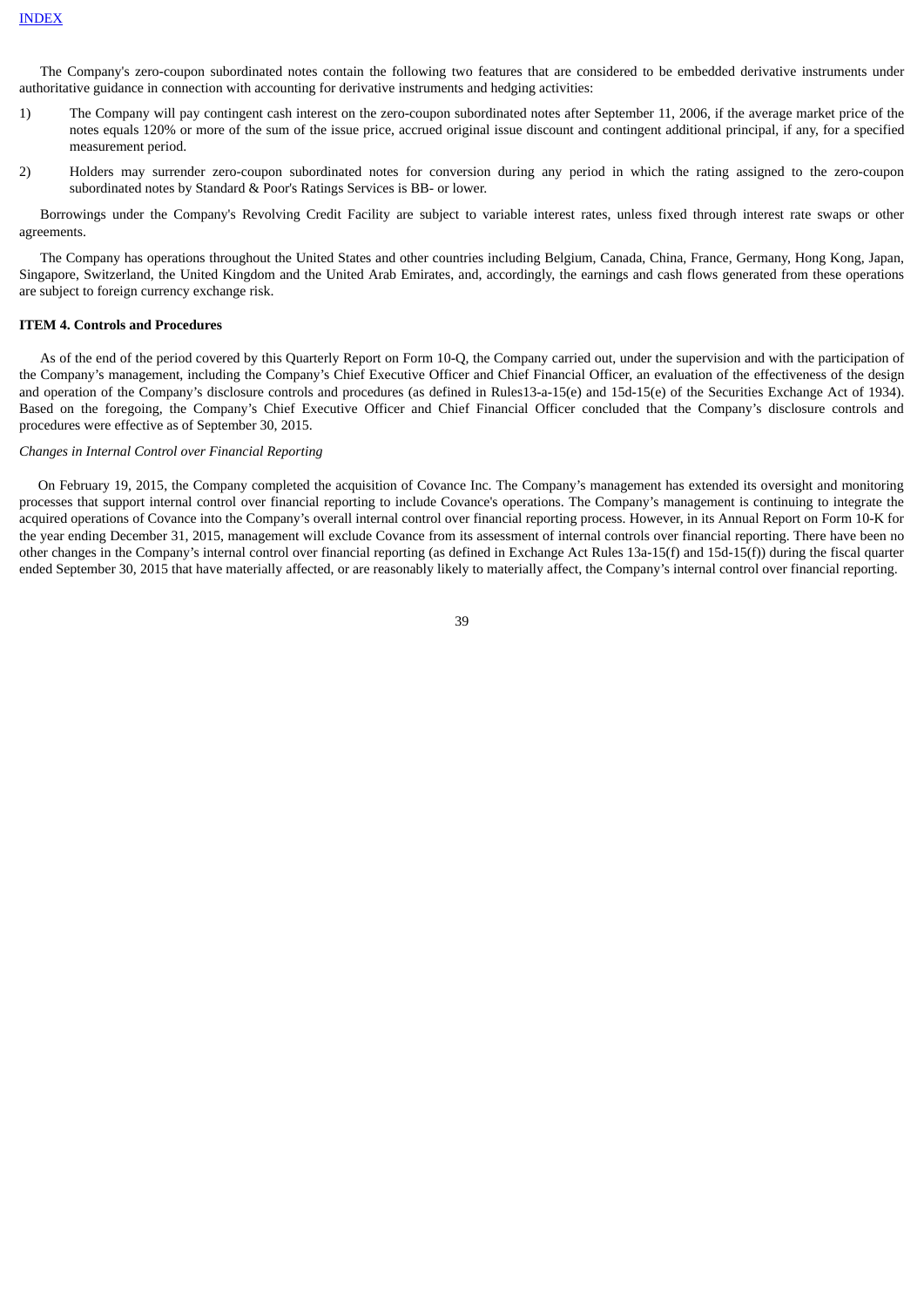The Company's zero-coupon subordinated notes contain the following two features that are considered to be embedded derivative instruments under authoritative guidance in connection with accounting for derivative instruments and hedging activities:

1) The Company will pay contingent cash interest on the zero-coupon subordinated notes after September 11, 2006, if the average market price of the notes equals 120% or more of the sum of the issue price, accrued original issue discount and contingent additional principal, if any, for a specified measurement period.

2) Holders may surrender zero-coupon subordinated notes for conversion during any period in which the rating assigned to the zero-coupon subordinated notes by Standard & Poor's Ratings Services is BB- or lower.

Borrowings under the Company's Revolving Credit Facility are subject to variable interest rates, unless fixed through interest rate swaps or other agreements.

The Company has operations throughout the United States and other countries including Belgium, Canada, China, France, Germany, Hong Kong, Japan, Singapore, Switzerland, the United Kingdom and the United Arab Emirates, and, accordingly, the earnings and cash flows generated from these operations are subject to foreign currency exchange risk.

**ITEM 4. Controls and Procedures**

As of the end of the period covered by this Quarterly Report on Form 10-Q, the Company carried out, under the supervision and with the participation of the Company's management, including the Company's Chief Executive Officer and Chief Financial Officer, an evaluation of the effectiveness of the design and operation of the Company's disclosure controls and procedures (as defined in Rules13-a-15(e) and 15d-15(e) of the Securities Exchange Act of 1934). Based on the foregoing, the Company's Chief Executive Officer and Chief Financial Officer concluded that the Company's disclosure controls and procedures were effective as of September 30, 2015.

*Changes in Internal Control over Financial Reporting*

On February 19, 2015, the Company completed the acquisition of Covance Inc. The Company's management has extended its oversight and monitoring processes that support internal control over financial reporting to include Covance's operations. The Company's management is continuing to integrate the acquired operations of Covance into the Company's overall internal control over financial reporting process. However, in its Annual Report on Form 10-K for the year ending December 31, 2015, management will exclude Covance from its assessment of internal controls over financial reporting. There have been no other changes in the Company's internal control over financial reporting (as defined in Exchange Act Rules 13a-15(f) and 15d-15(f)) during the fiscal quarter ended September 30, 2015 that have materially affected, or are reasonably likely to materially affect, the Company's internal control over financial reporting.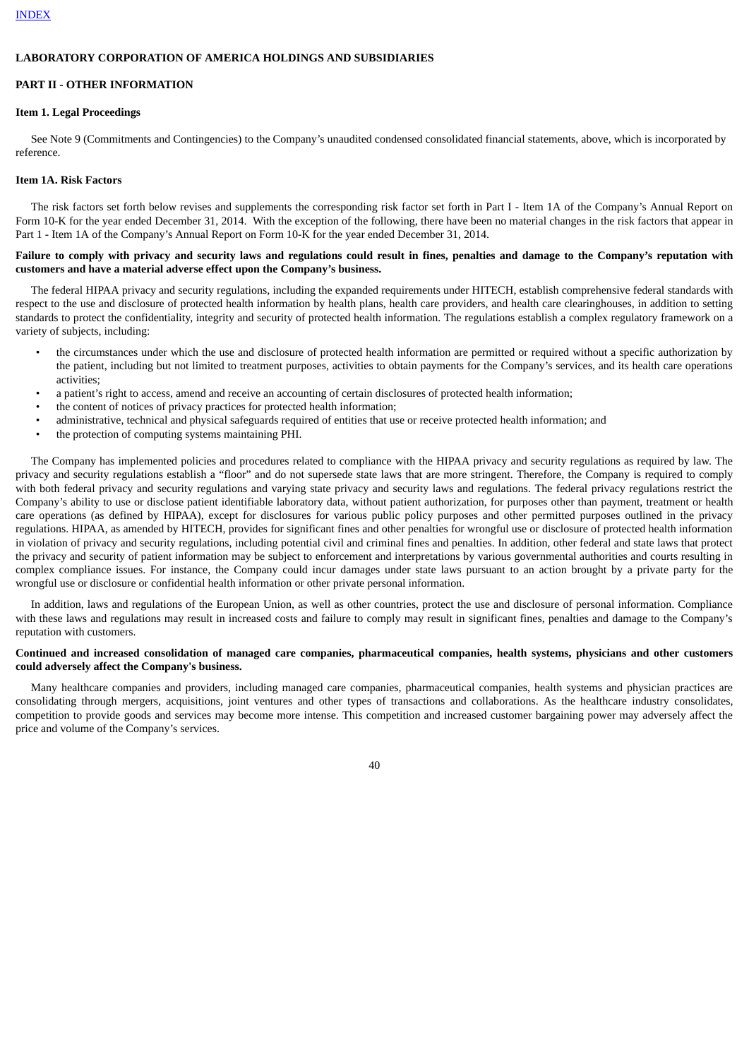INDEX

**LABORATORY CORPORATION OF AMERICA HOLDINGS AND SUBSIDIARIES**

**PART II - OTHER INFORMATION**

**Item 1. Legal Proceedings**

See Note 9 (Commitments and Contingencies) to the Company's unaudited condensed consolidated financial statements, above, which is incorporated by reference.

**Item 1A. Risk Factors**

The risk factors set forth below revises and supplements the corresponding risk factor set forth in Part I - Item 1A of the Company's Annual Report on Form 10-K for the year ended December 31, 2014. With the exception of the following, there have been no material changes in the risk factors that appear in Part 1 - Item 1A of the Company's Annual Report on Form 10-K for the year ended December 31, 2014.

**Failure to comply with privacy and security laws and regulations could result in fines, penalties and damage to the Company's reputation with customers and have a material adverse effect upon the Company's business.**

The federal HIPAA privacy and security regulations, including the expanded requirements under HITECH, establish comprehensive federal standards with respect to the use and disclosure of protected health information by health plans, health care providers, and health care clearinghouses, in addition to setting standards to protect the confidentiality, integrity and security of protected health information. The regulations establish a complex regulatory framework on a variety of subjects, including:

- the circumstances under which the use and disclosure of protected health information are permitted or required without a specific authorization by the patient, including but not limited to treatment purposes, activities to obtain payments for the Company's services, and its health care operations activities;
- a patient's right to access, amend and receive an accounting of certain disclosures of protected health information;
- the content of notices of privacy practices for protected health information;
- administrative, technical and physical safeguards required of entities that use or receive protected health information; and
- the protection of computing systems maintaining PHI.

The Company has implemented policies and procedures related to compliance with the HIPAA privacy and security regulations as required by law. The privacy and security regulations establish a "floor" and do not supersede state laws that are more stringent. Therefore, the Company is required to comply with both federal privacy and security regulations and varying state privacy and security laws and regulations. The federal privacy regulations restrict the Company's ability to use or disclose patient identifiable laboratory data, without patient authorization, for purposes other than payment, treatment or health care operations (as defined by HIPAA), except for disclosures for various public policy purposes and other permitted purposes outlined in the privacy regulations. HIPAA, as amended by HITECH, provides for significant fines and other penalties for wrongful use or disclosure of protected health information in violation of privacy and security regulations, including potential civil and criminal fines and penalties. In addition, other federal and state laws that protect the privacy and security of patient information may be subject to enforcement and interpretations by various governmental authorities and courts resulting in complex compliance issues. For instance, the Company could incur damages under state laws pursuant to an action brought by a private party for the wrongful use or disclosure or confidential health information or other private personal information.

In addition, laws and regulations of the European Union, as well as other countries, protect the use and disclosure of personal information. Compliance with these laws and regulations may result in increased costs and failure to comply may result in significant fines, penalties and damage to the Company's reputation with customers.

**Continued and increased consolidation of managed care companies, pharmaceutical companies, health systems, physicians and other customers could adversely affect the Company's business.**

Many healthcare companies and providers, including managed care companies, pharmaceutical companies, health systems and physician practices are consolidating through mergers, acquisitions, joint ventures and other types of transactions and collaborations. As the healthcare industry consolidates, competition to provide goods and services may become more intense. This competition and increased customer bargaining power may adversely affect the price and volume of the Company's services.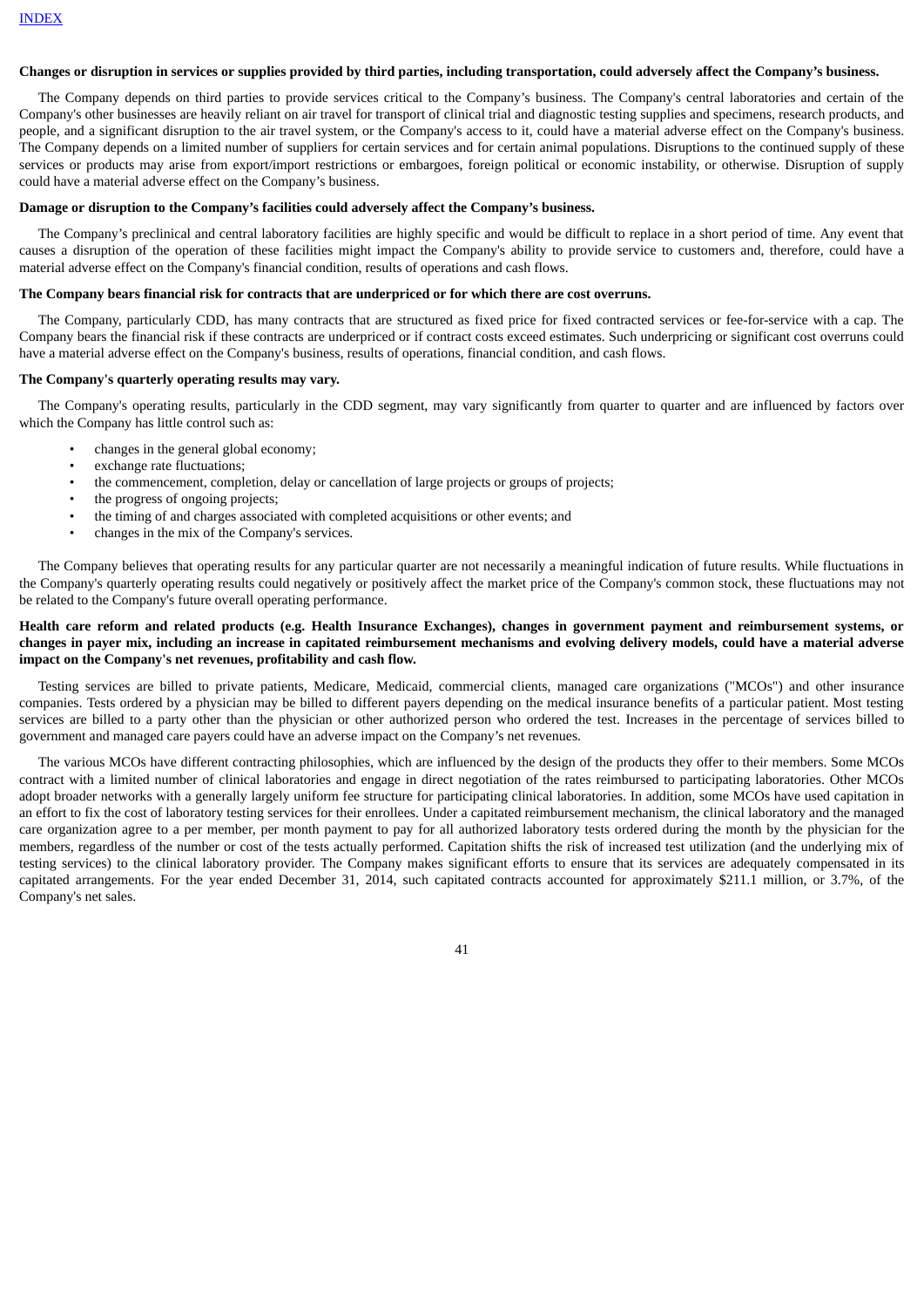**Changes or disruption in services or supplies provided by third parties, including transportation, could adversely affect the Company's business.**

The Company depends on third parties to provide services critical to the Company's business. The Company's central laboratories and certain of the Company's other businesses are heavily reliant on air travel for transport of clinical trial and diagnostic testing supplies and specimens, research products, and people, and a significant disruption to the air travel system, or the Company's access to it, could have a material adverse effect on the Company's business. The Company depends on a limited number of suppliers for certain services and for certain animal populations. Disruptions to the continued supply of these services or products may arise from export/import restrictions or embargoes, foreign political or economic instability, or otherwise. Disruption of supply could have a material adverse effect on the Company's business.

**Damage or disruption to the Company's facilities could adversely affect the Company's business.**

The Company's preclinical and central laboratory facilities are highly specific and would be difficult to replace in a short period of time. Any event that causes a disruption of the operation of these facilities might impact the Company's ability to provide service to customers and, therefore, could have a material adverse effect on the Company's financial condition, results of operations and cash flows.

**The Company bears financial risk for contracts that are underpriced or for which there are cost overruns.**

The Company, particularly CDD, has many contracts that are structured as fixed price for fixed contracted services or fee-for-service with a cap. The Company bears the financial risk if these contracts are underpriced or if contract costs exceed estimates. Such underpricing or significant cost overruns could have a material adverse effect on the Company's business, results of operations, financial condition, and cash flows.

**The Company's quarterly operating results may vary.**

The Company's operating results, particularly in the CDD segment, may vary significantly from quarter to quarter and are influenced by factors over which the Company has little control such as:

- changes in the general global economy;
- exchange rate fluctuations;
- the commencement, completion, delay or cancellation of large projects or groups of projects;
- the progress of ongoing projects;
- the timing of and charges associated with completed acquisitions or other events; and
- changes in the mix of the Company's services.

The Company believes that operating results for any particular quarter are not necessarily a meaningful indication of future results. While fluctuations in the Company's quarterly operating results could negatively or positively affect the market price of the Company's common stock, these fluctuations may not be related to the Company's future overall operating performance.

**Health care reform and related products (e.g. Health Insurance Exchanges), changes in government payment and reimbursement systems, or changes in payer mix, including an increase in capitated reimbursement mechanisms and evolving delivery models, could have a material adverse impact on the Company's net revenues, profitability and cash flow.**

Testing services are billed to private patients, Medicare, Medicaid, commercial clients, managed care organizations ("MCOs") and other insurance companies. Tests ordered by a physician may be billed to different payers depending on the medical insurance benefits of a particular patient. Most testing services are billed to a party other than the physician or other authorized person who ordered the test. Increases in the percentage of services billed to government and managed care payers could have an adverse impact on the Company's net revenues.

The various MCOs have different contracting philosophies, which are influenced by the design of the products they offer to their members. Some MCOs contract with a limited number of clinical laboratories and engage in direct negotiation of the rates reimbursed to participating laboratories. Other MCOs adopt broader networks with a generally largely uniform fee structure for participating clinical laboratories. In addition, some MCOs have used capitation in an effort to fix the cost of laboratory testing services for their enrollees. Under a capitated reimbursement mechanism, the clinical laboratory and the managed care organization agree to a per member, per month payment to pay for all authorized laboratory tests ordered during the month by the physician for the members, regardless of the number or cost of the tests actually performed. Capitation shifts the risk of increased test utilization (and the underlying mix of testing services) to the clinical laboratory provider. The Company makes significant efforts to ensure that its services are adequately compensated in its capitated arrangements. For the year ended December 31, 2014, such capitated contracts accounted for approximately $211.1 million, or 3.7%, of the Company's net sales.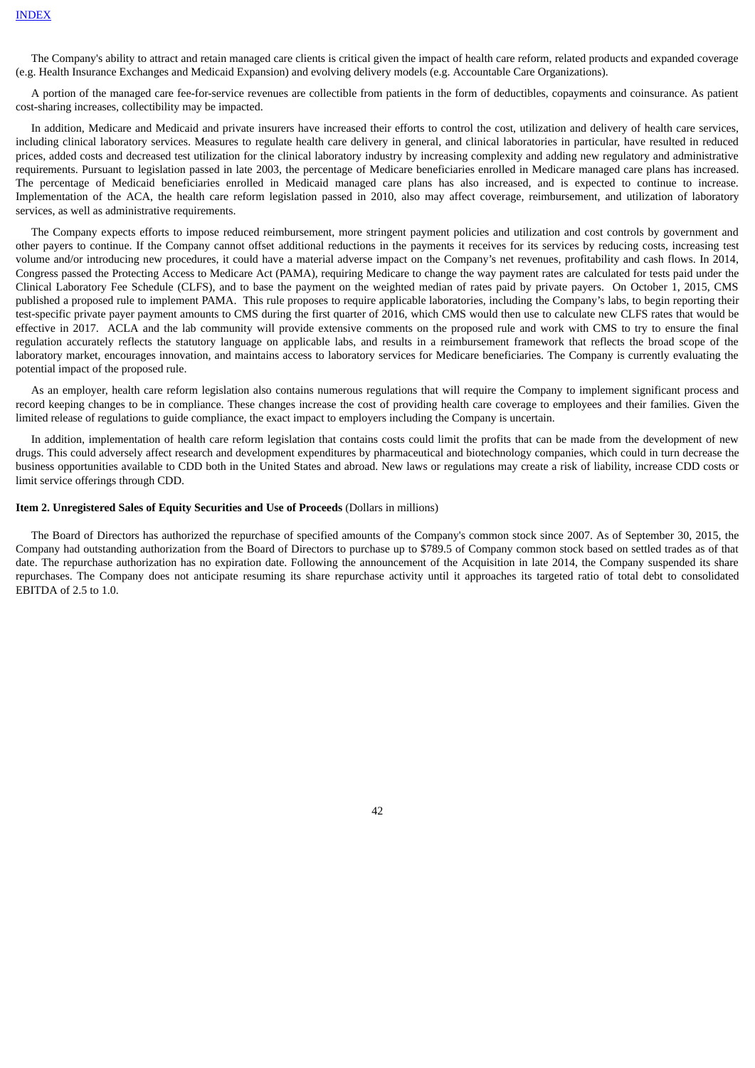The Company's ability to attract and retain managed care clients is critical given the impact of health care reform, related products and expanded coverage (e.g. Health Insurance Exchanges and Medicaid Expansion) and evolving delivery models (e.g. Accountable Care Organizations).

A portion of the managed care fee-for-service revenues are collectible from patients in the form of deductibles, copayments and coinsurance. As patient cost-sharing increases, collectibility may be impacted.

In addition, Medicare and Medicaid and private insurers have increased their efforts to control the cost, utilization and delivery of health care services, including clinical laboratory services. Measures to regulate health care delivery in general, and clinical laboratories in particular, have resulted in reduced prices, added costs and decreased test utilization for the clinical laboratory industry by increasing complexity and adding new regulatory and administrative requirements. Pursuant to legislation passed in late 2003, the percentage of Medicare beneficiaries enrolled in Medicare managed care plans has increased. The percentage of Medicaid beneficiaries enrolled in Medicaid managed care plans has also increased, and is expected to continue to increase. Implementation of the ACA, the health care reform legislation passed in 2010, also may affect coverage, reimbursement, and utilization of laboratory services, as well as administrative requirements.

The Company expects efforts to impose reduced reimbursement, more stringent payment policies and utilization and cost controls by government and other payers to continue. If the Company cannot offset additional reductions in the payments it receives for its services by reducing costs, increasing test volume and/or introducing new procedures, it could have a material adverse impact on the Company's net revenues, profitability and cash flows. In 2014, Congress passed the Protecting Access to Medicare Act (PAMA), requiring Medicare to change the way payment rates are calculated for tests paid under the Clinical Laboratory Fee Schedule (CLFS), and to base the payment on the weighted median of rates paid by private payers. On October 1, 2015, CMS published a proposed rule to implement PAMA. This rule proposes to require applicable laboratories, including the Company's labs, to begin reporting their test-specific private payer payment amounts to CMS during the first quarter of 2016, which CMS would then use to calculate new CLFS rates that would be effective in 2017. ACLA and the lab community will provide extensive comments on the proposed rule and work with CMS to try to ensure the final regulation accurately reflects the statutory language on applicable labs, and results in a reimbursement framework that reflects the broad scope of the laboratory market, encourages innovation, and maintains access to laboratory services for Medicare beneficiaries. The Company is currently evaluating the potential impact of the proposed rule.

As an employer, health care reform legislation also contains numerous regulations that will require the Company to implement significant process and record keeping changes to be in compliance. These changes increase the cost of providing health care coverage to employees and their families. Given the limited release of regulations to guide compliance, the exact impact to employers including the Company is uncertain.

In addition, implementation of health care reform legislation that contains costs could limit the profits that can be made from the development of new drugs. This could adversely affect research and development expenditures by pharmaceutical and biotechnology companies, which could in turn decrease the business opportunities available to CDD both in the United States and abroad. New laws or regulations may create a risk of liability, increase CDD costs or limit service offerings through CDD.

**Item 2. Unregistered Sales of Equity Securities and Use of Proceeds** (Dollars in millions)

The Board of Directors has authorized the repurchase of specified amounts of the Company's common stock since 2007. As of September 30, 2015, the Company had outstanding authorization from the Board of Directors to purchase up to $789.5 of Company common stock based on settled trades as of that date. The repurchase authorization has no expiration date. Following the announcement of the Acquisition in late 2014, the Company suspended its share repurchases. The Company does not anticipate resuming its share repurchase activity until it approaches its targeted ratio of total debt to consolidated EBITDA of 2.5 to 1.0.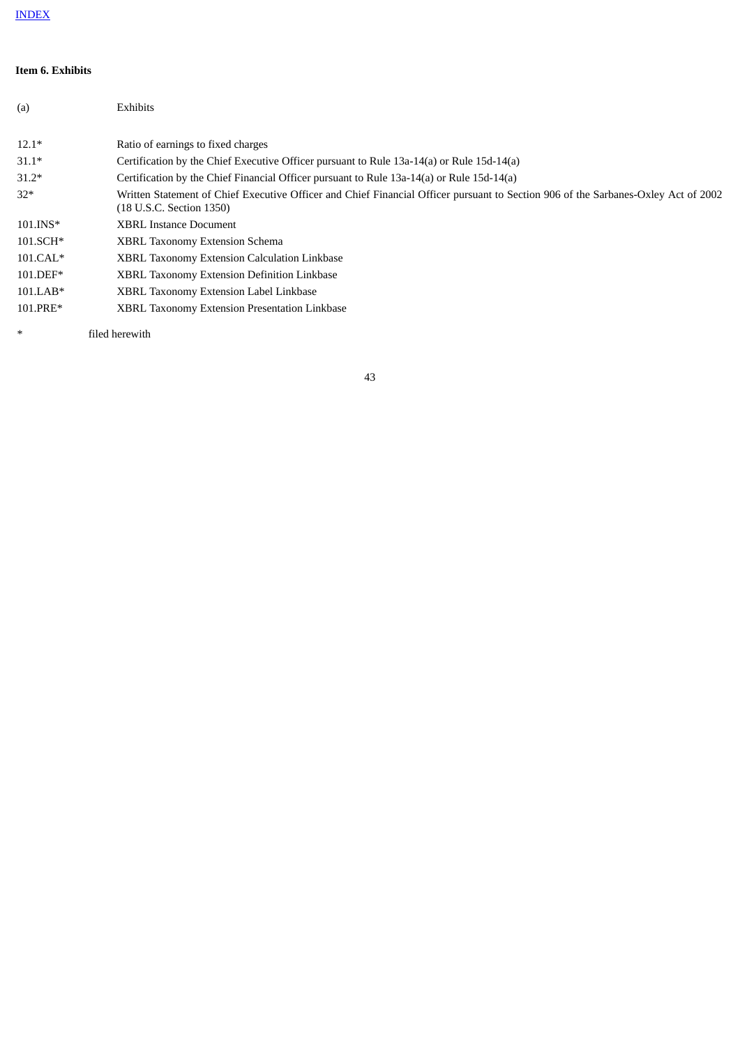[INDEX]

**Item 6. Exhibits**

(a) Exhibits

| | |
|---|---|
| 12.1* | Ratio of earnings to fixed charges |
| 31.1* | Certification by the Chief Executive Officer pursuant to Rule 13a-14(a) or Rule 15d-14(a) |
| 31.2* | Certification by the Chief Financial Officer pursuant to Rule 13a-14(a) or Rule 15d-14(a) |
| 32* | Written Statement of Chief Executive Officer and Chief Financial Officer pursuant to Section 906 of the Sarbanes-Oxley Act of 2002 (18 U.S.C. Section 1350) |
| 101.INS* | XBRL Instance Document |
| 101.SCH* | XBRL Taxonomy Extension Schema |
| 101.CAL* | XBRL Taxonomy Extension Calculation Linkbase |
| 101.DEF* | XBRL Taxonomy Extension Definition Linkbase |
| 101.LAB* | XBRL Taxonomy Extension Label Linkbase |
| 101.PRE* | XBRL Taxonomy Extension Presentation Linkbase |

\* filed herewith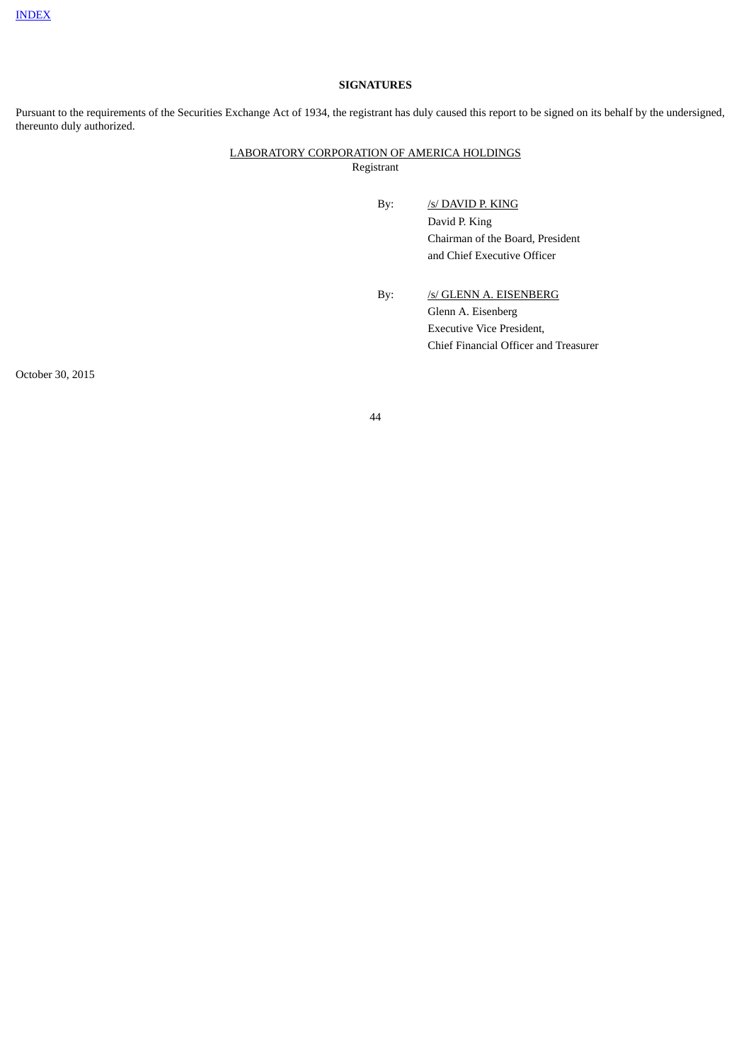[INDEX](#)

**SIGNATURES**

Pursuant to the requirements of the Securities Exchange Act of 1934, the registrant has duly caused this report to be signed on its behalf by the undersigned, thereunto duly authorized.

LABORATORY CORPORATION OF AMERICA HOLDINGS
Registrant

By: /s/ DAVID P. KING
David P. King
Chairman of the Board, President
and Chief Executive Officer

By: /s/ GLENN A. EISENBERG
Glenn A. Eisenberg
Executive Vice President,
Chief Financial Officer and Treasurer

October 30, 2015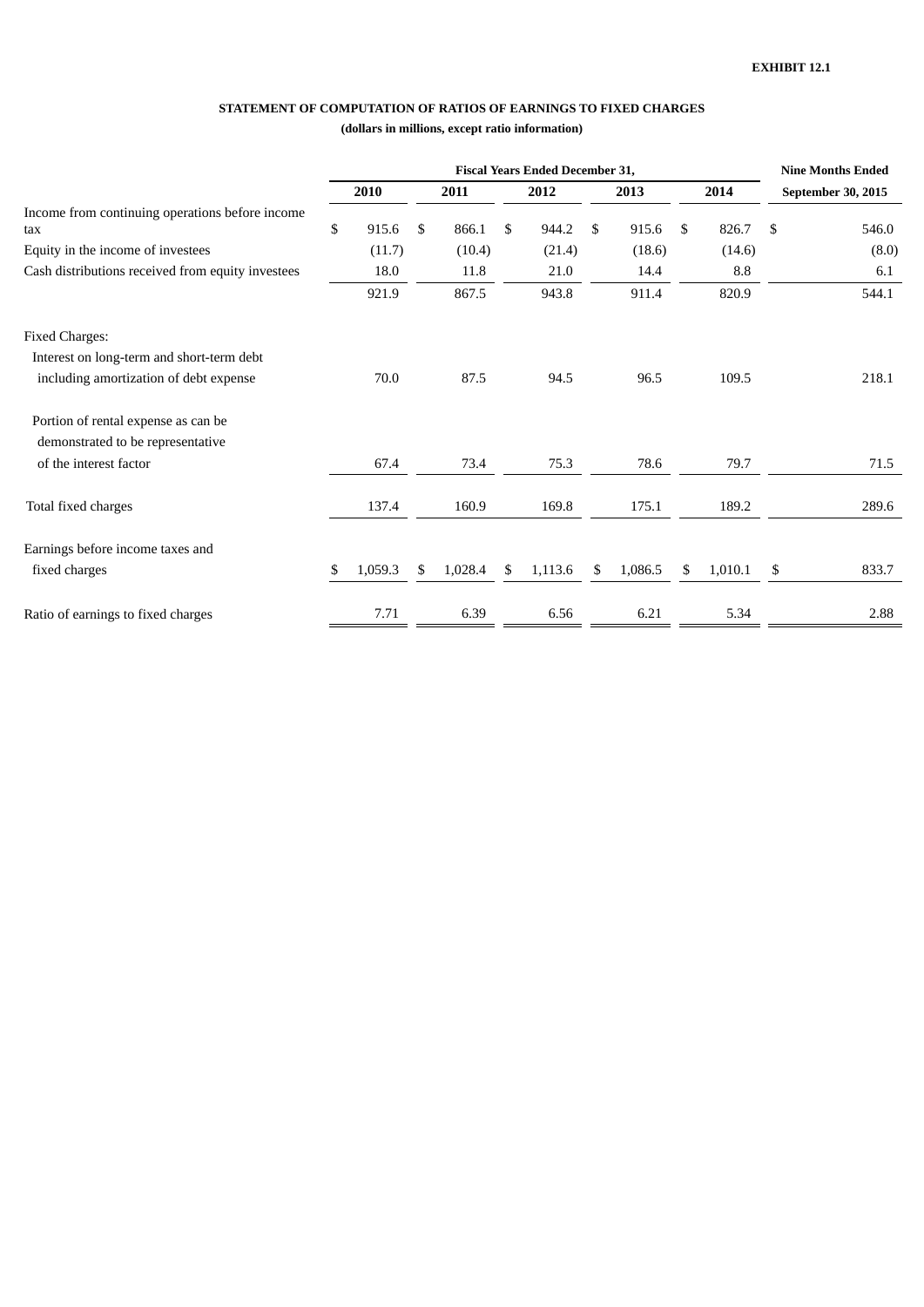**EXHIBIT 12.1**

**STATEMENT OF COMPUTATION OF RATIOS OF EARNINGS TO FIXED CHARGES**

**(dollars in millions, except ratio information)**

| | Fiscal Years Ended December 31, | | | | | Nine Months Ended |
|---|---|---|---|---|---|---|
| | 2010 | 2011 | 2012 | 2013 | 2014 | September 30, 2015 |
| Income from continuing operations before income tax | $ 915.6 | $ 866.1 | $ 944.2 | $ 915.6 | $ 826.7 | $ 546.0 |
| Equity in the income of investees | (11.7) | (10.4) | (21.4) | (18.6) | (14.6) | (8.0) |
| Cash distributions received from equity investees | 18.0 | 11.8 | 21.0 | 14.4 | 8.8 | 6.1 |
| | 921.9 | 867.5 | 943.8 | 911.4 | 820.9 | 544.1 |
| Fixed Charges: | | | | | | |
| Interest on long-term and short-term debt including amortization of debt expense | 70.0 | 87.5 | 94.5 | 96.5 | 109.5 | 218.1 |
| Portion of rental expense as can be demonstrated to be representative of the interest factor | 67.4 | 73.4 | 75.3 | 78.6 | 79.7 | 71.5 |
| Total fixed charges | 137.4 | 160.9 | 169.8 | 175.1 | 189.2 | 289.6 |
| Earnings before income taxes and fixed charges | $ 1,059.3 | $ 1,028.4 | $ 1,113.6 | $ 1,086.5 | $ 1,010.1 | $ 833.7 |
| Ratio of earnings to fixed charges | 7.71 | 6.39 | 6.56 | 6.21 | 5.34 | 2.88 |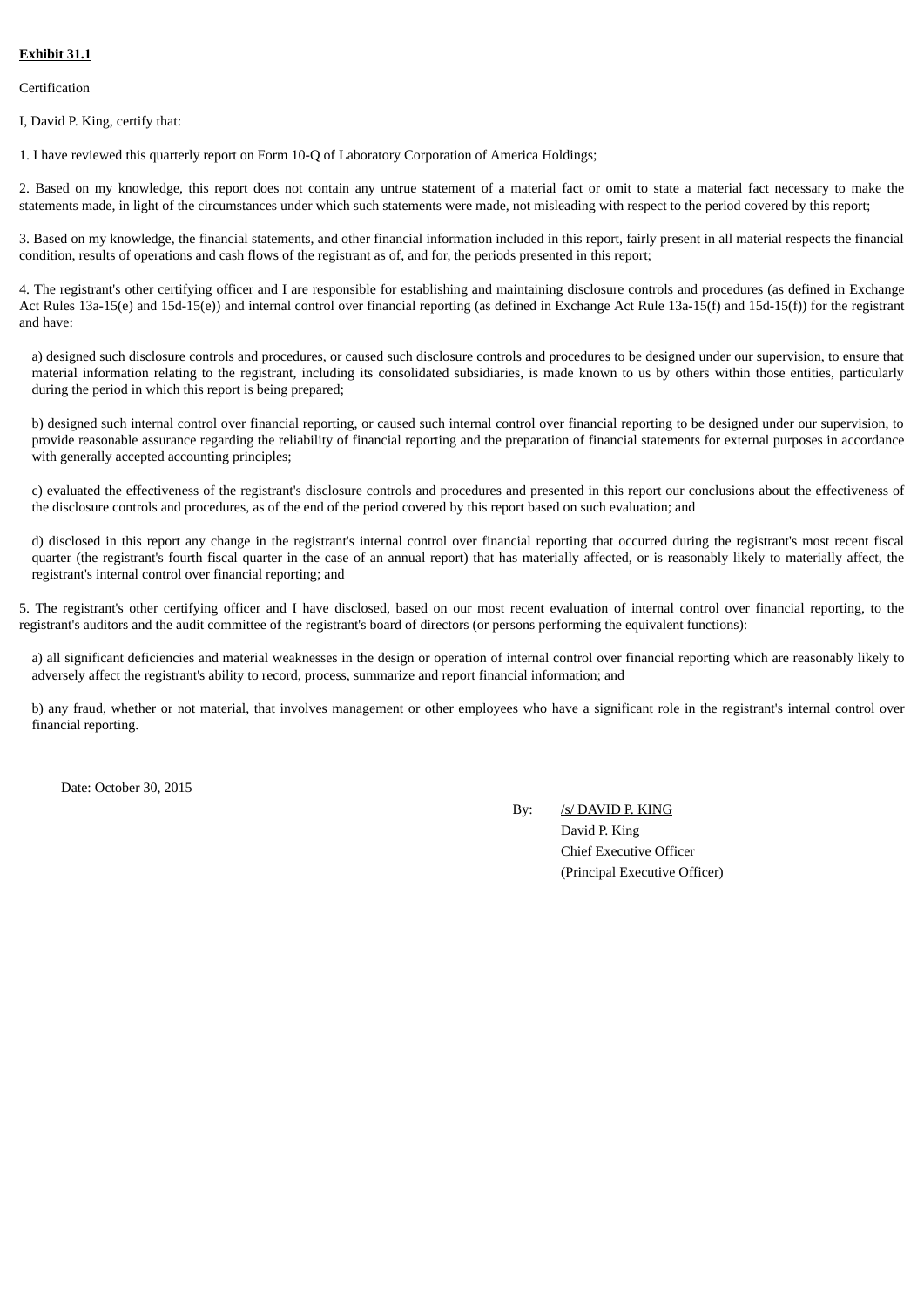**Exhibit 31.1**

Certification

I, David P. King, certify that:

1. I have reviewed this quarterly report on Form 10-Q of Laboratory Corporation of America Holdings;

2. Based on my knowledge, this report does not contain any untrue statement of a material fact or omit to state a material fact necessary to make the statements made, in light of the circumstances under which such statements were made, not misleading with respect to the period covered by this report;

3. Based on my knowledge, the financial statements, and other financial information included in this report, fairly present in all material respects the financial condition, results of operations and cash flows of the registrant as of, and for, the periods presented in this report;

4. The registrant's other certifying officer and I are responsible for establishing and maintaining disclosure controls and procedures (as defined in Exchange Act Rules 13a-15(e) and 15d-15(e)) and internal control over financial reporting (as defined in Exchange Act Rule 13a-15(f) and 15d-15(f)) for the registrant and have:

a) designed such disclosure controls and procedures, or caused such disclosure controls and procedures to be designed under our supervision, to ensure that material information relating to the registrant, including its consolidated subsidiaries, is made known to us by others within those entities, particularly during the period in which this report is being prepared;

b) designed such internal control over financial reporting, or caused such internal control over financial reporting to be designed under our supervision, to provide reasonable assurance regarding the reliability of financial reporting and the preparation of financial statements for external purposes in accordance with generally accepted accounting principles;

c) evaluated the effectiveness of the registrant's disclosure controls and procedures and presented in this report our conclusions about the effectiveness of the disclosure controls and procedures, as of the end of the period covered by this report based on such evaluation; and

d) disclosed in this report any change in the registrant's internal control over financial reporting that occurred during the registrant's most recent fiscal quarter (the registrant's fourth fiscal quarter in the case of an annual report) that has materially affected, or is reasonably likely to materially affect, the registrant's internal control over financial reporting; and

5. The registrant's other certifying officer and I have disclosed, based on our most recent evaluation of internal control over financial reporting, to the registrant's auditors and the audit committee of the registrant's board of directors (or persons performing the equivalent functions):

a) all significant deficiencies and material weaknesses in the design or operation of internal control over financial reporting which are reasonably likely to adversely affect the registrant's ability to record, process, summarize and report financial information; and

b) any fraud, whether or not material, that involves management or other employees who have a significant role in the registrant's internal control over financial reporting.

Date: October 30, 2015

By: /s/ DAVID P. KING
David P. King
Chief Executive Officer
(Principal Executive Officer)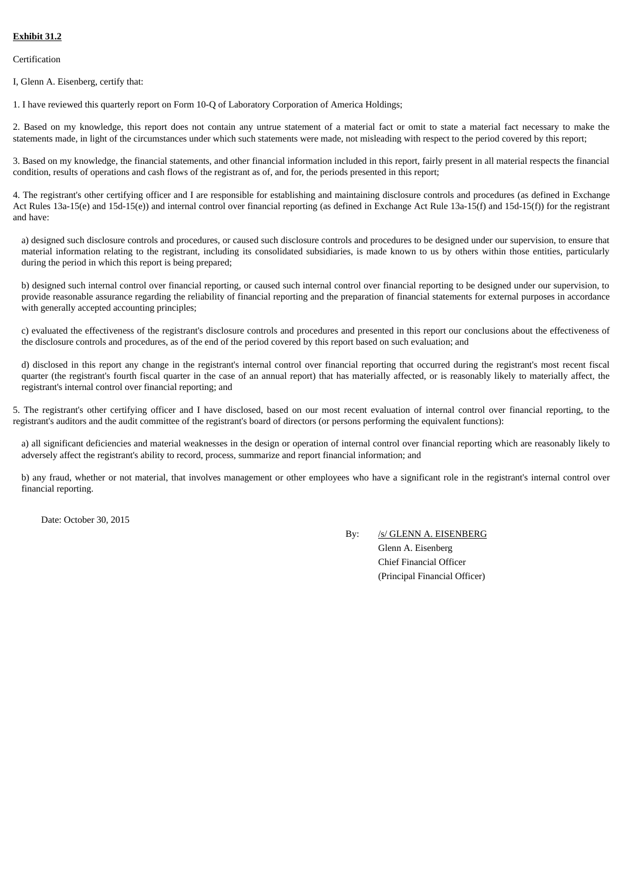**Exhibit 31.2**

Certification

I, Glenn A. Eisenberg, certify that:

1. I have reviewed this quarterly report on Form 10-Q of Laboratory Corporation of America Holdings;

2. Based on my knowledge, this report does not contain any untrue statement of a material fact or omit to state a material fact necessary to make the statements made, in light of the circumstances under which such statements were made, not misleading with respect to the period covered by this report;

3. Based on my knowledge, the financial statements, and other financial information included in this report, fairly present in all material respects the financial condition, results of operations and cash flows of the registrant as of, and for, the periods presented in this report;

4. The registrant's other certifying officer and I are responsible for establishing and maintaining disclosure controls and procedures (as defined in Exchange Act Rules 13a-15(e) and 15d-15(e)) and internal control over financial reporting (as defined in Exchange Act Rule 13a-15(f) and 15d-15(f)) for the registrant and have:

a) designed such disclosure controls and procedures, or caused such disclosure controls and procedures to be designed under our supervision, to ensure that material information relating to the registrant, including its consolidated subsidiaries, is made known to us by others within those entities, particularly during the period in which this report is being prepared;

b) designed such internal control over financial reporting, or caused such internal control over financial reporting to be designed under our supervision, to provide reasonable assurance regarding the reliability of financial reporting and the preparation of financial statements for external purposes in accordance with generally accepted accounting principles;

c) evaluated the effectiveness of the registrant's disclosure controls and procedures and presented in this report our conclusions about the effectiveness of the disclosure controls and procedures, as of the end of the period covered by this report based on such evaluation; and

d) disclosed in this report any change in the registrant's internal control over financial reporting that occurred during the registrant's most recent fiscal quarter (the registrant's fourth fiscal quarter in the case of an annual report) that has materially affected, or is reasonably likely to materially affect, the registrant's internal control over financial reporting; and

5. The registrant's other certifying officer and I have disclosed, based on our most recent evaluation of internal control over financial reporting, to the registrant's auditors and the audit committee of the registrant's board of directors (or persons performing the equivalent functions):

a) all significant deficiencies and material weaknesses in the design or operation of internal control over financial reporting which are reasonably likely to adversely affect the registrant's ability to record, process, summarize and report financial information; and

b) any fraud, whether or not material, that involves management or other employees who have a significant role in the registrant's internal control over financial reporting.

Date: October 30, 2015

By: /s/ GLENN A. EISENBERG
Glenn A. Eisenberg
Chief Financial Officer
(Principal Financial Officer)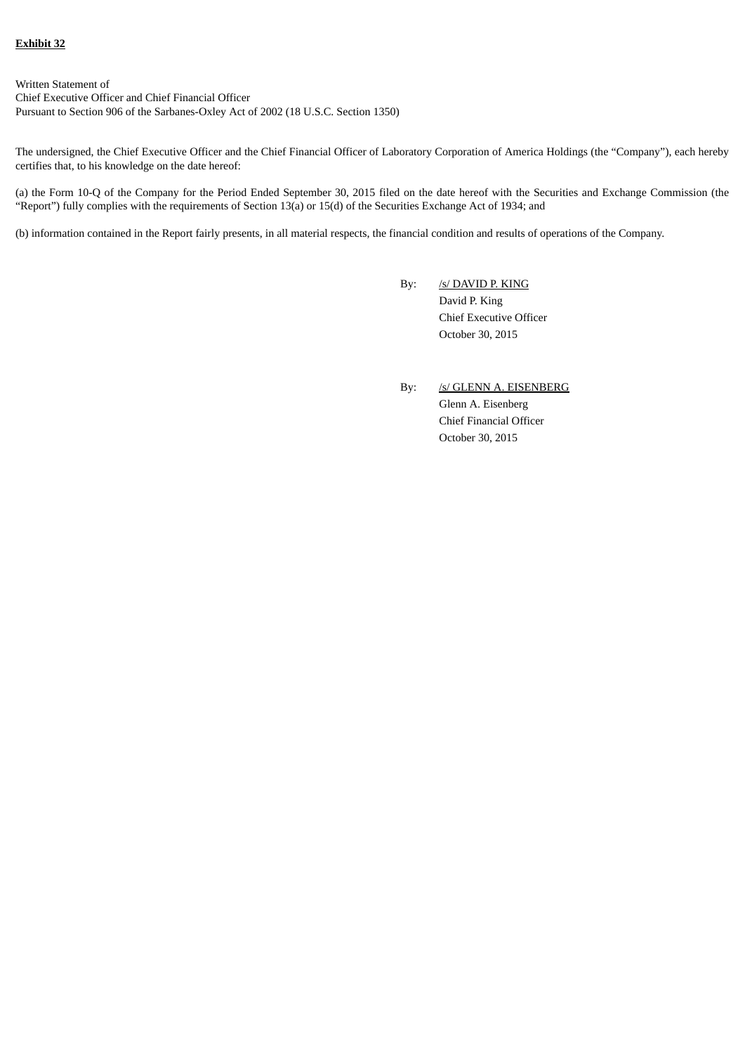**Exhibit 32**

Written Statement of
Chief Executive Officer and Chief Financial Officer
Pursuant to Section 906 of the Sarbanes-Oxley Act of 2002 (18 U.S.C. Section 1350)

The undersigned, the Chief Executive Officer and the Chief Financial Officer of Laboratory Corporation of America Holdings (the "Company"), each hereby certifies that, to his knowledge on the date hereof:

(a) the Form 10-Q of the Company for the Period Ended September 30, 2015 filed on the date hereof with the Securities and Exchange Commission (the "Report") fully complies with the requirements of Section 13(a) or 15(d) of the Securities Exchange Act of 1934; and

(b) information contained in the Report fairly presents, in all material respects, the financial condition and results of operations of the Company.

By: /s/ DAVID P. KING
David P. King
Chief Executive Officer
October 30, 2015

By: /s/ GLENN A. EISENBERG
Glenn A. Eisenberg
Chief Financial Officer
October 30, 2015